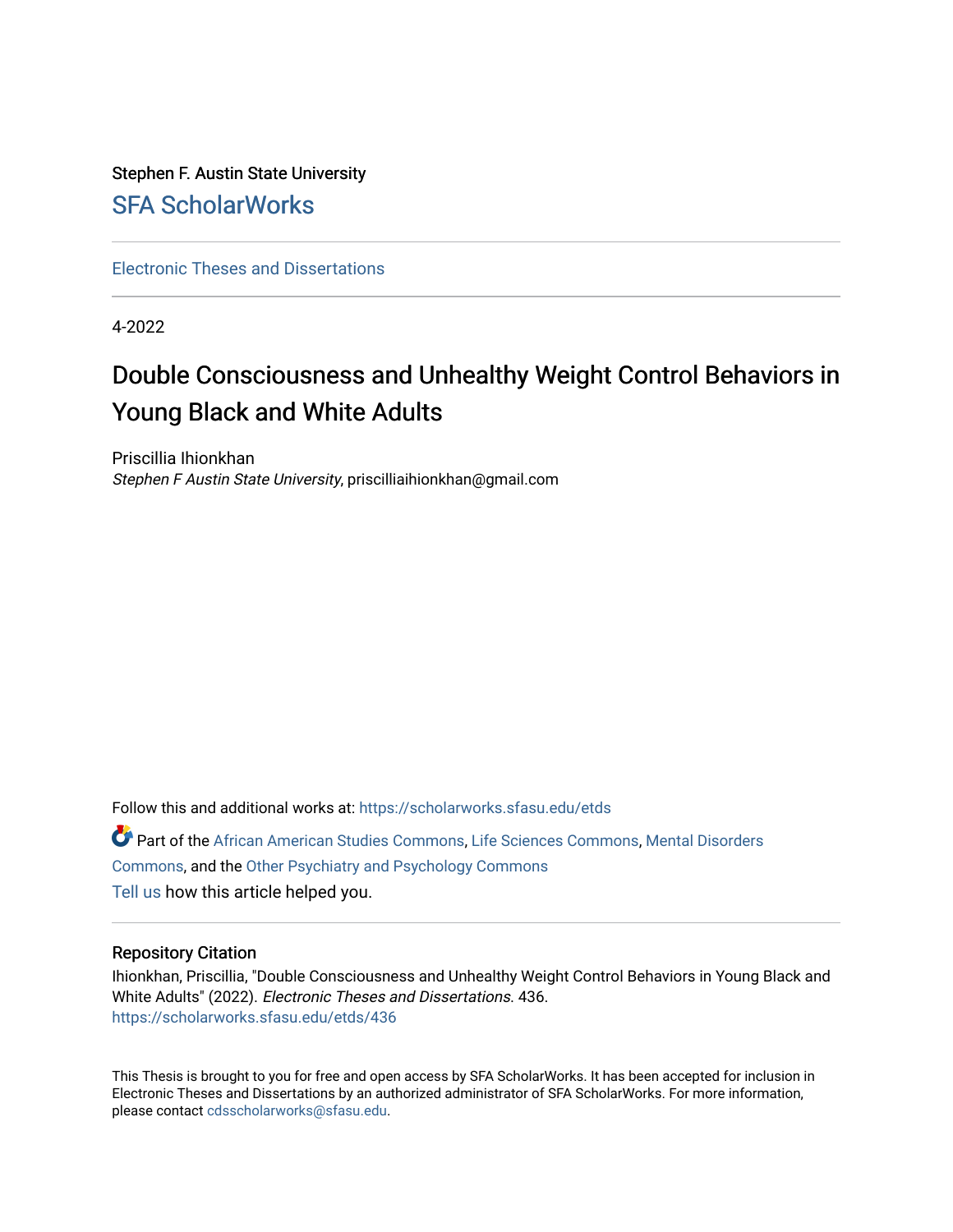Stephen F. Austin State University

SFA ScholarWorks

Electronic Theses and Dissertations

4-2022

# Double Consciousness and Unhealthy Weight Control Behaviors in Young Black and White Adults

Priscillia Ihionkhan
*Stephen F Austin State University*, priscilliaihionkhan@gmail.com

Follow this and additional works at: https://scholarworks.sfasu.edu/etds

Part of the African American Studies Commons, Life Sciences Commons, Mental Disorders Commons, and the Other Psychiatry and Psychology Commons

Tell us how this article helped you.

## Repository Citation

Ihionkhan, Priscillia, "Double Consciousness and Unhealthy Weight Control Behaviors in Young Black and White Adults" (2022). *Electronic Theses and Dissertations*. 436.
https://scholarworks.sfasu.edu/etds/436

This Thesis is brought to you for free and open access by SFA ScholarWorks. It has been accepted for inclusion in Electronic Theses and Dissertations by an authorized administrator of SFA ScholarWorks. For more information, please contact cdsscholarworks@sfasu.edu.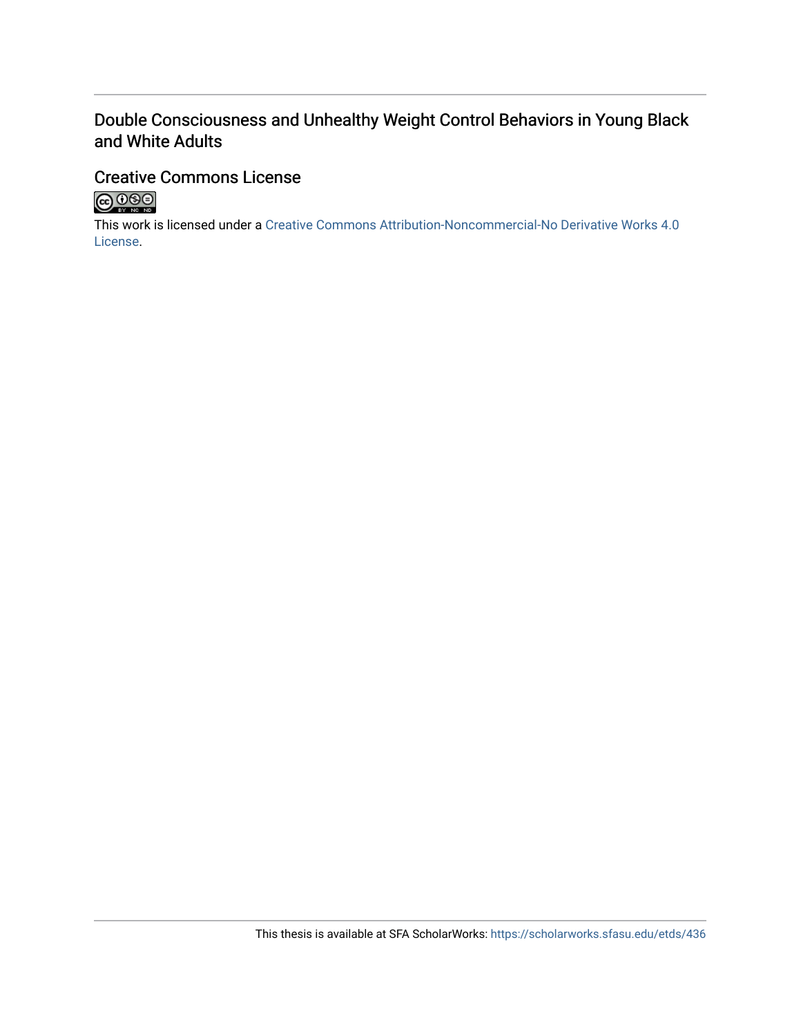Double Consciousness and Unhealthy Weight Control Behaviors in Young Black and White Adults

## Creative Commons License

This work is licensed under a Creative Commons Attribution-Noncommercial-No Derivative Works 4.0 License.

This thesis is available at SFA ScholarWorks: https://scholarworks.sfasu.edu/etds/436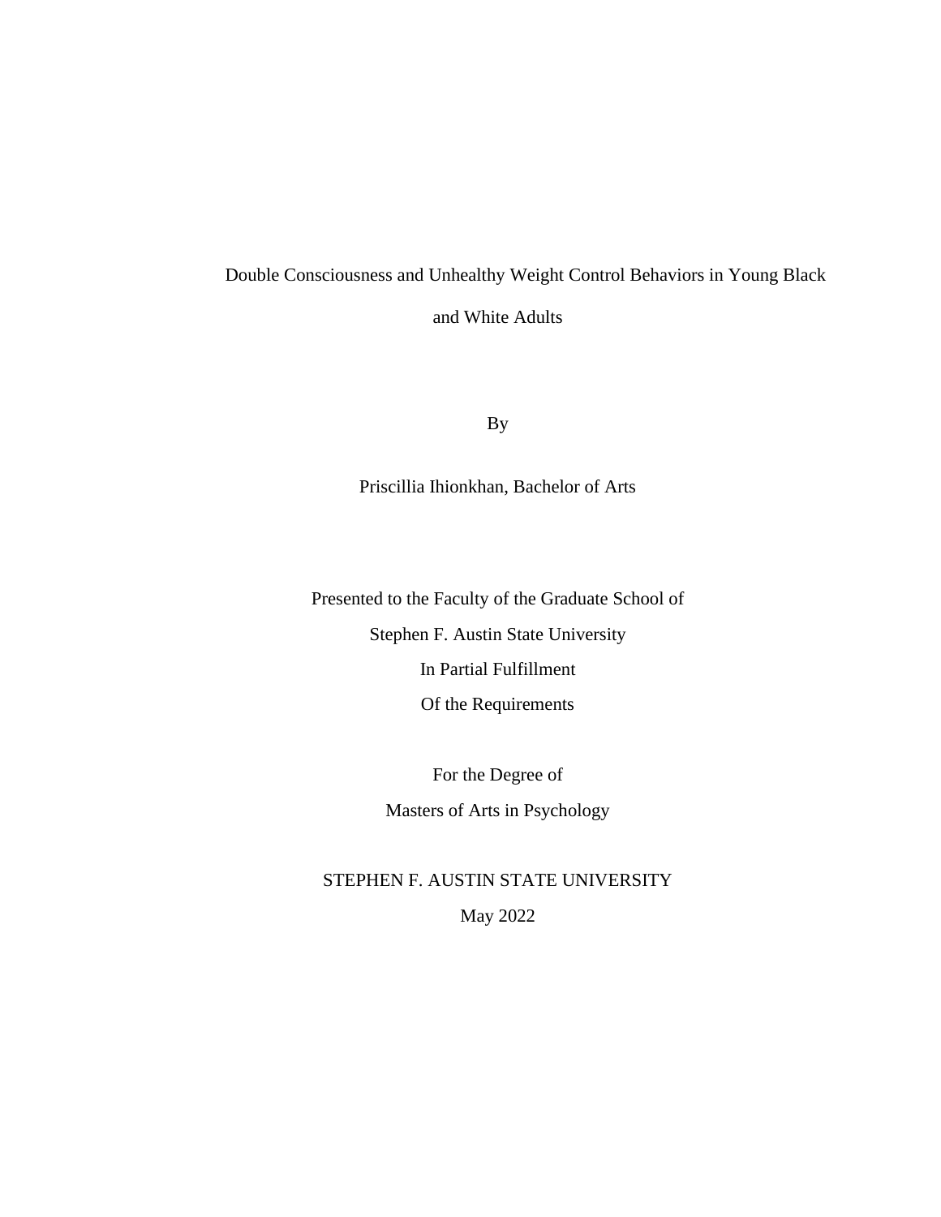Double Consciousness and Unhealthy Weight Control Behaviors in Young Black and White Adults

By

Priscillia Ihionkhan, Bachelor of Arts

Presented to the Faculty of the Graduate School of

Stephen F. Austin State University

In Partial Fulfillment

Of the Requirements

For the Degree of

Masters of Arts in Psychology

STEPHEN F. AUSTIN STATE UNIVERSITY

May 2022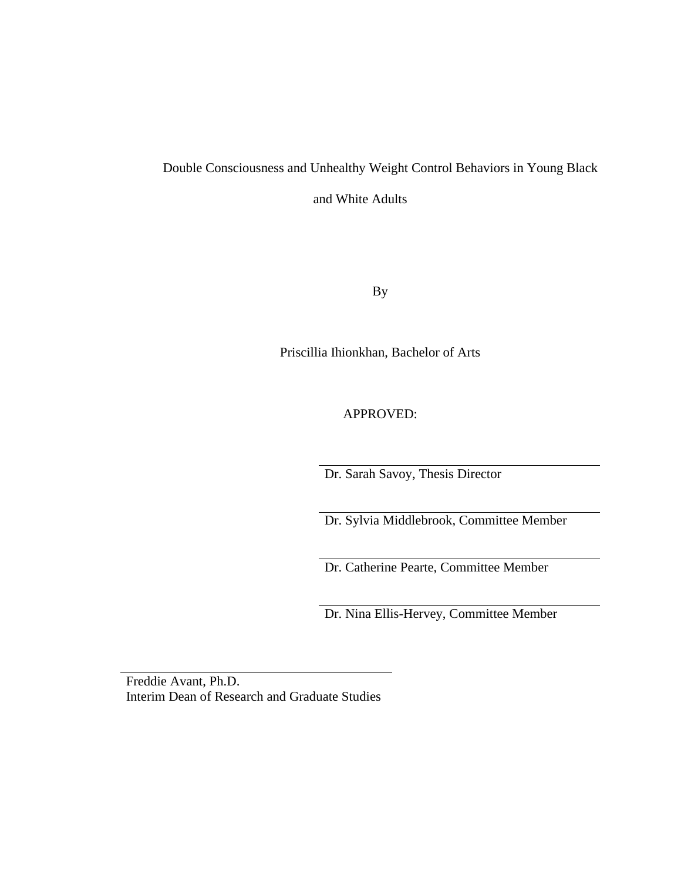Double Consciousness and Unhealthy Weight Control Behaviors in Young Black and White Adults

By

Priscillia Ihionkhan, Bachelor of Arts

APPROVED:

Dr. Sarah Savoy, Thesis Director

Dr. Sylvia Middlebrook, Committee Member

Dr. Catherine Pearte, Committee Member

Dr. Nina Ellis-Hervey, Committee Member

Freddie Avant, Ph.D.
Interim Dean of Research and Graduate Studies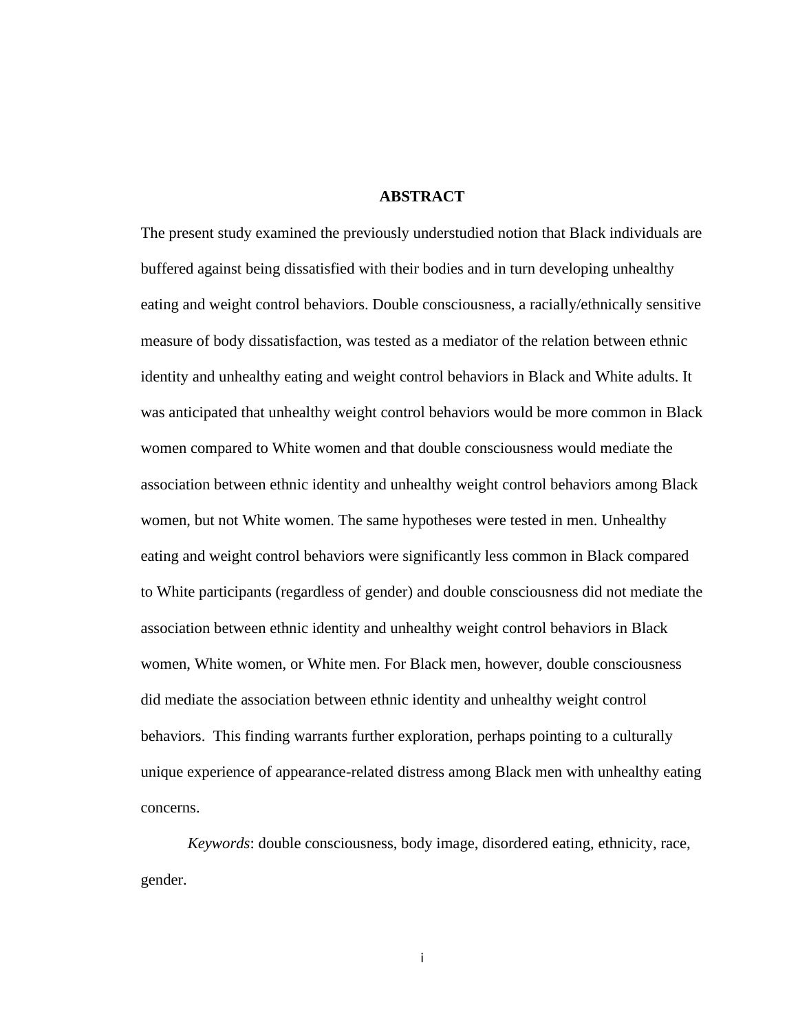# ABSTRACT

The present study examined the previously understudied notion that Black individuals are buffered against being dissatisfied with their bodies and in turn developing unhealthy eating and weight control behaviors. Double consciousness, a racially/ethnically sensitive measure of body dissatisfaction, was tested as a mediator of the relation between ethnic identity and unhealthy eating and weight control behaviors in Black and White adults. It was anticipated that unhealthy weight control behaviors would be more common in Black women compared to White women and that double consciousness would mediate the association between ethnic identity and unhealthy weight control behaviors among Black women, but not White women. The same hypotheses were tested in men. Unhealthy eating and weight control behaviors were significantly less common in Black compared to White participants (regardless of gender) and double consciousness did not mediate the association between ethnic identity and unhealthy weight control behaviors in Black women, White women, or White men. For Black men, however, double consciousness did mediate the association between ethnic identity and unhealthy weight control behaviors. This finding warrants further exploration, perhaps pointing to a culturally unique experience of appearance-related distress among Black men with unhealthy eating concerns.

*Keywords*: double consciousness, body image, disordered eating, ethnicity, race, gender.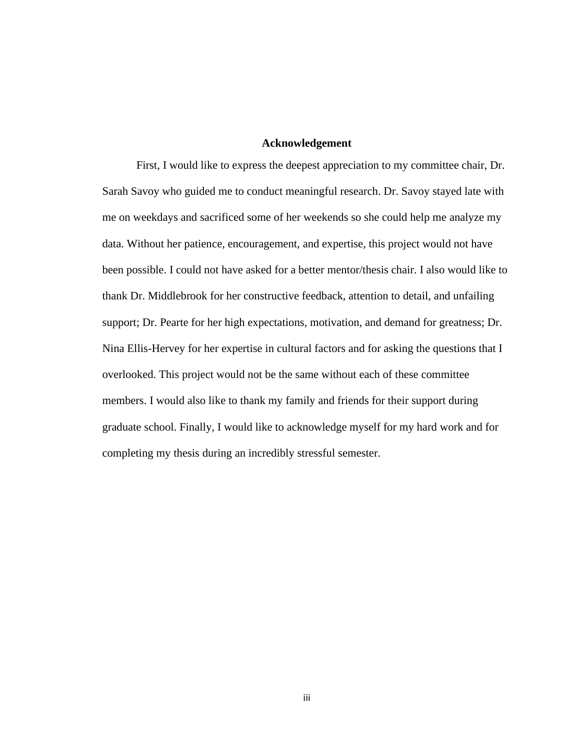# Acknowledgement

First, I would like to express the deepest appreciation to my committee chair, Dr. Sarah Savoy who guided me to conduct meaningful research. Dr. Savoy stayed late with me on weekdays and sacrificed some of her weekends so she could help me analyze my data. Without her patience, encouragement, and expertise, this project would not have been possible. I could not have asked for a better mentor/thesis chair. I also would like to thank Dr. Middlebrook for her constructive feedback, attention to detail, and unfailing support; Dr. Pearte for her high expectations, motivation, and demand for greatness; Dr. Nina Ellis-Hervey for her expertise in cultural factors and for asking the questions that I overlooked. This project would not be the same without each of these committee members. I would also like to thank my family and friends for their support during graduate school. Finally, I would like to acknowledge myself for my hard work and for completing my thesis during an incredibly stressful semester.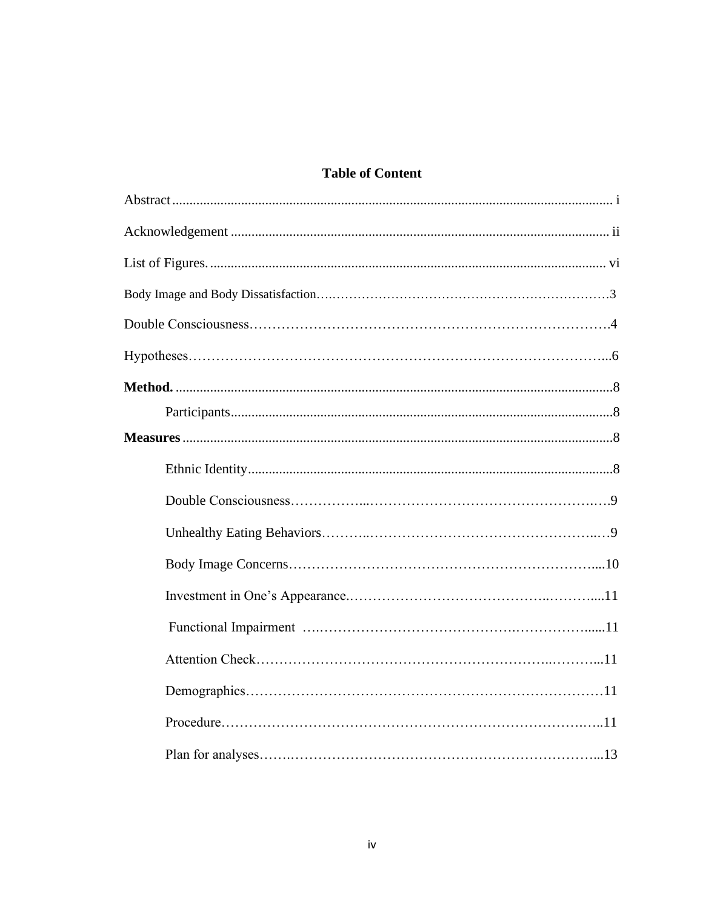# Table of Content

Abstract .............................................................................................................................. i

Acknowledgement ........................................................................................................... ii

List of Figures. ................................................................................................................ vi

Body Image and Body Dissatisfaction…..…………………………………………………………3

Double Consciousness…………………………………………………………………….4

Hypotheses……………………………………………………………………………...6

**Method.** ..............................................................................................................................8

Participants.............................................................................................................8

**Measures** ..........................................................................................................................8

Ethnic Identity........................................................................................................8

Double Consciousness……………...…………………………………………….….9

Unhealthy Eating Behaviors………..……………………………………………..…9

Body Image Concerns……………………………………………………………....10

Investment in One's Appearance.…………………………………….……….....11

Functional Impairment ….……………………………………….……………......11

Attention Check…………………………………………………………..………...11

Demographics……………………………………………………………………11

Procedure………………………………………………………………………….…..11

Plan for analyses…….……………………………………………………………...13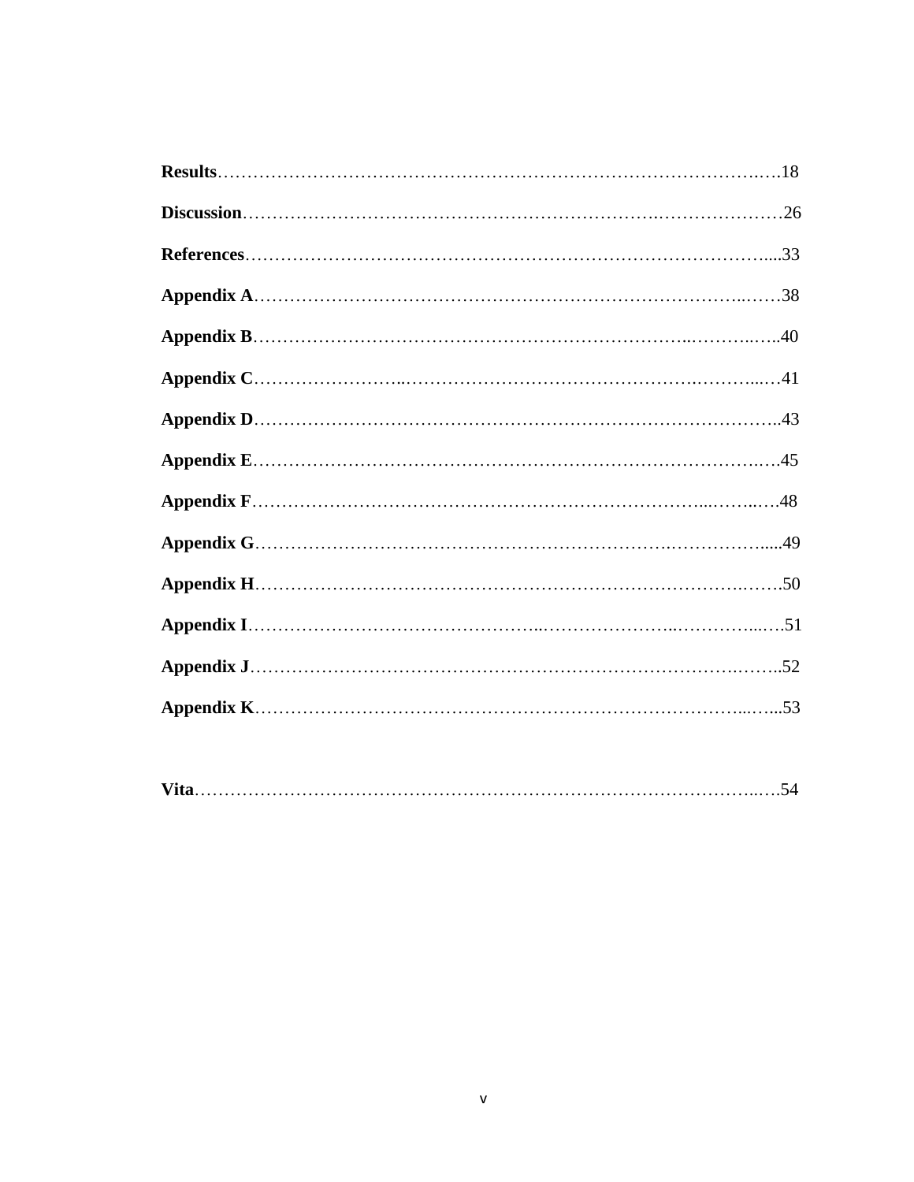**Results**……………………………………………………………………………………….18

**Discussion**………………………………………………………………………………26

**References**……………………………………………………………………………...33

**Appendix A**……………………………………………………………………………38

**Appendix B**……………………………………………………………………………40

**Appendix C**……………………………………………………………………………41

**Appendix D**……………………………………………………………………………43

**Appendix E**……………………………………………………………………………45

**Appendix F**……………………………………………………………………………48

**Appendix G**……………………………………………………………………………49

**Appendix H**……………………………………………………………………………50

**Appendix I**……………………………………………………………………………51

**Appendix J**……………………………………………………………………………52

**Appendix K**……………………………………………………………………………53

**Vita**……………………………………………………………………………………54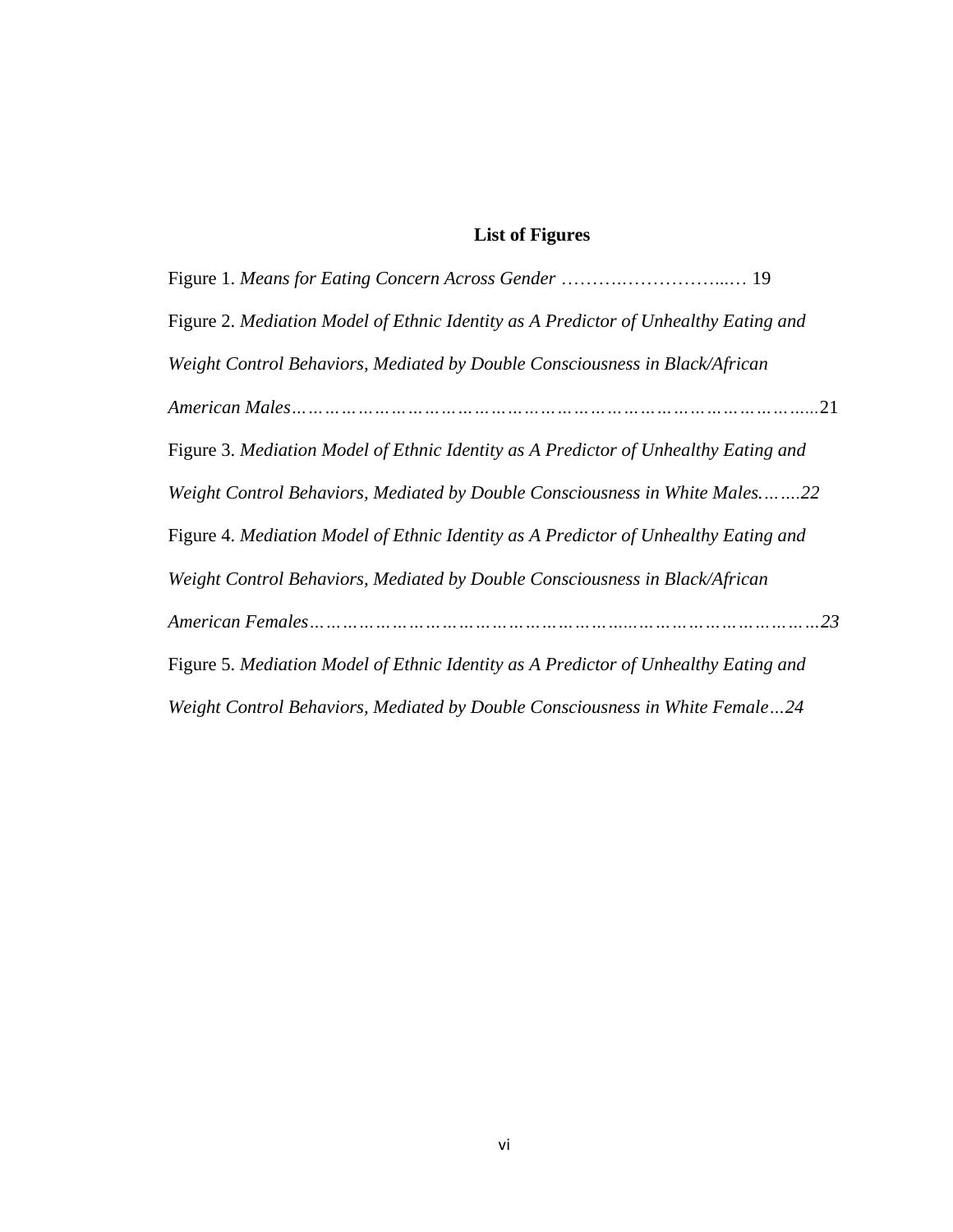## List of Figures

Figure 1. *Means for Eating Concern Across Gender* ……….……………...… 19

Figure 2. *Mediation Model of Ethnic Identity as A Predictor of Unhealthy Eating and Weight Control Behaviors, Mediated by Double Consciousness in Black/African American Males*…………………………………………………………………………...21

Figure 3. *Mediation Model of Ethnic Identity as A Predictor of Unhealthy Eating and Weight Control Behaviors, Mediated by Double Consciousness in White Males.…….22*

Figure 4. *Mediation Model of Ethnic Identity as A Predictor of Unhealthy Eating and Weight Control Behaviors, Mediated by Double Consciousness in Black/African American Females……………………………………………..…………………………23*

Figure 5. *Mediation Model of Ethnic Identity as A Predictor of Unhealthy Eating and Weight Control Behaviors, Mediated by Double Consciousness in White Female…24*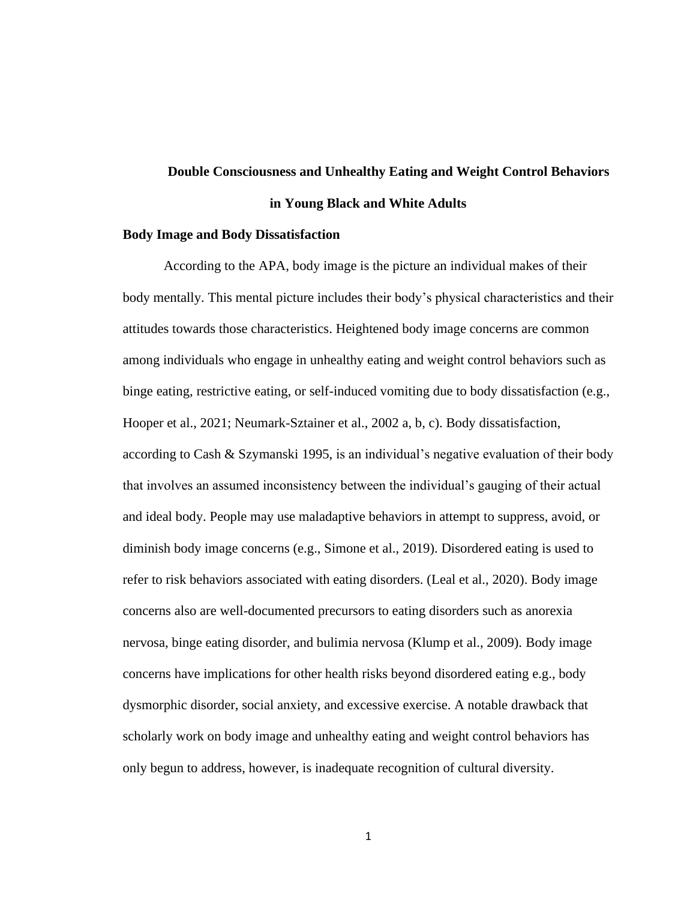# Double Consciousness and Unhealthy Eating and Weight Control Behaviors in Young Black and White Adults

## Body Image and Body Dissatisfaction

According to the APA, body image is the picture an individual makes of their body mentally. This mental picture includes their body's physical characteristics and their attitudes towards those characteristics. Heightened body image concerns are common among individuals who engage in unhealthy eating and weight control behaviors such as binge eating, restrictive eating, or self-induced vomiting due to body dissatisfaction (e.g., Hooper et al., 2021; Neumark-Sztainer et al., 2002 a, b, c). Body dissatisfaction, according to Cash & Szymanski 1995, is an individual's negative evaluation of their body that involves an assumed inconsistency between the individual's gauging of their actual and ideal body. People may use maladaptive behaviors in attempt to suppress, avoid, or diminish body image concerns (e.g., Simone et al., 2019). Disordered eating is used to refer to risk behaviors associated with eating disorders. (Leal et al., 2020). Body image concerns also are well-documented precursors to eating disorders such as anorexia nervosa, binge eating disorder, and bulimia nervosa (Klump et al., 2009). Body image concerns have implications for other health risks beyond disordered eating e.g., body dysmorphic disorder, social anxiety, and excessive exercise. A notable drawback that scholarly work on body image and unhealthy eating and weight control behaviors has only begun to address, however, is inadequate recognition of cultural diversity.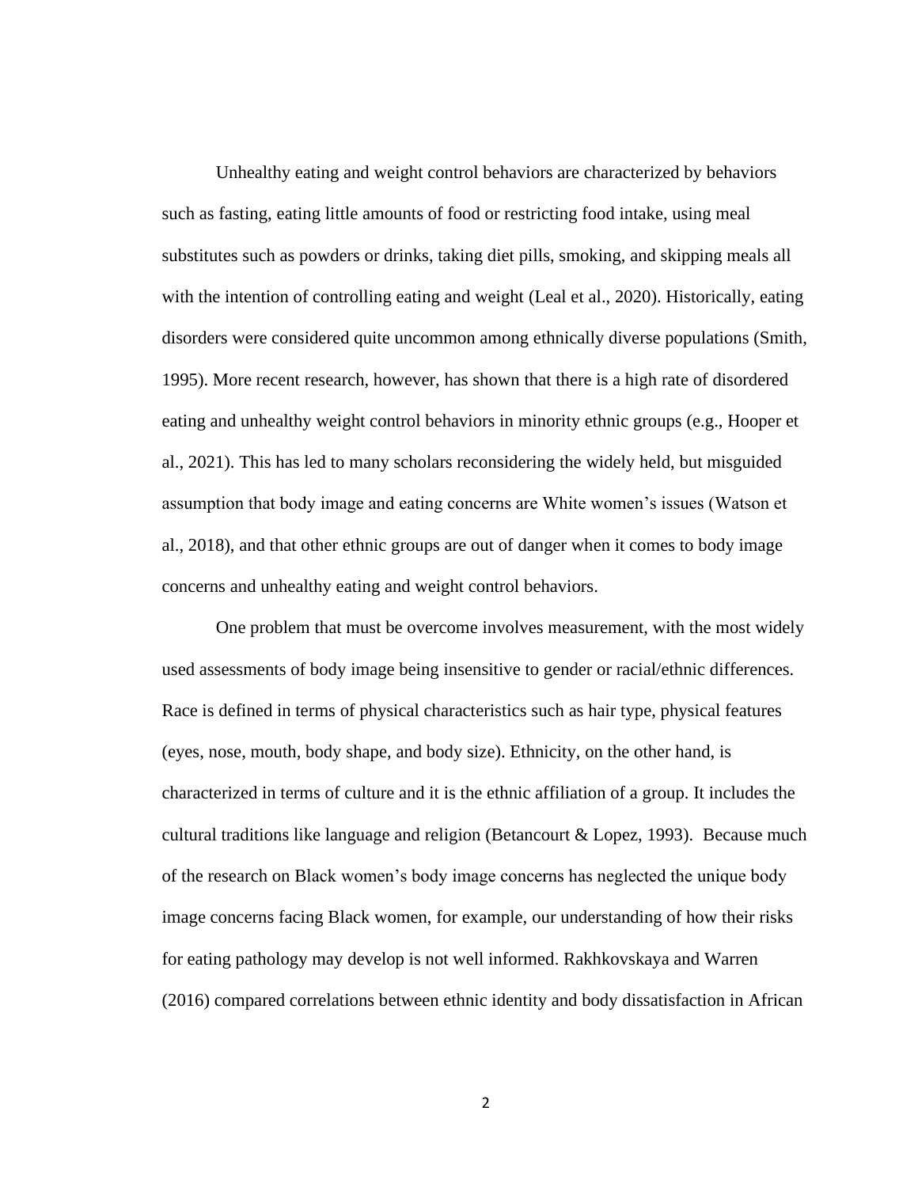Unhealthy eating and weight control behaviors are characterized by behaviors such as fasting, eating little amounts of food or restricting food intake, using meal substitutes such as powders or drinks, taking diet pills, smoking, and skipping meals all with the intention of controlling eating and weight (Leal et al., 2020). Historically, eating disorders were considered quite uncommon among ethnically diverse populations (Smith, 1995). More recent research, however, has shown that there is a high rate of disordered eating and unhealthy weight control behaviors in minority ethnic groups (e.g., Hooper et al., 2021). This has led to many scholars reconsidering the widely held, but misguided assumption that body image and eating concerns are White women's issues (Watson et al., 2018), and that other ethnic groups are out of danger when it comes to body image concerns and unhealthy eating and weight control behaviors.

One problem that must be overcome involves measurement, with the most widely used assessments of body image being insensitive to gender or racial/ethnic differences. Race is defined in terms of physical characteristics such as hair type, physical features (eyes, nose, mouth, body shape, and body size). Ethnicity, on the other hand, is characterized in terms of culture and it is the ethnic affiliation of a group. It includes the cultural traditions like language and religion (Betancourt & Lopez, 1993). Because much of the research on Black women's body image concerns has neglected the unique body image concerns facing Black women, for example, our understanding of how their risks for eating pathology may develop is not well informed. Rakhkovskaya and Warren (2016) compared correlations between ethnic identity and body dissatisfaction in African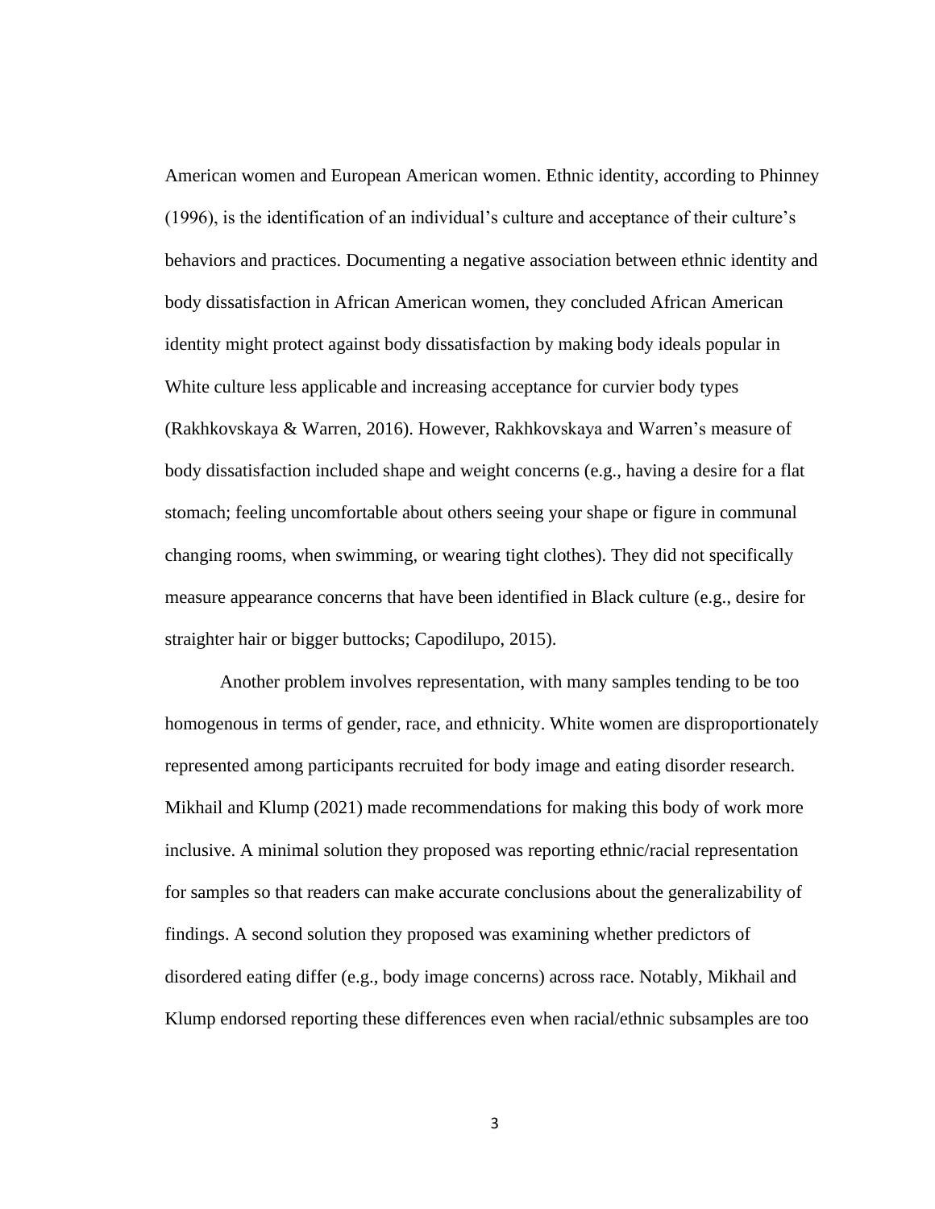American women and European American women. Ethnic identity, according to Phinney (1996), is the identification of an individual's culture and acceptance of their culture's behaviors and practices. Documenting a negative association between ethnic identity and body dissatisfaction in African American women, they concluded African American identity might protect against body dissatisfaction by making body ideals popular in White culture less applicable and increasing acceptance for curvier body types (Rakhkovskaya & Warren, 2016). However, Rakhkovskaya and Warren's measure of body dissatisfaction included shape and weight concerns (e.g., having a desire for a flat stomach; feeling uncomfortable about others seeing your shape or figure in communal changing rooms, when swimming, or wearing tight clothes). They did not specifically measure appearance concerns that have been identified in Black culture (e.g., desire for straighter hair or bigger buttocks; Capodilupo, 2015).

Another problem involves representation, with many samples tending to be too homogenous in terms of gender, race, and ethnicity. White women are disproportionately represented among participants recruited for body image and eating disorder research. Mikhail and Klump (2021) made recommendations for making this body of work more inclusive. A minimal solution they proposed was reporting ethnic/racial representation for samples so that readers can make accurate conclusions about the generalizability of findings. A second solution they proposed was examining whether predictors of disordered eating differ (e.g., body image concerns) across race. Notably, Mikhail and Klump endorsed reporting these differences even when racial/ethnic subsamples are too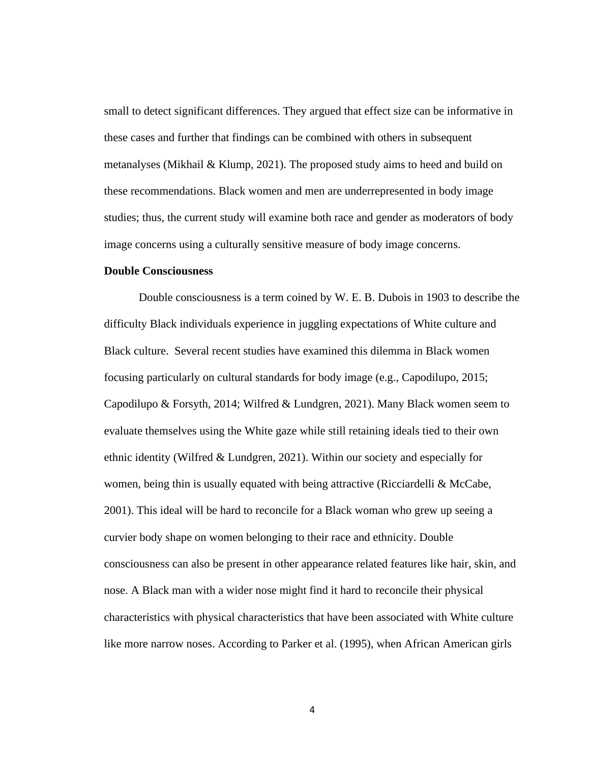small to detect significant differences. They argued that effect size can be informative in these cases and further that findings can be combined with others in subsequent metanalyses (Mikhail & Klump, 2021). The proposed study aims to heed and build on these recommendations. Black women and men are underrepresented in body image studies; thus, the current study will examine both race and gender as moderators of body image concerns using a culturally sensitive measure of body image concerns.

**Double Consciousness**

Double consciousness is a term coined by W. E. B. Dubois in 1903 to describe the difficulty Black individuals experience in juggling expectations of White culture and Black culture. Several recent studies have examined this dilemma in Black women focusing particularly on cultural standards for body image (e.g., Capodilupo, 2015; Capodilupo & Forsyth, 2014; Wilfred & Lundgren, 2021). Many Black women seem to evaluate themselves using the White gaze while still retaining ideals tied to their own ethnic identity (Wilfred & Lundgren, 2021). Within our society and especially for women, being thin is usually equated with being attractive (Ricciardelli & McCabe, 2001). This ideal will be hard to reconcile for a Black woman who grew up seeing a curvier body shape on women belonging to their race and ethnicity. Double consciousness can also be present in other appearance related features like hair, skin, and nose. A Black man with a wider nose might find it hard to reconcile their physical characteristics with physical characteristics that have been associated with White culture like more narrow noses. According to Parker et al. (1995), when African American girls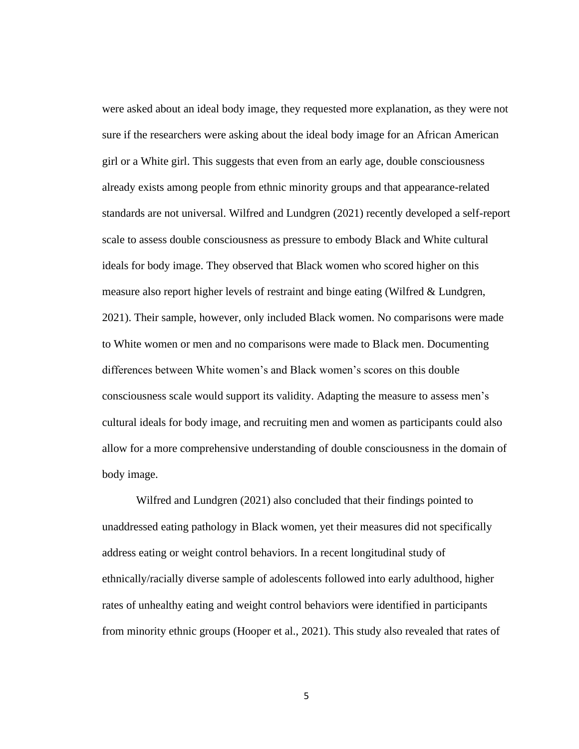were asked about an ideal body image, they requested more explanation, as they were not sure if the researchers were asking about the ideal body image for an African American girl or a White girl. This suggests that even from an early age, double consciousness already exists among people from ethnic minority groups and that appearance-related standards are not universal. Wilfred and Lundgren (2021) recently developed a self-report scale to assess double consciousness as pressure to embody Black and White cultural ideals for body image. They observed that Black women who scored higher on this measure also report higher levels of restraint and binge eating (Wilfred & Lundgren, 2021). Their sample, however, only included Black women. No comparisons were made to White women or men and no comparisons were made to Black men. Documenting differences between White women's and Black women's scores on this double consciousness scale would support its validity. Adapting the measure to assess men's cultural ideals for body image, and recruiting men and women as participants could also allow for a more comprehensive understanding of double consciousness in the domain of body image.

Wilfred and Lundgren (2021) also concluded that their findings pointed to unaddressed eating pathology in Black women, yet their measures did not specifically address eating or weight control behaviors. In a recent longitudinal study of ethnically/racially diverse sample of adolescents followed into early adulthood, higher rates of unhealthy eating and weight control behaviors were identified in participants from minority ethnic groups (Hooper et al., 2021). This study also revealed that rates of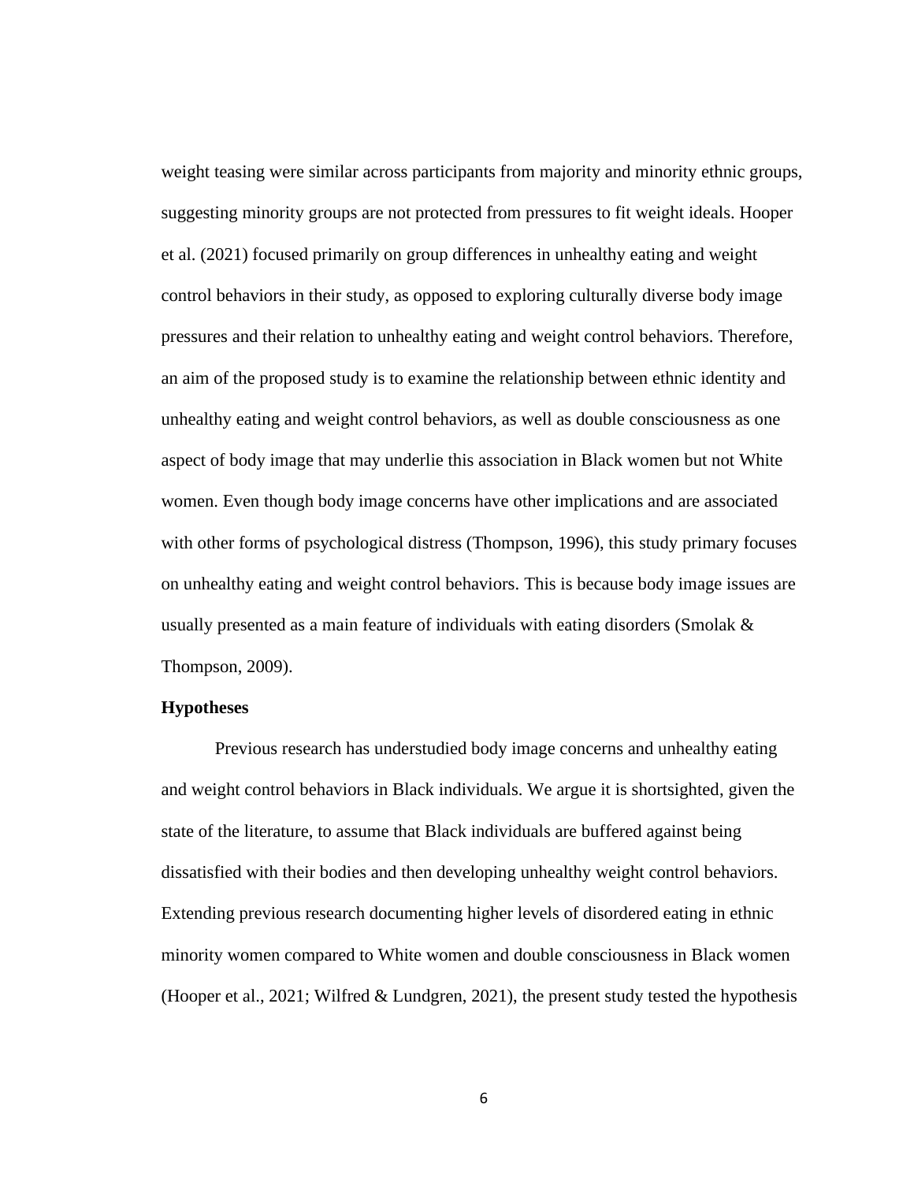weight teasing were similar across participants from majority and minority ethnic groups, suggesting minority groups are not protected from pressures to fit weight ideals. Hooper et al. (2021) focused primarily on group differences in unhealthy eating and weight control behaviors in their study, as opposed to exploring culturally diverse body image pressures and their relation to unhealthy eating and weight control behaviors. Therefore, an aim of the proposed study is to examine the relationship between ethnic identity and unhealthy eating and weight control behaviors, as well as double consciousness as one aspect of body image that may underlie this association in Black women but not White women. Even though body image concerns have other implications and are associated with other forms of psychological distress (Thompson, 1996), this study primary focuses on unhealthy eating and weight control behaviors. This is because body image issues are usually presented as a main feature of individuals with eating disorders (Smolak & Thompson, 2009).

**Hypotheses**

Previous research has understudied body image concerns and unhealthy eating and weight control behaviors in Black individuals. We argue it is shortsighted, given the state of the literature, to assume that Black individuals are buffered against being dissatisfied with their bodies and then developing unhealthy weight control behaviors. Extending previous research documenting higher levels of disordered eating in ethnic minority women compared to White women and double consciousness in Black women (Hooper et al., 2021; Wilfred & Lundgren, 2021), the present study tested the hypothesis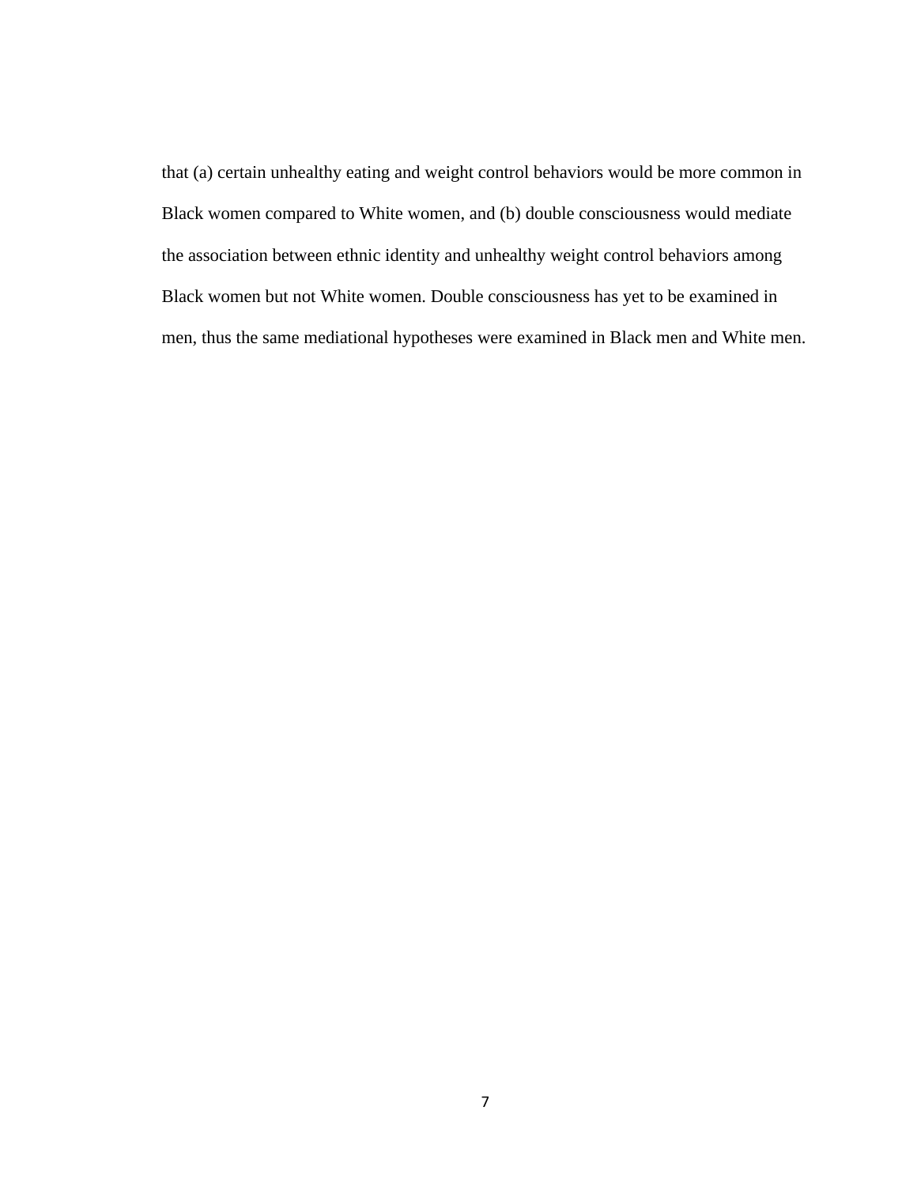that (a) certain unhealthy eating and weight control behaviors would be more common in Black women compared to White women, and (b) double consciousness would mediate the association between ethnic identity and unhealthy weight control behaviors among Black women but not White women. Double consciousness has yet to be examined in men, thus the same mediational hypotheses were examined in Black men and White men.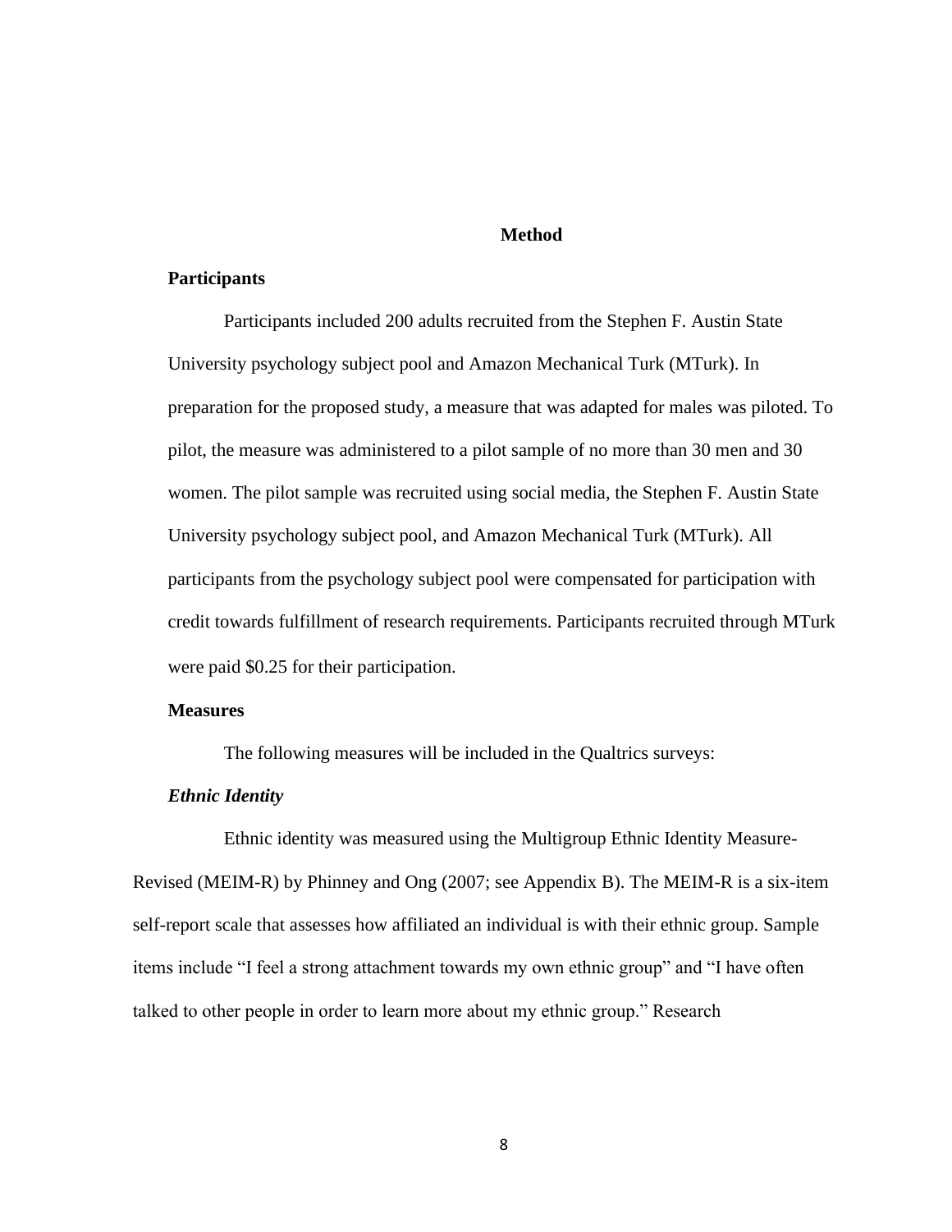# Method

## Participants

Participants included 200 adults recruited from the Stephen F. Austin State University psychology subject pool and Amazon Mechanical Turk (MTurk). In preparation for the proposed study, a measure that was adapted for males was piloted. To pilot, the measure was administered to a pilot sample of no more than 30 men and 30 women. The pilot sample was recruited using social media, the Stephen F. Austin State University psychology subject pool, and Amazon Mechanical Turk (MTurk). All participants from the psychology subject pool were compensated for participation with credit towards fulfillment of research requirements. Participants recruited through MTurk were paid $0.25 for their participation.

## Measures

The following measures will be included in the Qualtrics surveys:

### *Ethnic Identity*

Ethnic identity was measured using the Multigroup Ethnic Identity Measure-Revised (MEIM-R) by Phinney and Ong (2007; see Appendix B). The MEIM-R is a six-item self-report scale that assesses how affiliated an individual is with their ethnic group. Sample items include "I feel a strong attachment towards my own ethnic group" and "I have often talked to other people in order to learn more about my ethnic group." Research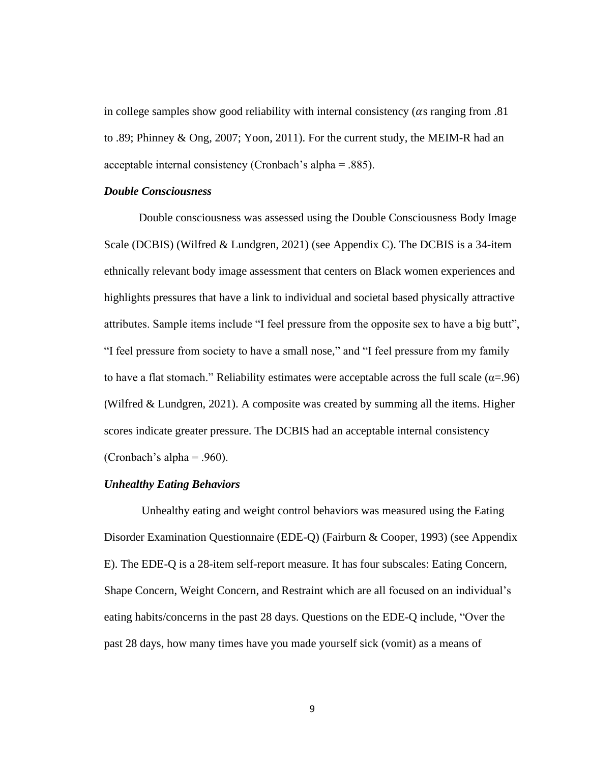in college samples show good reliability with internal consistency ($\alpha$s ranging from .81 to .89; Phinney & Ong, 2007; Yoon, 2011). For the current study, the MEIM-R had an acceptable internal consistency (Cronbach's alpha = .885).

### ***Double Consciousness***

Double consciousness was assessed using the Double Consciousness Body Image Scale (DCBIS) (Wilfred & Lundgren, 2021) (see Appendix C). The DCBIS is a 34-item ethnically relevant body image assessment that centers on Black women experiences and highlights pressures that have a link to individual and societal based physically attractive attributes. Sample items include "I feel pressure from the opposite sex to have a big butt", "I feel pressure from society to have a small nose," and "I feel pressure from my family to have a flat stomach." Reliability estimates were acceptable across the full scale ($\alpha$=.96) (Wilfred & Lundgren, 2021). A composite was created by summing all the items. Higher scores indicate greater pressure. The DCBIS had an acceptable internal consistency (Cronbach's alpha = .960).

### ***Unhealthy Eating Behaviors***

Unhealthy eating and weight control behaviors was measured using the Eating Disorder Examination Questionnaire (EDE-Q) (Fairburn & Cooper, 1993) (see Appendix E). The EDE-Q is a 28-item self-report measure. It has four subscales: Eating Concern, Shape Concern, Weight Concern, and Restraint which are all focused on an individual's eating habits/concerns in the past 28 days. Questions on the EDE-Q include, "Over the past 28 days, how many times have you made yourself sick (vomit) as a means of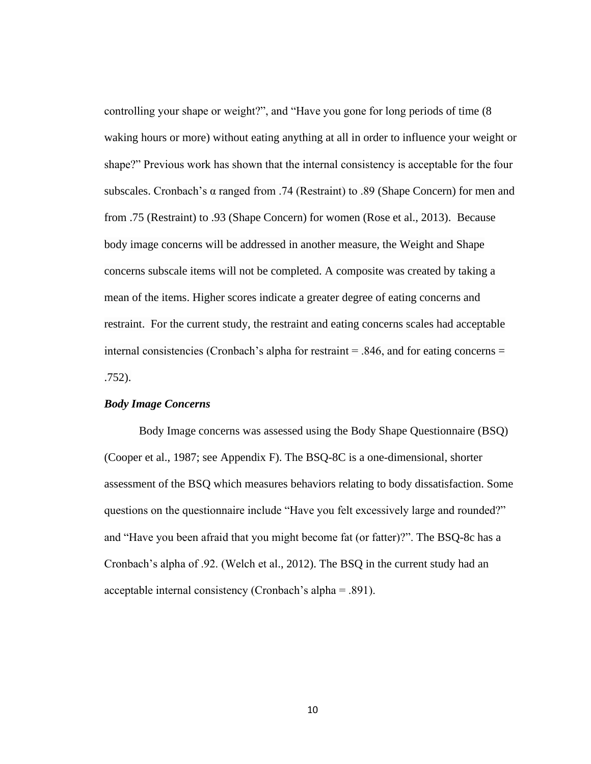controlling your shape or weight?", and "Have you gone for long periods of time (8 waking hours or more) without eating anything at all in order to influence your weight or shape?" Previous work has shown that the internal consistency is acceptable for the four subscales. Cronbach's α ranged from .74 (Restraint) to .89 (Shape Concern) for men and from .75 (Restraint) to .93 (Shape Concern) for women (Rose et al., 2013). Because body image concerns will be addressed in another measure, the Weight and Shape concerns subscale items will not be completed. A composite was created by taking a mean of the items. Higher scores indicate a greater degree of eating concerns and restraint. For the current study, the restraint and eating concerns scales had acceptable internal consistencies (Cronbach's alpha for restraint = .846, and for eating concerns = .752).

***Body Image Concerns***

Body Image concerns was assessed using the Body Shape Questionnaire (BSQ) (Cooper et al., 1987; see Appendix F). The BSQ-8C is a one-dimensional, shorter assessment of the BSQ which measures behaviors relating to body dissatisfaction. Some questions on the questionnaire include "Have you felt excessively large and rounded?" and "Have you been afraid that you might become fat (or fatter)?". The BSQ-8c has a Cronbach's alpha of .92. (Welch et al., 2012). The BSQ in the current study had an acceptable internal consistency (Cronbach's alpha = .891).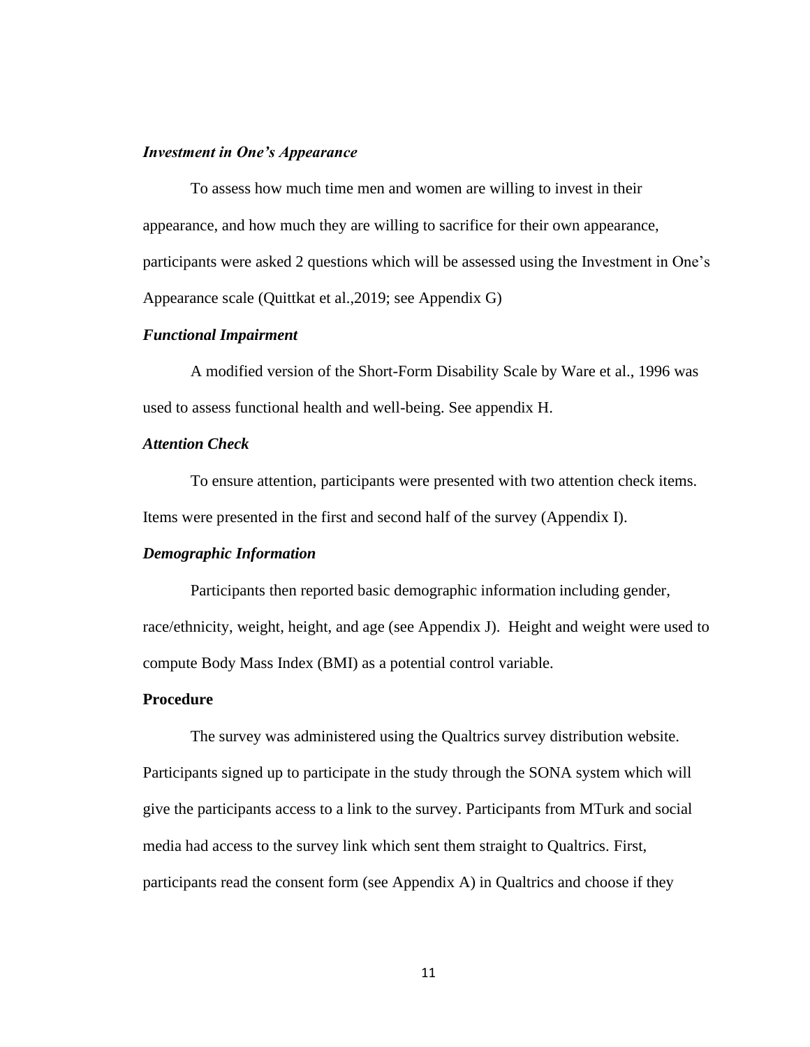#### *Investment in One's Appearance*

To assess how much time men and women are willing to invest in their appearance, and how much they are willing to sacrifice for their own appearance, participants were asked 2 questions which will be assessed using the Investment in One's Appearance scale (Quittkat et al.,2019; see Appendix G)

#### *Functional Impairment*

A modified version of the Short-Form Disability Scale by Ware et al., 1996 was used to assess functional health and well-being. See appendix H.

#### *Attention Check*

To ensure attention, participants were presented with two attention check items. Items were presented in the first and second half of the survey (Appendix I).

#### *Demographic Information*

Participants then reported basic demographic information including gender, race/ethnicity, weight, height, and age (see Appendix J). Height and weight were used to compute Body Mass Index (BMI) as a potential control variable.

### **Procedure**

The survey was administered using the Qualtrics survey distribution website. Participants signed up to participate in the study through the SONA system which will give the participants access to a link to the survey. Participants from MTurk and social media had access to the survey link which sent them straight to Qualtrics. First, participants read the consent form (see Appendix A) in Qualtrics and choose if they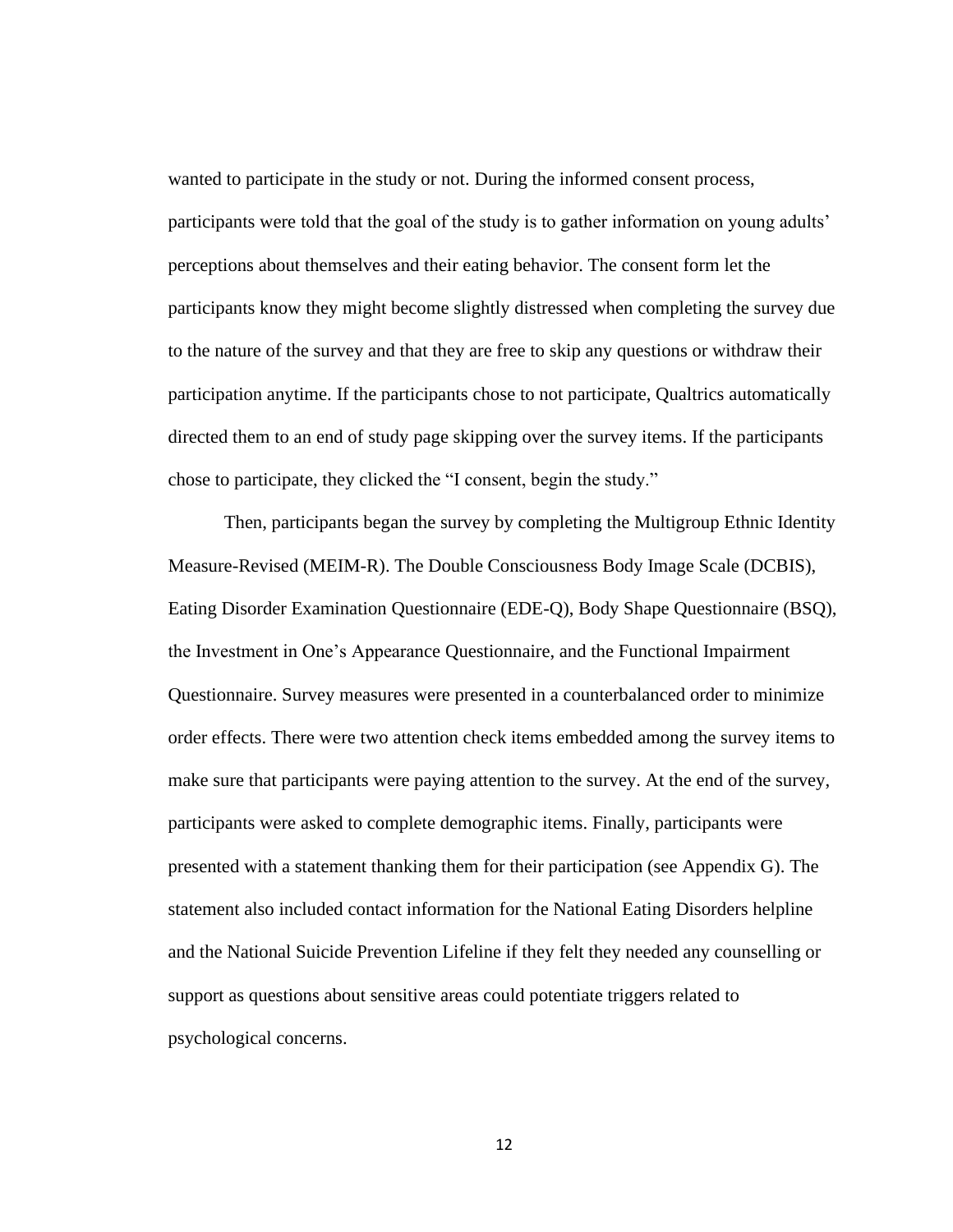wanted to participate in the study or not. During the informed consent process, participants were told that the goal of the study is to gather information on young adults' perceptions about themselves and their eating behavior. The consent form let the participants know they might become slightly distressed when completing the survey due to the nature of the survey and that they are free to skip any questions or withdraw their participation anytime. If the participants chose to not participate, Qualtrics automatically directed them to an end of study page skipping over the survey items. If the participants chose to participate, they clicked the "I consent, begin the study."

Then, participants began the survey by completing the Multigroup Ethnic Identity Measure-Revised (MEIM-R). The Double Consciousness Body Image Scale (DCBIS), Eating Disorder Examination Questionnaire (EDE-Q), Body Shape Questionnaire (BSQ), the Investment in One's Appearance Questionnaire, and the Functional Impairment Questionnaire. Survey measures were presented in a counterbalanced order to minimize order effects. There were two attention check items embedded among the survey items to make sure that participants were paying attention to the survey. At the end of the survey, participants were asked to complete demographic items. Finally, participants were presented with a statement thanking them for their participation (see Appendix G). The statement also included contact information for the National Eating Disorders helpline and the National Suicide Prevention Lifeline if they felt they needed any counselling or support as questions about sensitive areas could potentiate triggers related to psychological concerns.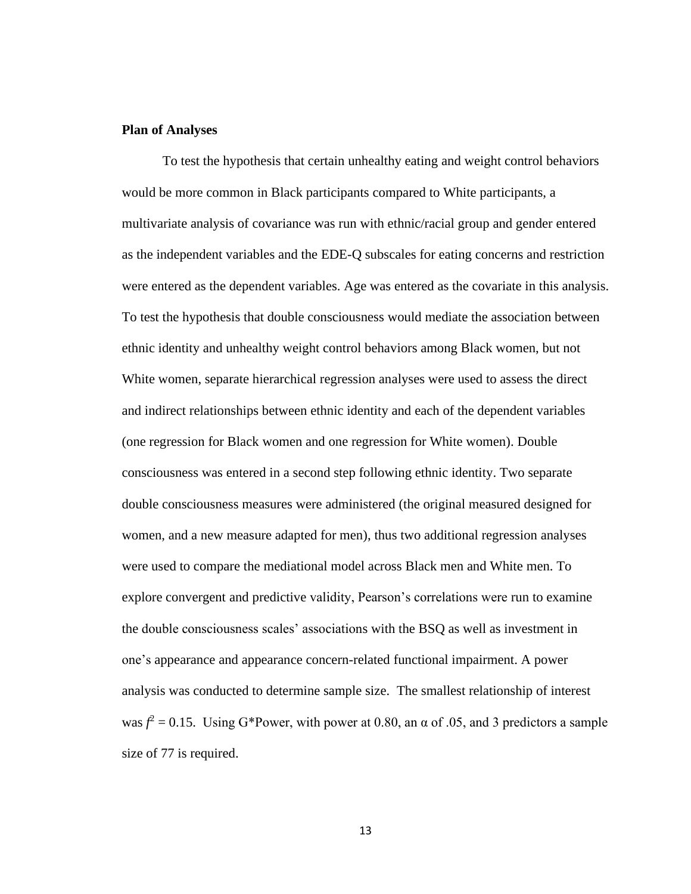**Plan of Analyses**

To test the hypothesis that certain unhealthy eating and weight control behaviors would be more common in Black participants compared to White participants, a multivariate analysis of covariance was run with ethnic/racial group and gender entered as the independent variables and the EDE-Q subscales for eating concerns and restriction were entered as the dependent variables. Age was entered as the covariate in this analysis. To test the hypothesis that double consciousness would mediate the association between ethnic identity and unhealthy weight control behaviors among Black women, but not White women, separate hierarchical regression analyses were used to assess the direct and indirect relationships between ethnic identity and each of the dependent variables (one regression for Black women and one regression for White women). Double consciousness was entered in a second step following ethnic identity. Two separate double consciousness measures were administered (the original measured designed for women, and a new measure adapted for men), thus two additional regression analyses were used to compare the mediational model across Black men and White men. To explore convergent and predictive validity, Pearson's correlations were run to examine the double consciousness scales' associations with the BSQ as well as investment in one's appearance and appearance concern-related functional impairment. A power analysis was conducted to determine sample size. The smallest relationship of interest was $f^2 = 0.15$. Using G*Power, with power at 0.80, an $\alpha$ of .05, and 3 predictors a sample size of 77 is required.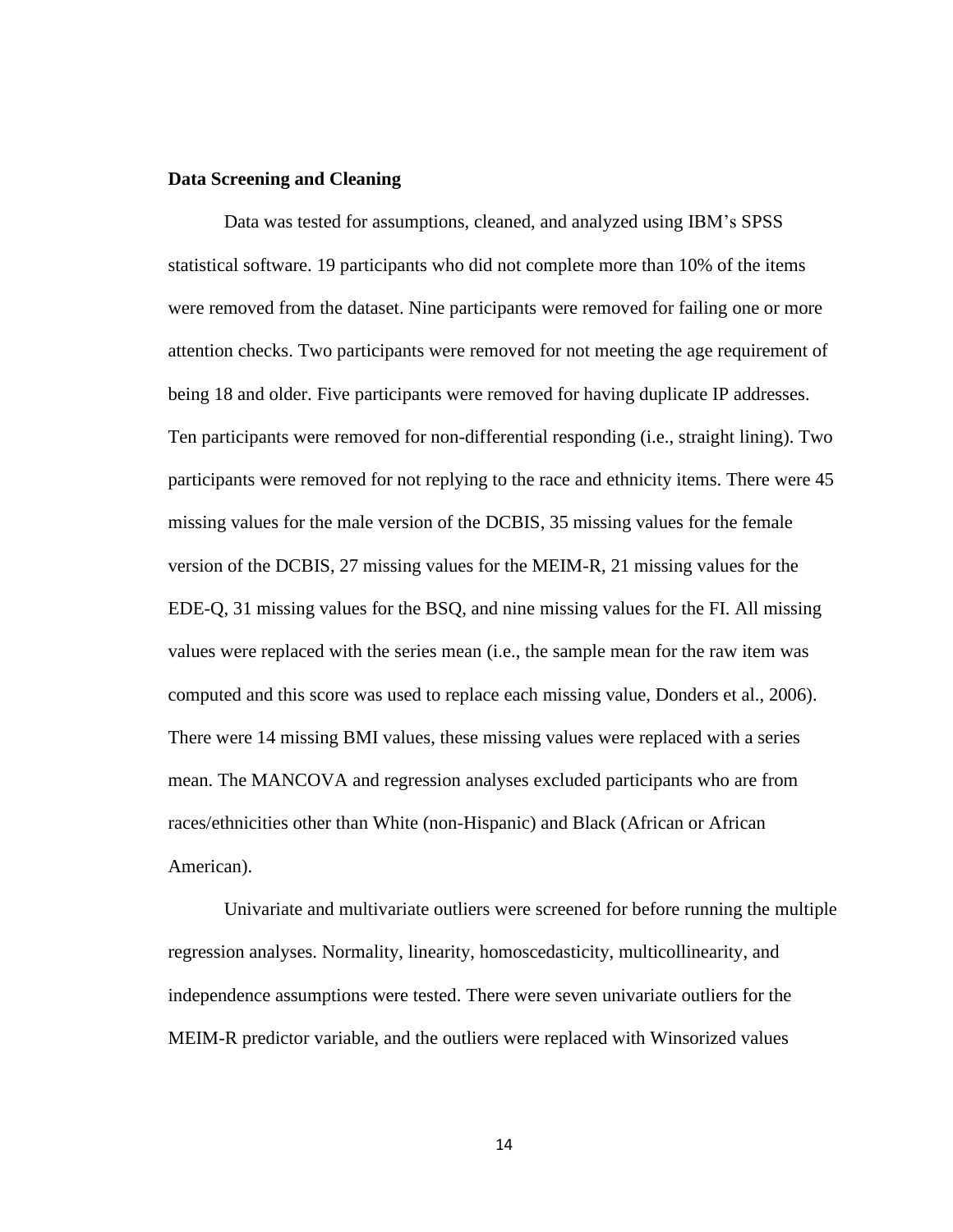**Data Screening and Cleaning**

Data was tested for assumptions, cleaned, and analyzed using IBM's SPSS statistical software. 19 participants who did not complete more than 10% of the items were removed from the dataset. Nine participants were removed for failing one or more attention checks. Two participants were removed for not meeting the age requirement of being 18 and older. Five participants were removed for having duplicate IP addresses. Ten participants were removed for non-differential responding (i.e., straight lining). Two participants were removed for not replying to the race and ethnicity items. There were 45 missing values for the male version of the DCBIS, 35 missing values for the female version of the DCBIS, 27 missing values for the MEIM-R, 21 missing values for the EDE-Q, 31 missing values for the BSQ, and nine missing values for the FI. All missing values were replaced with the series mean (i.e., the sample mean for the raw item was computed and this score was used to replace each missing value, Donders et al., 2006). There were 14 missing BMI values, these missing values were replaced with a series mean. The MANCOVA and regression analyses excluded participants who are from races/ethnicities other than White (non-Hispanic) and Black (African or African American).

Univariate and multivariate outliers were screened for before running the multiple regression analyses. Normality, linearity, homoscedasticity, multicollinearity, and independence assumptions were tested. There were seven univariate outliers for the MEIM-R predictor variable, and the outliers were replaced with Winsorized values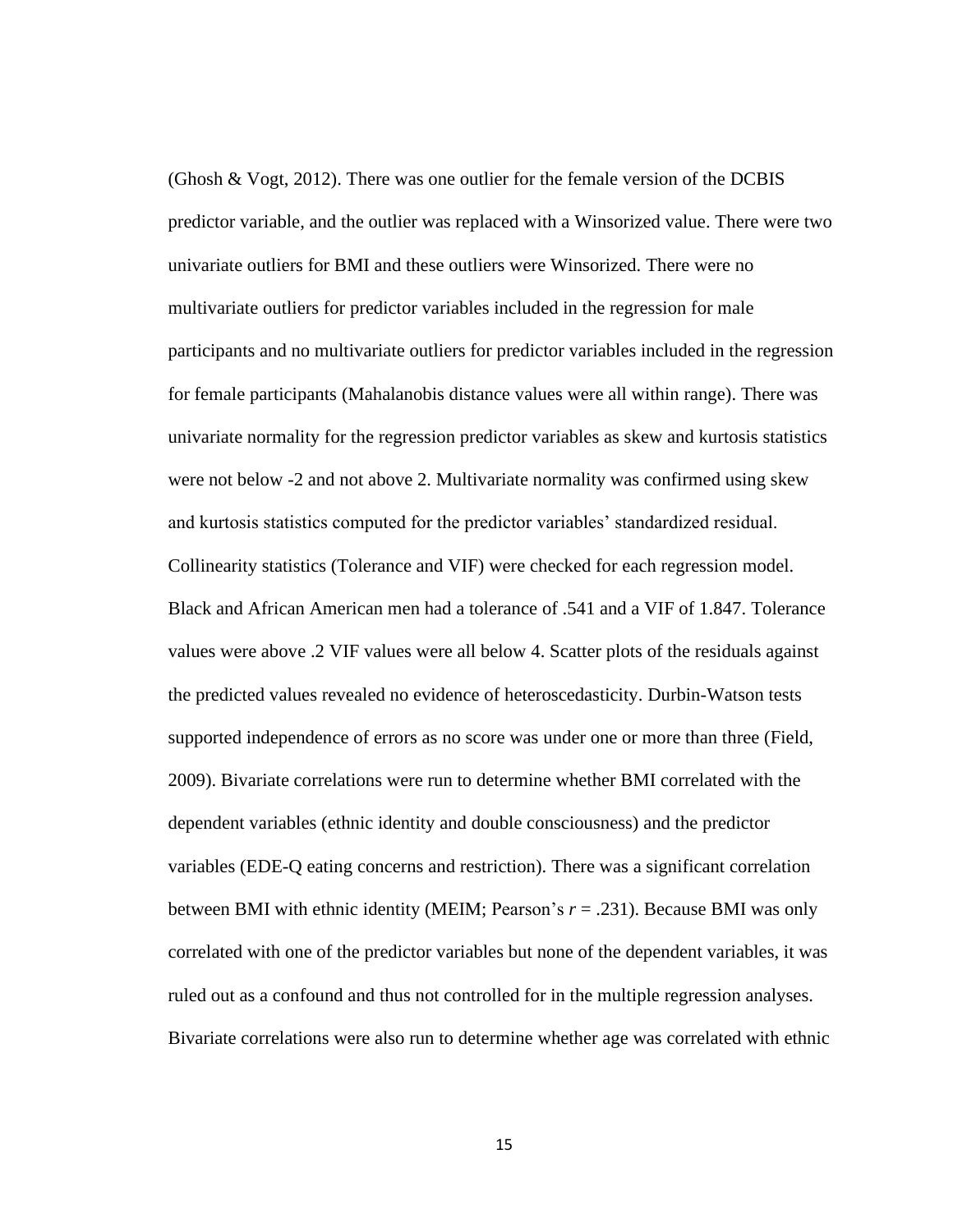(Ghosh & Vogt, 2012). There was one outlier for the female version of the DCBIS predictor variable, and the outlier was replaced with a Winsorized value. There were two univariate outliers for BMI and these outliers were Winsorized. There were no multivariate outliers for predictor variables included in the regression for male participants and no multivariate outliers for predictor variables included in the regression for female participants (Mahalanobis distance values were all within range). There was univariate normality for the regression predictor variables as skew and kurtosis statistics were not below -2 and not above 2. Multivariate normality was confirmed using skew and kurtosis statistics computed for the predictor variables' standardized residual. Collinearity statistics (Tolerance and VIF) were checked for each regression model. Black and African American men had a tolerance of .541 and a VIF of 1.847. Tolerance values were above .2 VIF values were all below 4. Scatter plots of the residuals against the predicted values revealed no evidence of heteroscedasticity. Durbin-Watson tests supported independence of errors as no score was under one or more than three (Field, 2009). Bivariate correlations were run to determine whether BMI correlated with the dependent variables (ethnic identity and double consciousness) and the predictor variables (EDE-Q eating concerns and restriction). There was a significant correlation between BMI with ethnic identity (MEIM; Pearson's $r$ = .231). Because BMI was only correlated with one of the predictor variables but none of the dependent variables, it was ruled out as a confound and thus not controlled for in the multiple regression analyses. Bivariate correlations were also run to determine whether age was correlated with ethnic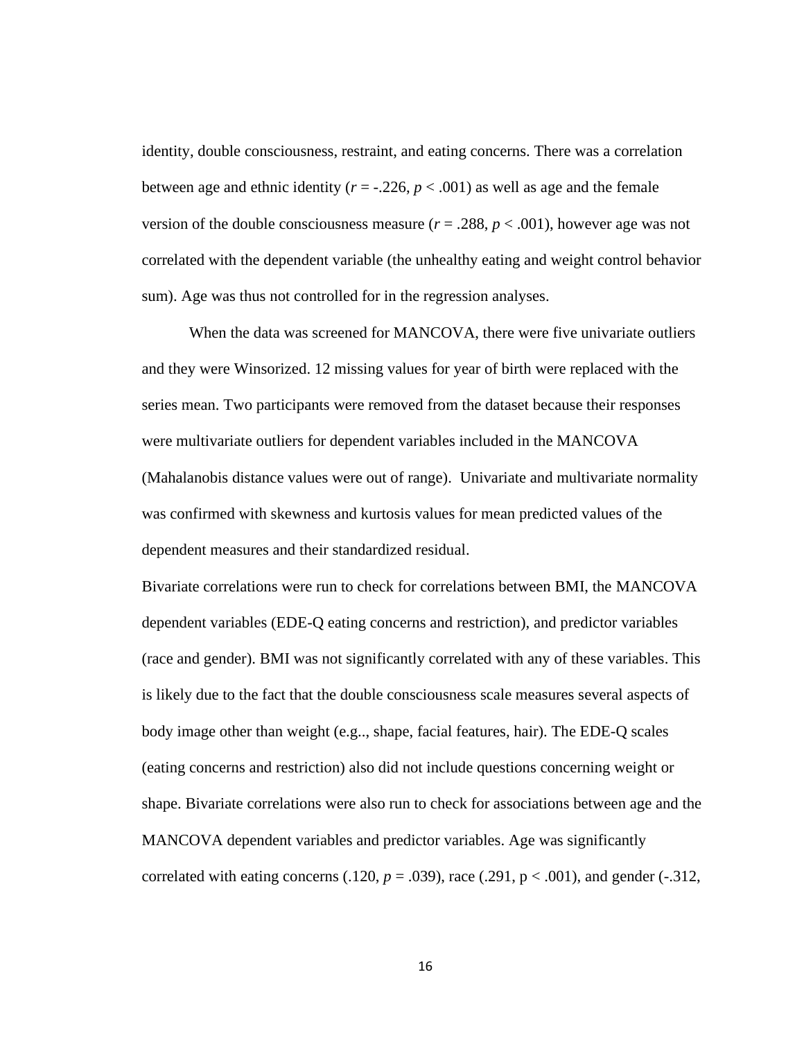identity, double consciousness, restraint, and eating concerns. There was a correlation between age and ethnic identity ($r = -.226$, $p < .001$) as well as age and the female version of the double consciousness measure ($r = .288$, $p < .001$), however age was not correlated with the dependent variable (the unhealthy eating and weight control behavior sum). Age was thus not controlled for in the regression analyses.

When the data was screened for MANCOVA, there were five univariate outliers and they were Winsorized. 12 missing values for year of birth were replaced with the series mean. Two participants were removed from the dataset because their responses were multivariate outliers for dependent variables included in the MANCOVA (Mahalanobis distance values were out of range). Univariate and multivariate normality was confirmed with skewness and kurtosis values for mean predicted values of the dependent measures and their standardized residual.

Bivariate correlations were run to check for correlations between BMI, the MANCOVA dependent variables (EDE-Q eating concerns and restriction), and predictor variables (race and gender). BMI was not significantly correlated with any of these variables. This is likely due to the fact that the double consciousness scale measures several aspects of body image other than weight (e.g.., shape, facial features, hair). The EDE-Q scales (eating concerns and restriction) also did not include questions concerning weight or shape. Bivariate correlations were also run to check for associations between age and the MANCOVA dependent variables and predictor variables. Age was significantly correlated with eating concerns (.120, $p = .039$), race (.291, $p < .001$), and gender (-.312,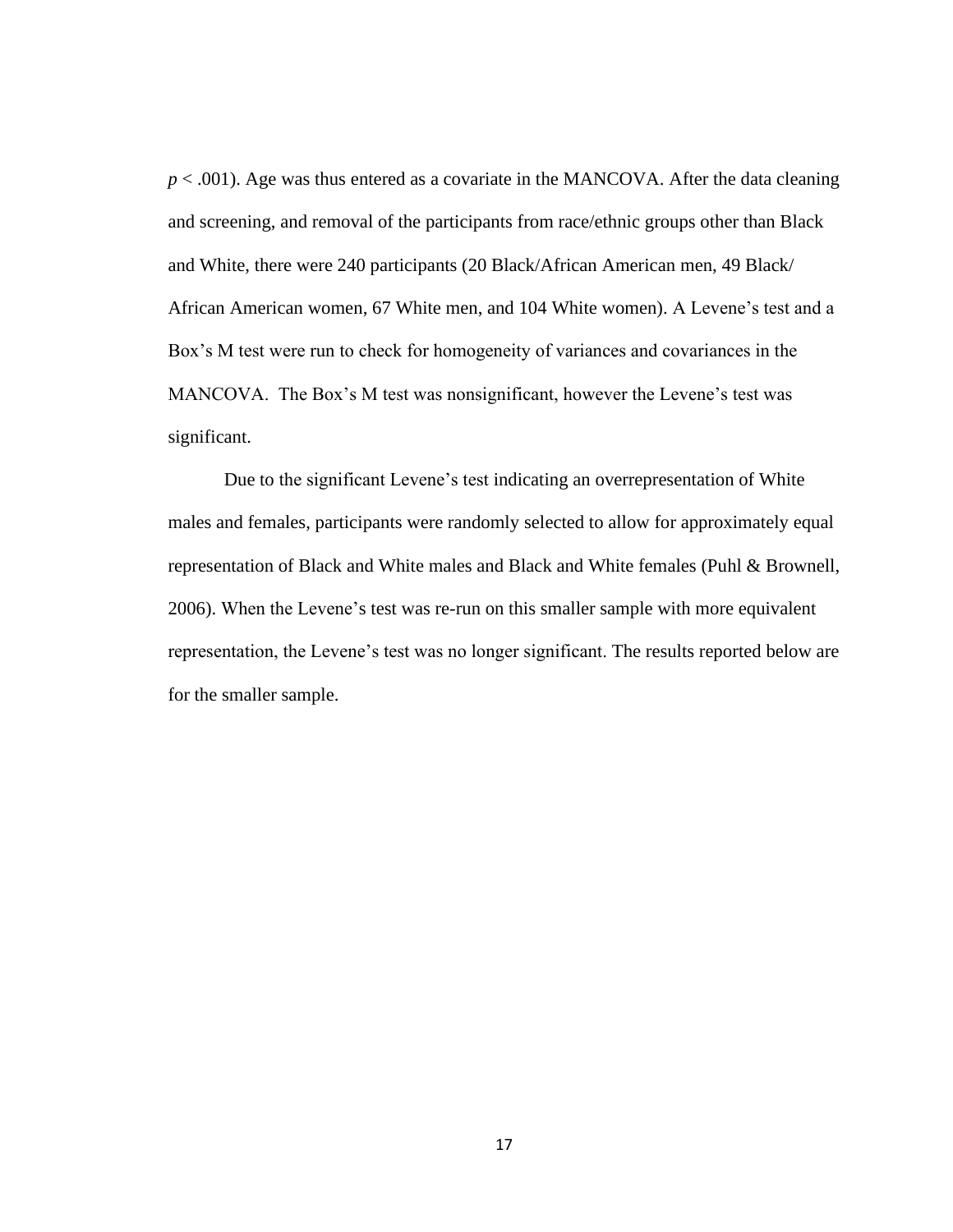$p < .001$). Age was thus entered as a covariate in the MANCOVA. After the data cleaning and screening, and removal of the participants from race/ethnic groups other than Black and White, there were 240 participants (20 Black/African American men, 49 Black/ African American women, 67 White men, and 104 White women). A Levene's test and a Box's M test were run to check for homogeneity of variances and covariances in the MANCOVA. The Box's M test was nonsignificant, however the Levene's test was significant.

Due to the significant Levene's test indicating an overrepresentation of White males and females, participants were randomly selected to allow for approximately equal representation of Black and White males and Black and White females (Puhl & Brownell, 2006). When the Levene's test was re-run on this smaller sample with more equivalent representation, the Levene's test was no longer significant. The results reported below are for the smaller sample.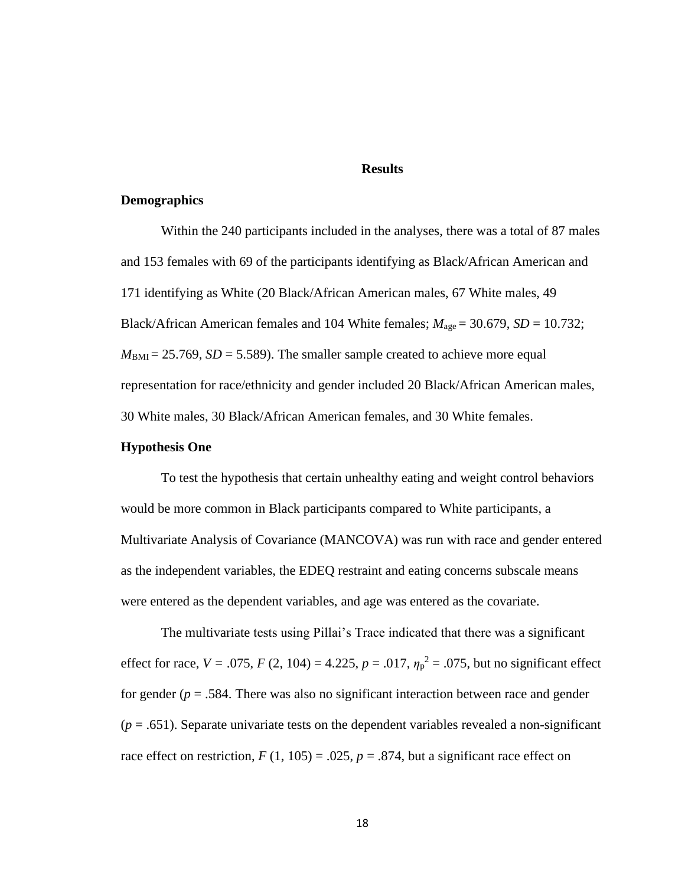# Results

## Demographics

Within the 240 participants included in the analyses, there was a total of 87 males and 153 females with 69 of the participants identifying as Black/African American and 171 identifying as White (20 Black/African American males, 67 White males, 49 Black/African American females and 104 White females; $M_{\text{age}}$ = 30.679, *SD* = 10.732; $M_{\text{BMI}}$ = 25.769, *SD* = 5.589). The smaller sample created to achieve more equal representation for race/ethnicity and gender included 20 Black/African American males, 30 White males, 30 Black/African American females, and 30 White females.

## Hypothesis One

To test the hypothesis that certain unhealthy eating and weight control behaviors would be more common in Black participants compared to White participants, a Multivariate Analysis of Covariance (MANCOVA) was run with race and gender entered as the independent variables, the EDEQ restraint and eating concerns subscale means were entered as the dependent variables, and age was entered as the covariate.

The multivariate tests using Pillai's Trace indicated that there was a significant effect for race, $V$ = .075, $F$ (2, 104) = 4.225, $p$ = .017, $\eta_p^2$ = .075, but no significant effect for gender ($p$ = .584. There was also no significant interaction between race and gender ($p$ = .651). Separate univariate tests on the dependent variables revealed a non-significant race effect on restriction, $F$ (1, 105) = .025, $p$ = .874, but a significant race effect on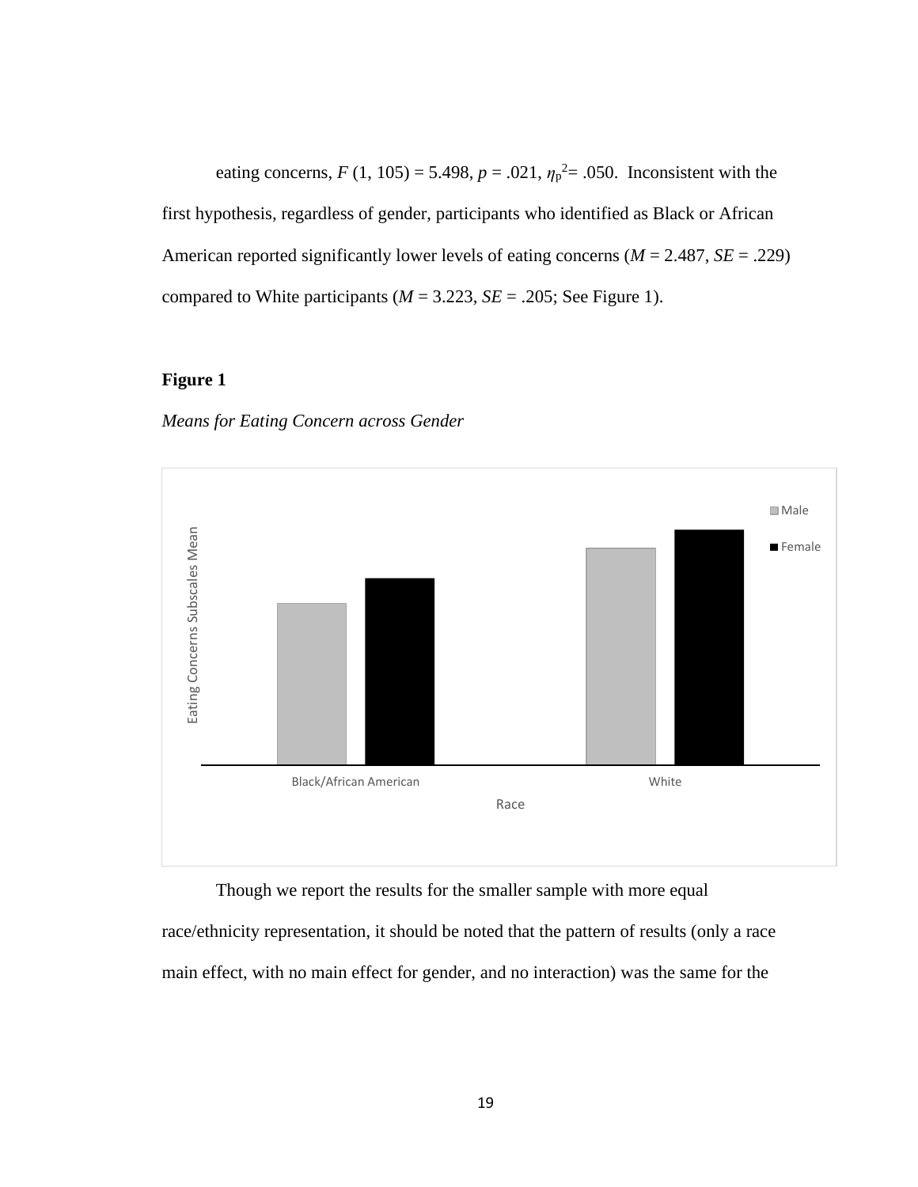eating concerns, $F$ (1, 105) = 5.498, $p$ = .021, $\eta_p^2$= .050. Inconsistent with the first hypothesis, regardless of gender, participants who identified as Black or African American reported significantly lower levels of eating concerns ($M$ = 2.487, $SE$ = .229) compared to White participants ($M$ = 3.223, $SE$ = .205; See Figure 1).

**Figure 1**

*Means for Eating Concern across Gender*

Though we report the results for the smaller sample with more equal race/ethnicity representation, it should be noted that the pattern of results (only a race main effect, with no main effect for gender, and no interaction) was the same for the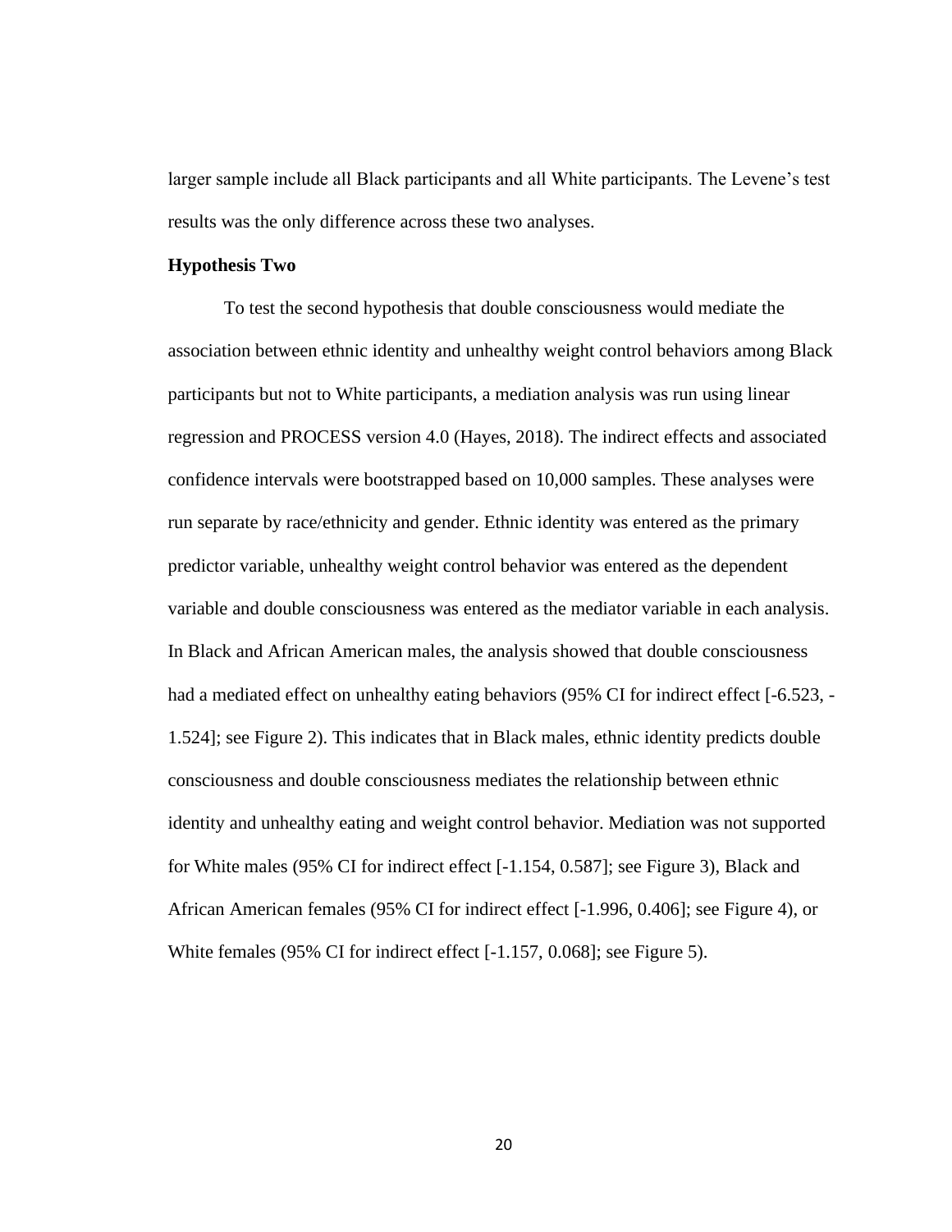larger sample include all Black participants and all White participants. The Levene's test results was the only difference across these two analyses.

**Hypothesis Two**

To test the second hypothesis that double consciousness would mediate the association between ethnic identity and unhealthy weight control behaviors among Black participants but not to White participants, a mediation analysis was run using linear regression and PROCESS version 4.0 (Hayes, 2018). The indirect effects and associated confidence intervals were bootstrapped based on 10,000 samples. These analyses were run separate by race/ethnicity and gender. Ethnic identity was entered as the primary predictor variable, unhealthy weight control behavior was entered as the dependent variable and double consciousness was entered as the mediator variable in each analysis. In Black and African American males, the analysis showed that double consciousness had a mediated effect on unhealthy eating behaviors (95% CI for indirect effect [-6.523, -1.524]; see Figure 2). This indicates that in Black males, ethnic identity predicts double consciousness and double consciousness mediates the relationship between ethnic identity and unhealthy eating and weight control behavior. Mediation was not supported for White males (95% CI for indirect effect [-1.154, 0.587]; see Figure 3), Black and African American females (95% CI for indirect effect [-1.996, 0.406]; see Figure 4), or White females (95% CI for indirect effect [-1.157, 0.068]; see Figure 5).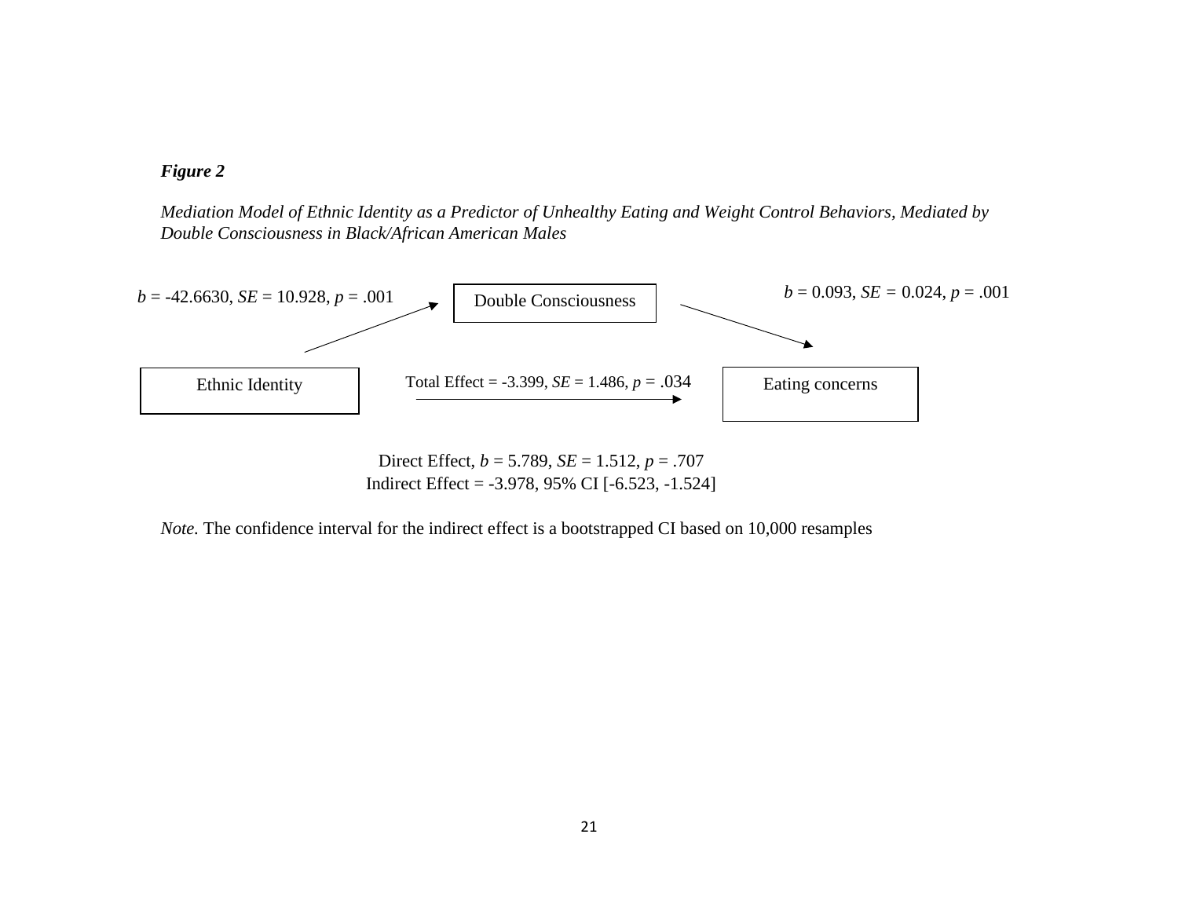***Figure 2***

*Mediation Model of Ethnic Identity as a Predictor of Unhealthy Eating and Weight Control Behaviors, Mediated by Double Consciousness in Black/African American Males*

$b$ = -42.6630, $SE$ = 10.928, $p$ = .001

Double Consciousness

$b$ = 0.093, $SE$ = 0.024, $p$ = .001

Ethnic Identity

Total Effect = -3.399, $SE$ = 1.486, $p$ = .034

Eating concerns

Direct Effect, $b$ = 5.789, $SE$ = 1.512, $p$ = .707
Indirect Effect = -3.978, 95% CI [-6.523, -1.524]

*Note.* The confidence interval for the indirect effect is a bootstrapped CI based on 10,000 resamples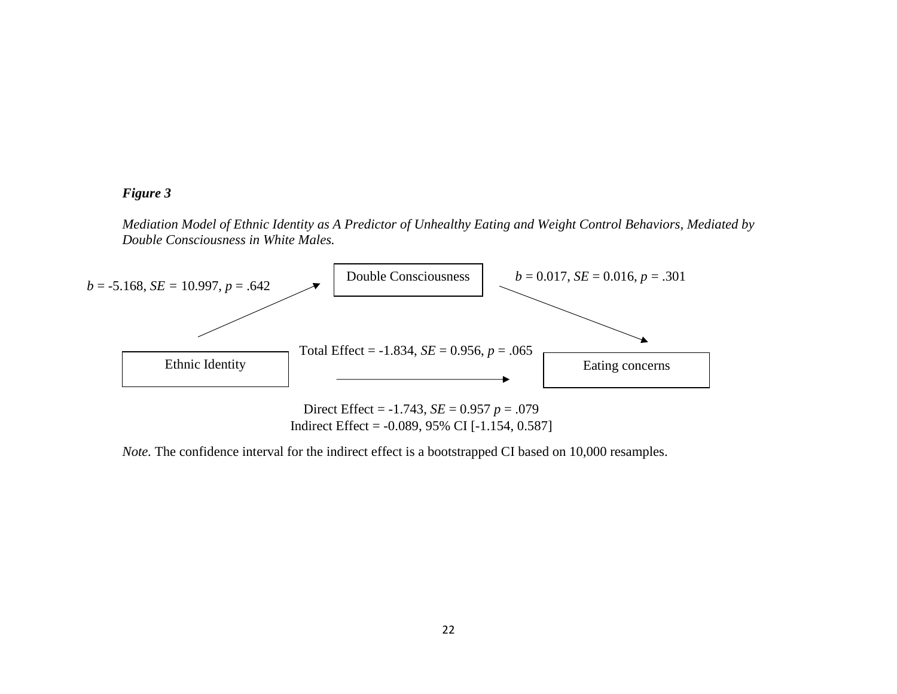***Figure 3***

*Mediation Model of Ethnic Identity as A Predictor of Unhealthy Eating and Weight Control Behaviors, Mediated by Double Consciousness in White Males.*

Double Consciousness

*b* = -5.168, *SE* = 10.997, *p* = .642

*b* = 0.017, *SE* = 0.016, *p* = .301

Ethnic Identity

Total Effect = -1.834, *SE* = 0.956, *p* = .065

Eating concerns

Direct Effect = -1.743, *SE* = 0.957 *p* = .079

Indirect Effect = -0.089, 95% CI [-1.154, 0.587]

*Note.* The confidence interval for the indirect effect is a bootstrapped CI based on 10,000 resamples.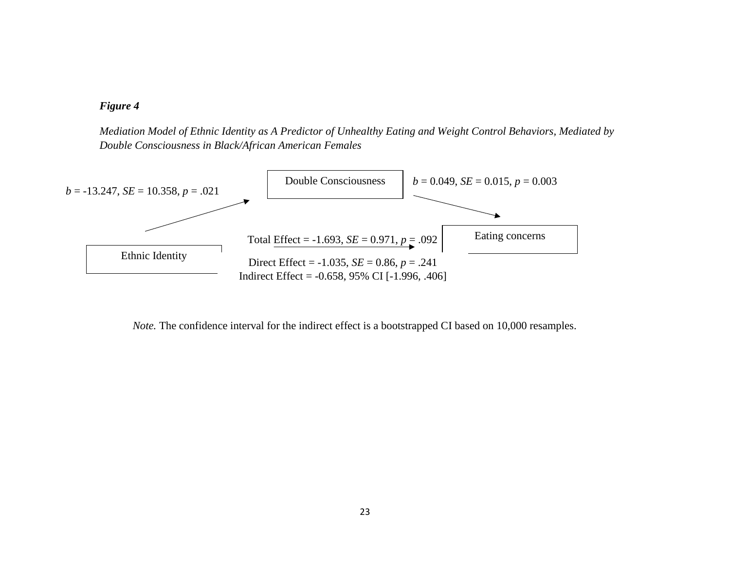***Figure 4***

*Mediation Model of Ethnic Identity as A Predictor of Unhealthy Eating and Weight Control Behaviors, Mediated by Double Consciousness in Black/African American Females*

Double Consciousness

$b$ = -13.247, $SE$ = 10.358, $p$ = .021

$b$ = 0.049, $SE$ = 0.015, $p$ = 0.003

Eating concerns

Total Effect = -1.693, $SE$ = 0.971, $p$ = .092

Ethnic Identity

Direct Effect = -1.035, $SE$ = 0.86, $p$ = .241

Indirect Effect = -0.658, 95% CI [-1.996, .406]

*Note.* The confidence interval for the indirect effect is a bootstrapped CI based on 10,000 resamples.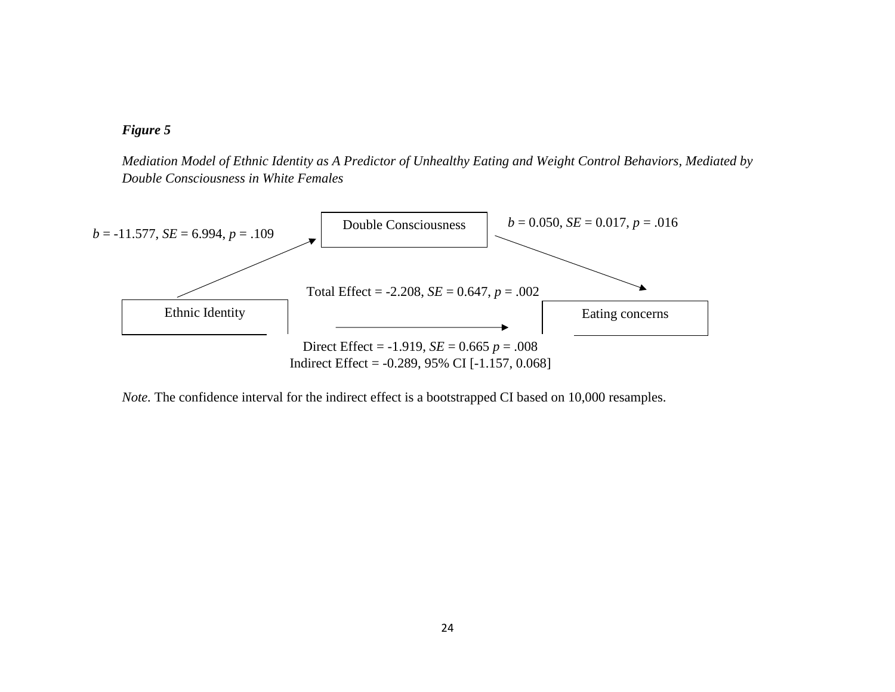***Figure 5***

*Mediation Model of Ethnic Identity as A Predictor of Unhealthy Eating and Weight Control Behaviors, Mediated by Double Consciousness in White Females*

Double Consciousness

*b* = -11.577, *SE* = 6.994, *p* = .109

*b* = 0.050, *SE* = 0.017, *p* = .016

Total Effect = -2.208, *SE* = 0.647, *p* = .002

Ethnic Identity

Eating concerns

Direct Effect = -1.919, *SE* = 0.665 *p* = .008
Indirect Effect = -0.289, 95% CI [-1.157, 0.068]

*Note.* The confidence interval for the indirect effect is a bootstrapped CI based on 10,000 resamples.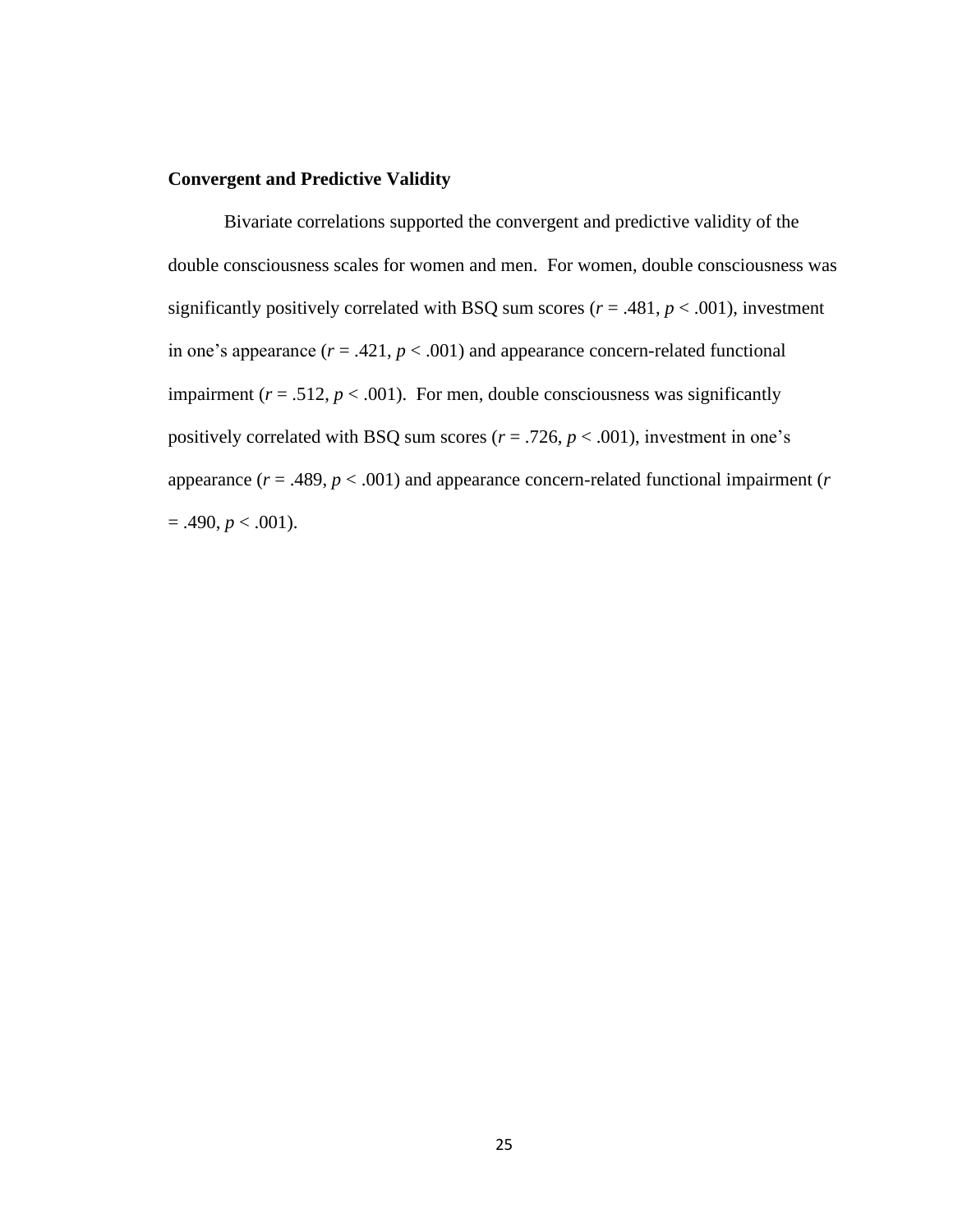### Convergent and Predictive Validity

Bivariate correlations supported the convergent and predictive validity of the double consciousness scales for women and men. For women, double consciousness was significantly positively correlated with BSQ sum scores ($r = .481$, $p < .001$), investment in one's appearance ($r = .421$, $p < .001$) and appearance concern-related functional impairment ($r = .512$, $p < .001$). For men, double consciousness was significantly positively correlated with BSQ sum scores ($r = .726$, $p < .001$), investment in one's appearance ($r = .489$, $p < .001$) and appearance concern-related functional impairment ($r = .490$, $p < .001$).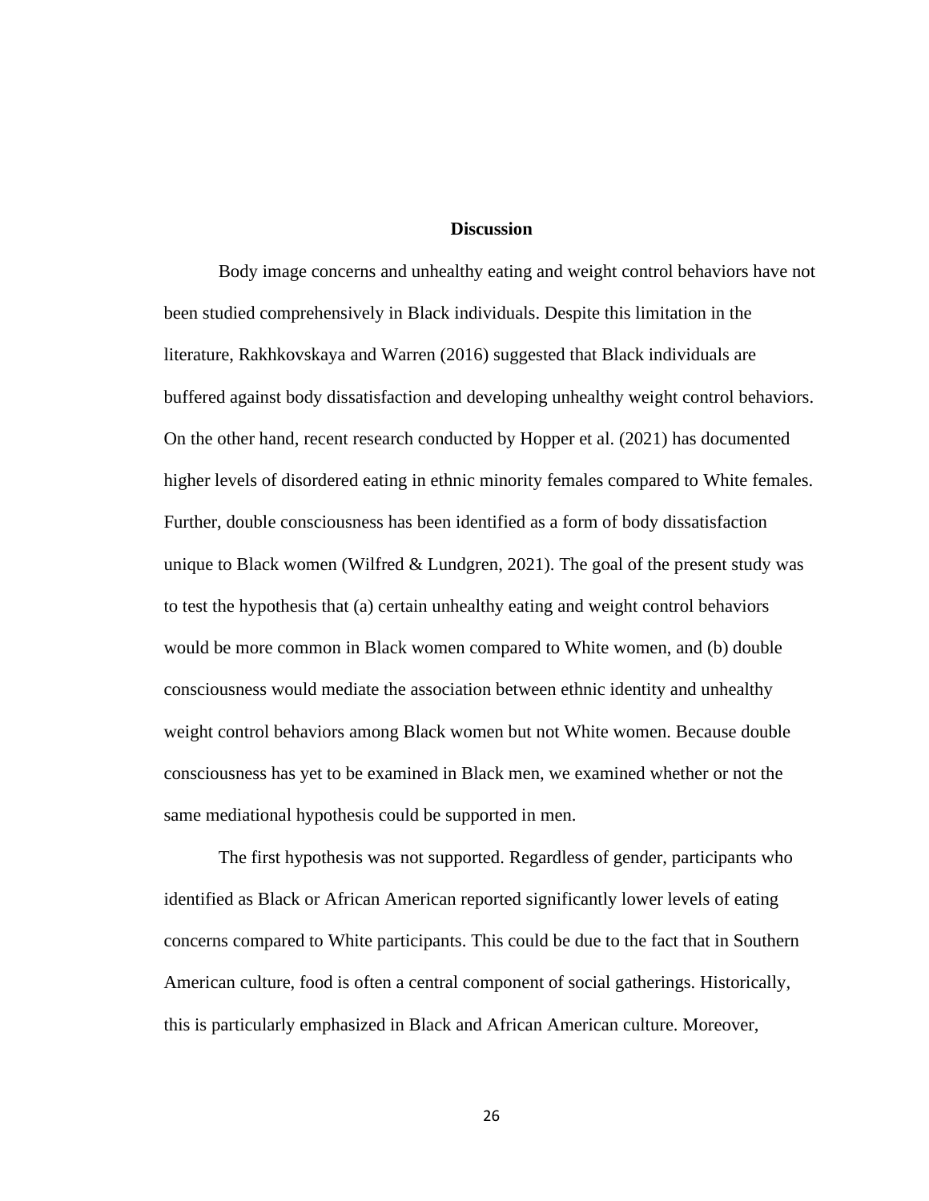## Discussion

Body image concerns and unhealthy eating and weight control behaviors have not been studied comprehensively in Black individuals. Despite this limitation in the literature, Rakhkovskaya and Warren (2016) suggested that Black individuals are buffered against body dissatisfaction and developing unhealthy weight control behaviors. On the other hand, recent research conducted by Hopper et al. (2021) has documented higher levels of disordered eating in ethnic minority females compared to White females. Further, double consciousness has been identified as a form of body dissatisfaction unique to Black women (Wilfred & Lundgren, 2021). The goal of the present study was to test the hypothesis that (a) certain unhealthy eating and weight control behaviors would be more common in Black women compared to White women, and (b) double consciousness would mediate the association between ethnic identity and unhealthy weight control behaviors among Black women but not White women. Because double consciousness has yet to be examined in Black men, we examined whether or not the same mediational hypothesis could be supported in men.

The first hypothesis was not supported. Regardless of gender, participants who identified as Black or African American reported significantly lower levels of eating concerns compared to White participants. This could be due to the fact that in Southern American culture, food is often a central component of social gatherings. Historically, this is particularly emphasized in Black and African American culture. Moreover,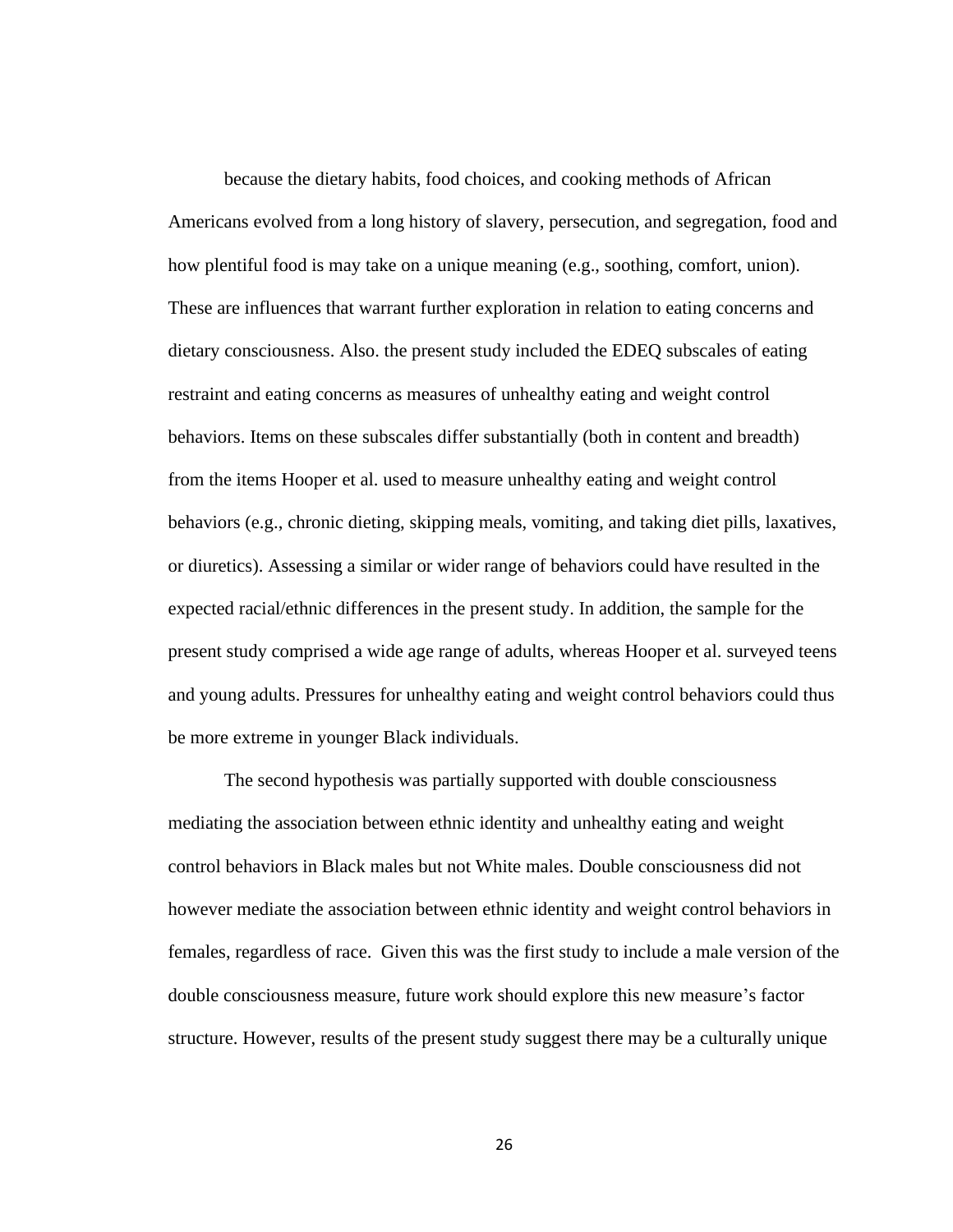because the dietary habits, food choices, and cooking methods of African Americans evolved from a long history of slavery, persecution, and segregation, food and how plentiful food is may take on a unique meaning (e.g., soothing, comfort, union). These are influences that warrant further exploration in relation to eating concerns and dietary consciousness. Also. the present study included the EDEQ subscales of eating restraint and eating concerns as measures of unhealthy eating and weight control behaviors. Items on these subscales differ substantially (both in content and breadth) from the items Hooper et al. used to measure unhealthy eating and weight control behaviors (e.g., chronic dieting, skipping meals, vomiting, and taking diet pills, laxatives, or diuretics). Assessing a similar or wider range of behaviors could have resulted in the expected racial/ethnic differences in the present study. In addition, the sample for the present study comprised a wide age range of adults, whereas Hooper et al. surveyed teens and young adults. Pressures for unhealthy eating and weight control behaviors could thus be more extreme in younger Black individuals.

The second hypothesis was partially supported with double consciousness mediating the association between ethnic identity and unhealthy eating and weight control behaviors in Black males but not White males. Double consciousness did not however mediate the association between ethnic identity and weight control behaviors in females, regardless of race. Given this was the first study to include a male version of the double consciousness measure, future work should explore this new measure's factor structure. However, results of the present study suggest there may be a culturally unique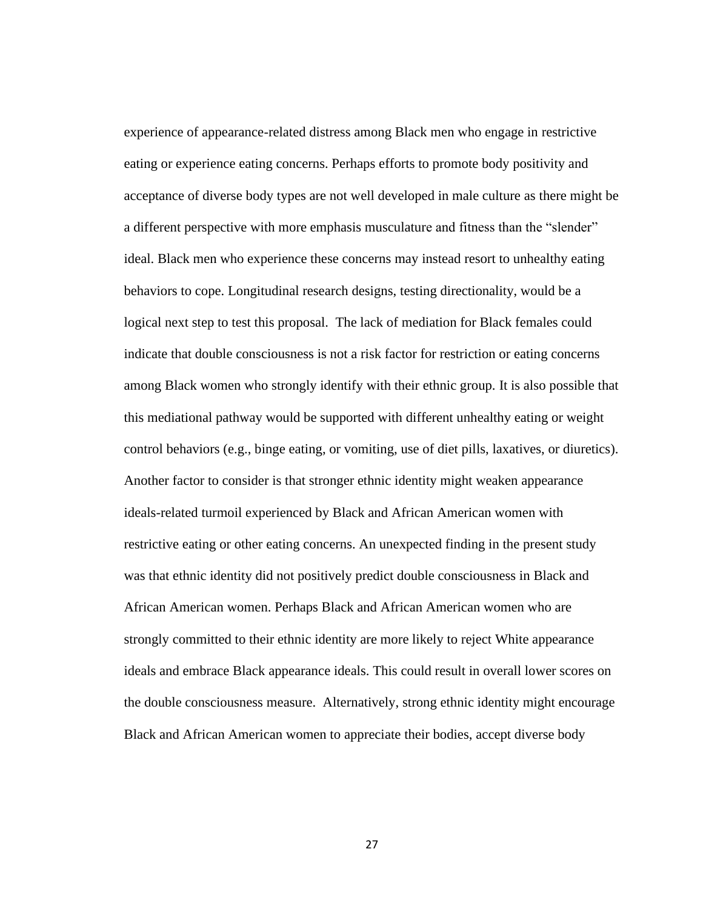experience of appearance-related distress among Black men who engage in restrictive eating or experience eating concerns. Perhaps efforts to promote body positivity and acceptance of diverse body types are not well developed in male culture as there might be a different perspective with more emphasis musculature and fitness than the "slender" ideal. Black men who experience these concerns may instead resort to unhealthy eating behaviors to cope. Longitudinal research designs, testing directionality, would be a logical next step to test this proposal. The lack of mediation for Black females could indicate that double consciousness is not a risk factor for restriction or eating concerns among Black women who strongly identify with their ethnic group. It is also possible that this mediational pathway would be supported with different unhealthy eating or weight control behaviors (e.g., binge eating, or vomiting, use of diet pills, laxatives, or diuretics). Another factor to consider is that stronger ethnic identity might weaken appearance ideals-related turmoil experienced by Black and African American women with restrictive eating or other eating concerns. An unexpected finding in the present study was that ethnic identity did not positively predict double consciousness in Black and African American women. Perhaps Black and African American women who are strongly committed to their ethnic identity are more likely to reject White appearance ideals and embrace Black appearance ideals. This could result in overall lower scores on the double consciousness measure. Alternatively, strong ethnic identity might encourage Black and African American women to appreciate their bodies, accept diverse body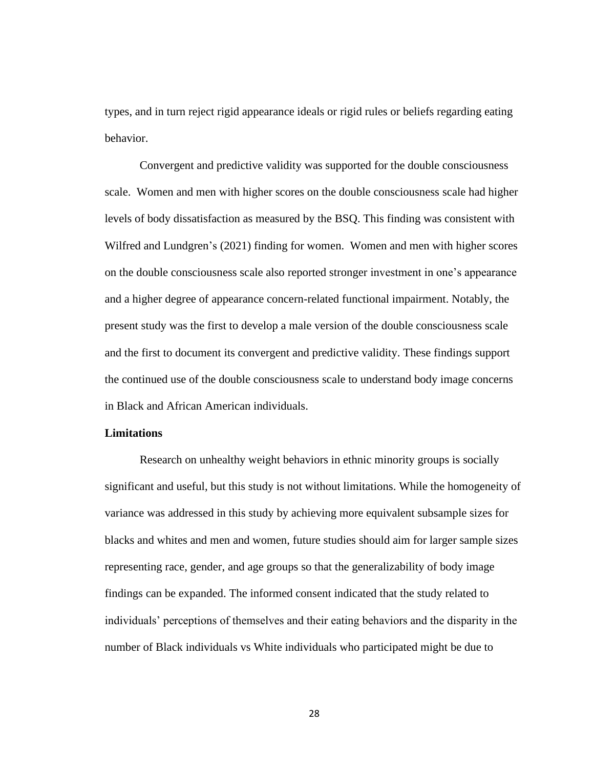types, and in turn reject rigid appearance ideals or rigid rules or beliefs regarding eating behavior.

Convergent and predictive validity was supported for the double consciousness scale. Women and men with higher scores on the double consciousness scale had higher levels of body dissatisfaction as measured by the BSQ. This finding was consistent with Wilfred and Lundgren's (2021) finding for women. Women and men with higher scores on the double consciousness scale also reported stronger investment in one's appearance and a higher degree of appearance concern-related functional impairment. Notably, the present study was the first to develop a male version of the double consciousness scale and the first to document its convergent and predictive validity. These findings support the continued use of the double consciousness scale to understand body image concerns in Black and African American individuals.

**Limitations**

Research on unhealthy weight behaviors in ethnic minority groups is socially significant and useful, but this study is not without limitations. While the homogeneity of variance was addressed in this study by achieving more equivalent subsample sizes for blacks and whites and men and women, future studies should aim for larger sample sizes representing race, gender, and age groups so that the generalizability of body image findings can be expanded. The informed consent indicated that the study related to individuals' perceptions of themselves and their eating behaviors and the disparity in the number of Black individuals vs White individuals who participated might be due to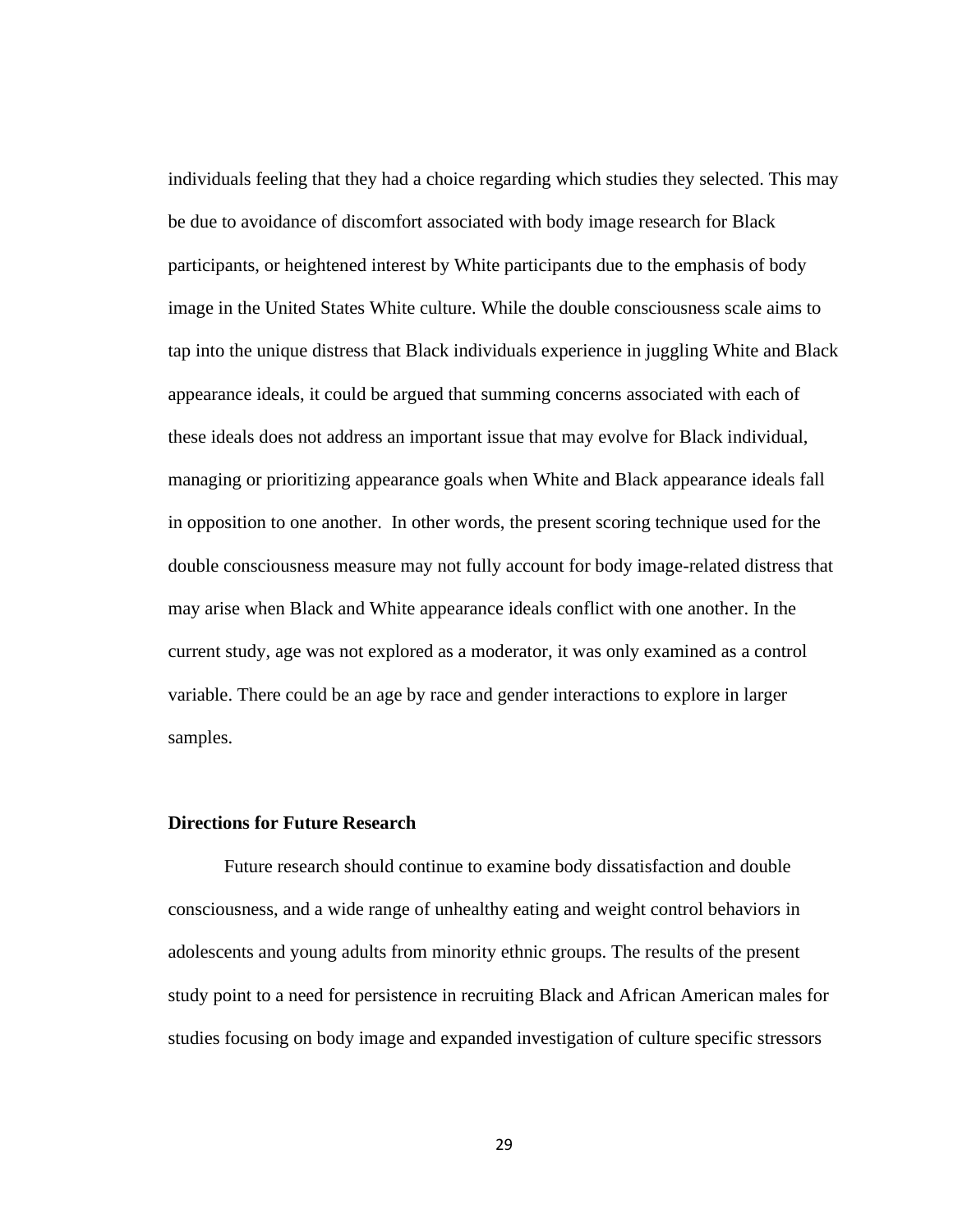individuals feeling that they had a choice regarding which studies they selected. This may be due to avoidance of discomfort associated with body image research for Black participants, or heightened interest by White participants due to the emphasis of body image in the United States White culture. While the double consciousness scale aims to tap into the unique distress that Black individuals experience in juggling White and Black appearance ideals, it could be argued that summing concerns associated with each of these ideals does not address an important issue that may evolve for Black individual, managing or prioritizing appearance goals when White and Black appearance ideals fall in opposition to one another. In other words, the present scoring technique used for the double consciousness measure may not fully account for body image-related distress that may arise when Black and White appearance ideals conflict with one another. In the current study, age was not explored as a moderator, it was only examined as a control variable. There could be an age by race and gender interactions to explore in larger samples.

### Directions for Future Research

Future research should continue to examine body dissatisfaction and double consciousness, and a wide range of unhealthy eating and weight control behaviors in adolescents and young adults from minority ethnic groups. The results of the present study point to a need for persistence in recruiting Black and African American males for studies focusing on body image and expanded investigation of culture specific stressors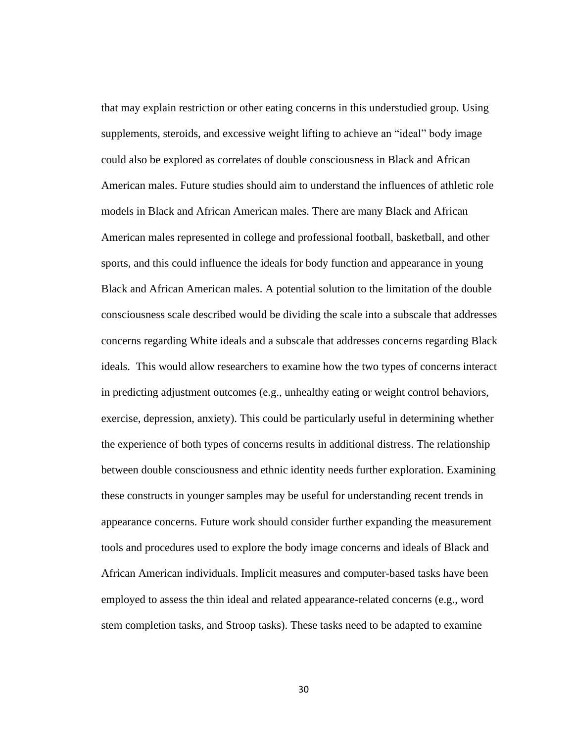that may explain restriction or other eating concerns in this understudied group. Using supplements, steroids, and excessive weight lifting to achieve an "ideal" body image could also be explored as correlates of double consciousness in Black and African American males. Future studies should aim to understand the influences of athletic role models in Black and African American males. There are many Black and African American males represented in college and professional football, basketball, and other sports, and this could influence the ideals for body function and appearance in young Black and African American males. A potential solution to the limitation of the double consciousness scale described would be dividing the scale into a subscale that addresses concerns regarding White ideals and a subscale that addresses concerns regarding Black ideals. This would allow researchers to examine how the two types of concerns interact in predicting adjustment outcomes (e.g., unhealthy eating or weight control behaviors, exercise, depression, anxiety). This could be particularly useful in determining whether the experience of both types of concerns results in additional distress. The relationship between double consciousness and ethnic identity needs further exploration. Examining these constructs in younger samples may be useful for understanding recent trends in appearance concerns. Future work should consider further expanding the measurement tools and procedures used to explore the body image concerns and ideals of Black and African American individuals. Implicit measures and computer-based tasks have been employed to assess the thin ideal and related appearance-related concerns (e.g., word stem completion tasks, and Stroop tasks). These tasks need to be adapted to examine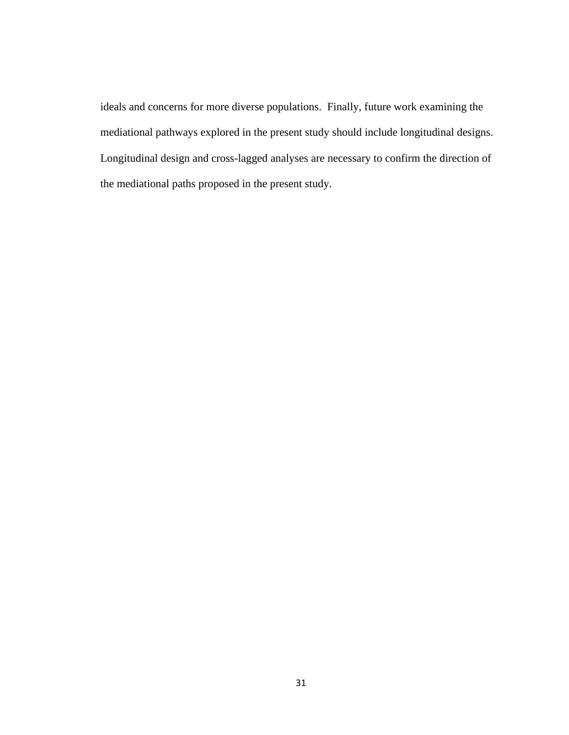ideals and concerns for more diverse populations. Finally, future work examining the mediational pathways explored in the present study should include longitudinal designs. Longitudinal design and cross-lagged analyses are necessary to confirm the direction of the mediational paths proposed in the present study.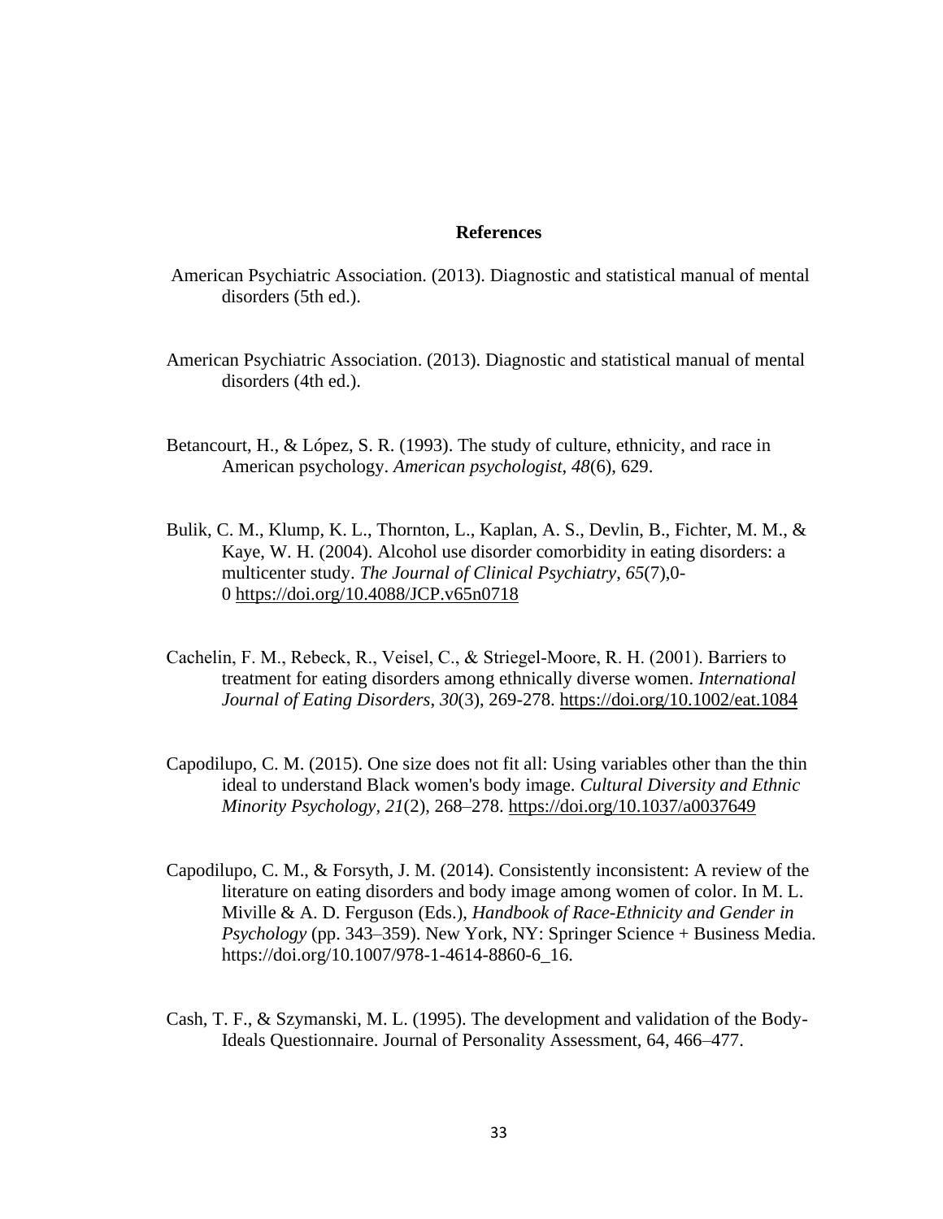# References

American Psychiatric Association. (2013). Diagnostic and statistical manual of mental disorders (5th ed.).

American Psychiatric Association. (2013). Diagnostic and statistical manual of mental disorders (4th ed.).

Betancourt, H., & López, S. R. (1993). The study of culture, ethnicity, and race in American psychology. *American psychologist*, *48*(6), 629.

Bulik, C. M., Klump, K. L., Thornton, L., Kaplan, A. S., Devlin, B., Fichter, M. M., & Kaye, W. H. (2004). Alcohol use disorder comorbidity in eating disorders: a multicenter study. *The Journal of Clinical Psychiatry*, *65*(7),0-0 https://doi.org/10.4088/JCP.v65n0718

Cachelin, F. M., Rebeck, R., Veisel, C., & Striegel-Moore, R. H. (2001). Barriers to treatment for eating disorders among ethnically diverse women. *International Journal of Eating Disorders*, *30*(3), 269-278. https://doi.org/10.1002/eat.1084

Capodilupo, C. M. (2015). One size does not fit all: Using variables other than the thin ideal to understand Black women's body image. *Cultural Diversity and Ethnic Minority Psychology*, *21*(2), 268–278. https://doi.org/10.1037/a0037649

Capodilupo, C. M., & Forsyth, J. M. (2014). Consistently inconsistent: A review of the literature on eating disorders and body image among women of color. In M. L. Miville & A. D. Ferguson (Eds.), *Handbook of Race-Ethnicity and Gender in Psychology* (pp. 343–359). New York, NY: Springer Science + Business Media. https://doi.org/10.1007/978-1-4614-8860-6_16.

Cash, T. F., & Szymanski, M. L. (1995). The development and validation of the Body-Ideals Questionnaire. Journal of Personality Assessment, 64, 466–477.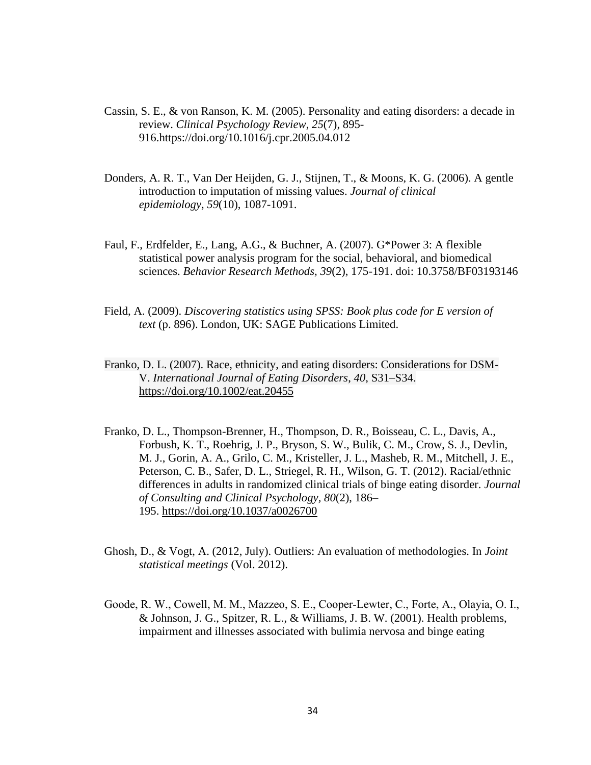Cassin, S. E., & von Ranson, K. M. (2005). Personality and eating disorders: a decade in review. *Clinical Psychology Review*, *25*(7), 895-916.https://doi.org/10.1016/j.cpr.2005.04.012

Donders, A. R. T., Van Der Heijden, G. J., Stijnen, T., & Moons, K. G. (2006). A gentle introduction to imputation of missing values. *Journal of clinical epidemiology*, *59*(10), 1087-1091.

Faul, F., Erdfelder, E., Lang, A.G., & Buchner, A. (2007). G*Power 3: A flexible statistical power analysis program for the social, behavioral, and biomedical sciences. *Behavior Research Methods, 39*(2), 175-191. doi: 10.3758/BF03193146

Field, A. (2009). *Discovering statistics using SPSS: Book plus code for E version of text* (p. 896). London, UK: SAGE Publications Limited.

Franko, D. L. (2007). Race, ethnicity, and eating disorders: Considerations for DSM-V. *International Journal of Eating Disorders*, *40*, S31–S34. https://doi.org/10.1002/eat.20455

Franko, D. L., Thompson-Brenner, H., Thompson, D. R., Boisseau, C. L., Davis, A., Forbush, K. T., Roehrig, J. P., Bryson, S. W., Bulik, C. M., Crow, S. J., Devlin, M. J., Gorin, A. A., Grilo, C. M., Kristeller, J. L., Masheb, R. M., Mitchell, J. E., Peterson, C. B., Safer, D. L., Striegel, R. H., Wilson, G. T. (2012). Racial/ethnic differences in adults in randomized clinical trials of binge eating disorder. *Journal of Consulting and Clinical Psychology*, *80*(2), 186–195. https://doi.org/10.1037/a0026700

Ghosh, D., & Vogt, A. (2012, July). Outliers: An evaluation of methodologies. In *Joint statistical meetings* (Vol. 2012).

Goode, R. W., Cowell, M. M., Mazzeo, S. E., Cooper-Lewter, C., Forte, A., Olayia, O. I., & Johnson, J. G., Spitzer, R. L., & Williams, J. B. W. (2001). Health problems, impairment and illnesses associated with bulimia nervosa and binge eating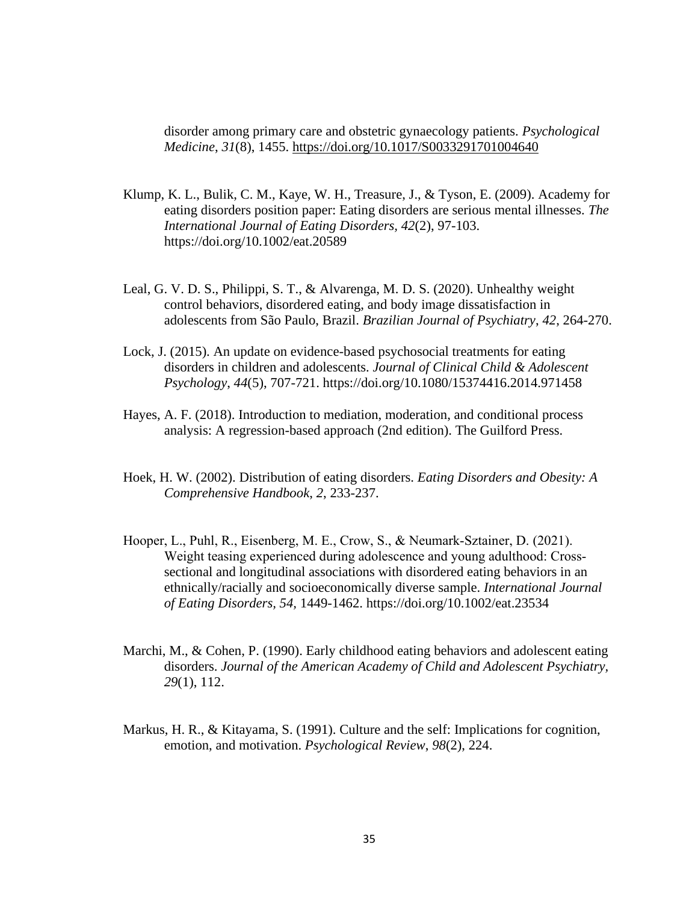disorder among primary care and obstetric gynaecology patients. *Psychological Medicine*, *31*(8), 1455. https://doi.org/10.1017/S0033291701004640

Klump, K. L., Bulik, C. M., Kaye, W. H., Treasure, J., & Tyson, E. (2009). Academy for eating disorders position paper: Eating disorders are serious mental illnesses. *The International Journal of Eating Disorders, 42*(2), 97-103. https://doi.org/10.1002/eat.20589

Leal, G. V. D. S., Philippi, S. T., & Alvarenga, M. D. S. (2020). Unhealthy weight control behaviors, disordered eating, and body image dissatisfaction in adolescents from São Paulo, Brazil. *Brazilian Journal of Psychiatry*, *42*, 264-270.

Lock, J. (2015). An update on evidence-based psychosocial treatments for eating disorders in children and adolescents. *Journal of Clinical Child & Adolescent Psychology*, *44*(5), 707-721. https://doi.org/10.1080/15374416.2014.971458

Hayes, A. F. (2018). Introduction to mediation, moderation, and conditional process analysis: A regression-based approach (2nd edition). The Guilford Press.

Hoek, H. W. (2002). Distribution of eating disorders. *Eating Disorders and Obesity: A Comprehensive Handbook*, *2*, 233-237.

Hooper, L., Puhl, R., Eisenberg, M. E., Crow, S., & Neumark-Sztainer, D. (2021). Weight teasing experienced during adolescence and young adulthood: Cross-sectional and longitudinal associations with disordered eating behaviors in an ethnically/racially and socioeconomically diverse sample. *International Journal of Eating Disorders, 54*, 1449-1462. https://doi.org/10.1002/eat.23534

Marchi, M., & Cohen, P. (1990). Early childhood eating behaviors and adolescent eating disorders. *Journal of the American Academy of Child and Adolescent Psychiatry*, *29*(1), 112.

Markus, H. R., & Kitayama, S. (1991). Culture and the self: Implications for cognition, emotion, and motivation. *Psychological Review, 98*(2), 224.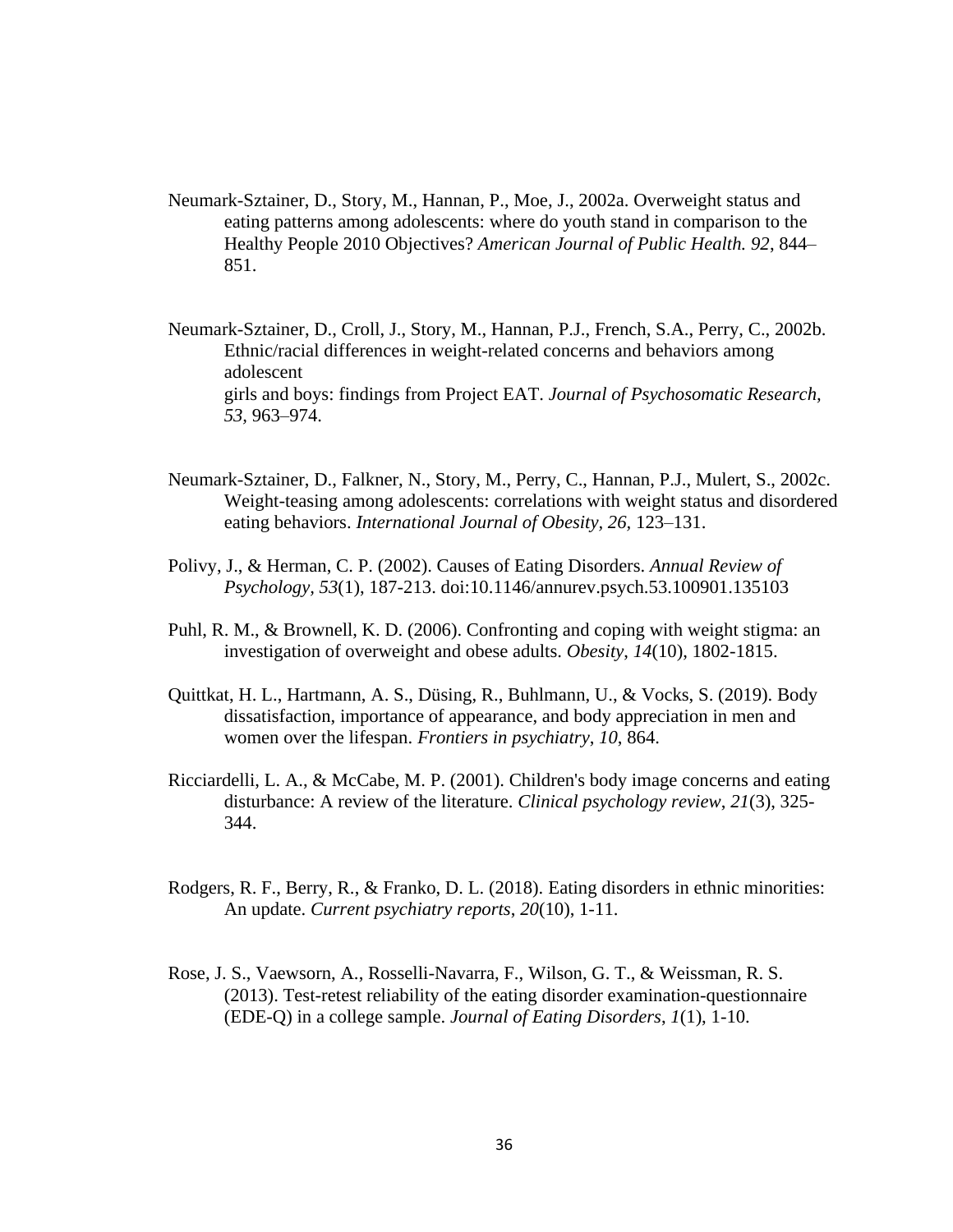Neumark-Sztainer, D., Story, M., Hannan, P., Moe, J., 2002a. Overweight status and eating patterns among adolescents: where do youth stand in comparison to the Healthy People 2010 Objectives? *American Journal of Public Health. 92*, 844–851.

Neumark-Sztainer, D., Croll, J., Story, M., Hannan, P.J., French, S.A., Perry, C., 2002b. Ethnic/racial differences in weight-related concerns and behaviors among adolescent girls and boys: findings from Project EAT. *Journal of Psychosomatic Research, 53*, 963–974.

Neumark-Sztainer, D., Falkner, N., Story, M., Perry, C., Hannan, P.J., Mulert, S., 2002c. Weight-teasing among adolescents: correlations with weight status and disordered eating behaviors. *International Journal of Obesity, 26,* 123–131.

Polivy, J., & Herman, C. P. (2002). Causes of Eating Disorders. *Annual Review of Psychology, 53*(1), 187-213. doi:10.1146/annurev.psych.53.100901.135103

Puhl, R. M., & Brownell, K. D. (2006). Confronting and coping with weight stigma: an investigation of overweight and obese adults. *Obesity*, *14*(10), 1802-1815.

Quittkat, H. L., Hartmann, A. S., Düsing, R., Buhlmann, U., & Vocks, S. (2019). Body dissatisfaction, importance of appearance, and body appreciation in men and women over the lifespan. *Frontiers in psychiatry*, *10*, 864.

Ricciardelli, L. A., & McCabe, M. P. (2001). Children's body image concerns and eating disturbance: A review of the literature. *Clinical psychology review*, *21*(3), 325-344.

Rodgers, R. F., Berry, R., & Franko, D. L. (2018). Eating disorders in ethnic minorities: An update. *Current psychiatry reports*, *20*(10), 1-11.

Rose, J. S., Vaewsorn, A., Rosselli-Navarra, F., Wilson, G. T., & Weissman, R. S. (2013). Test-retest reliability of the eating disorder examination-questionnaire (EDE-Q) in a college sample. *Journal of Eating Disorders*, *1*(1), 1-10.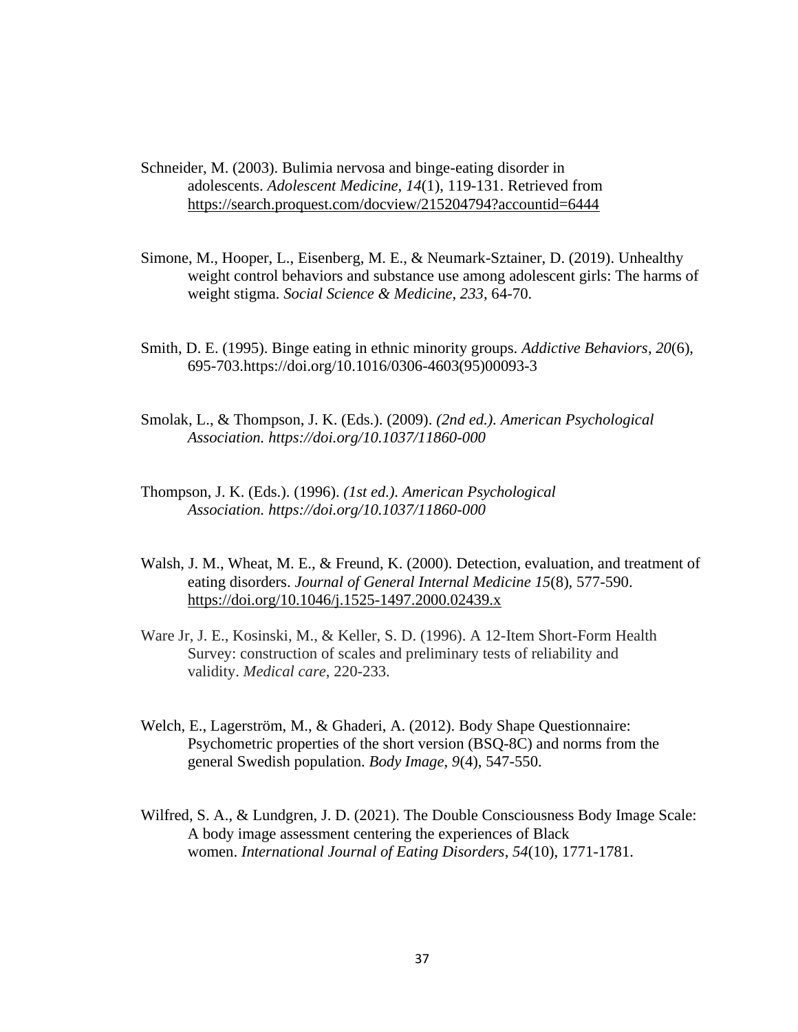Schneider, M. (2003). Bulimia nervosa and binge-eating disorder in adolescents. *Adolescent Medicine*, *14*(1), 119-131. Retrieved from https://search.proquest.com/docview/215204794?accountid=6444

Simone, M., Hooper, L., Eisenberg, M. E., & Neumark-Sztainer, D. (2019). Unhealthy weight control behaviors and substance use among adolescent girls: The harms of weight stigma. *Social Science & Medicine*, *233*, 64-70.

Smith, D. E. (1995). Binge eating in ethnic minority groups. *Addictive Behaviors*, *20*(6), 695-703.https://doi.org/10.1016/0306-4603(95)00093-3

Smolak, L., & Thompson, J. K. (Eds.). (2009). *(2nd ed.). American Psychological Association. https://doi.org/10.1037/11860-000*

Thompson, J. K. (Eds.). (1996). *(1st ed.). American Psychological Association. https://doi.org/10.1037/11860-000*

Walsh, J. M., Wheat, M. E., & Freund, K. (2000). Detection, evaluation, and treatment of eating disorders. *Journal of General Internal Medicine 15*(8), 577-590. https://doi.org/10.1046/j.1525-1497.2000.02439.x

Ware Jr, J. E., Kosinski, M., & Keller, S. D. (1996). A 12-Item Short-Form Health Survey: construction of scales and preliminary tests of reliability and validity. *Medical care*, 220-233.

Welch, E., Lagerström, M., & Ghaderi, A. (2012). Body Shape Questionnaire: Psychometric properties of the short version (BSQ-8C) and norms from the general Swedish population. *Body Image*, *9*(4), 547-550.

Wilfred, S. A., & Lundgren, J. D. (2021). The Double Consciousness Body Image Scale: A body image assessment centering the experiences of Black women. *International Journal of Eating Disorders*, *54*(10), 1771-1781.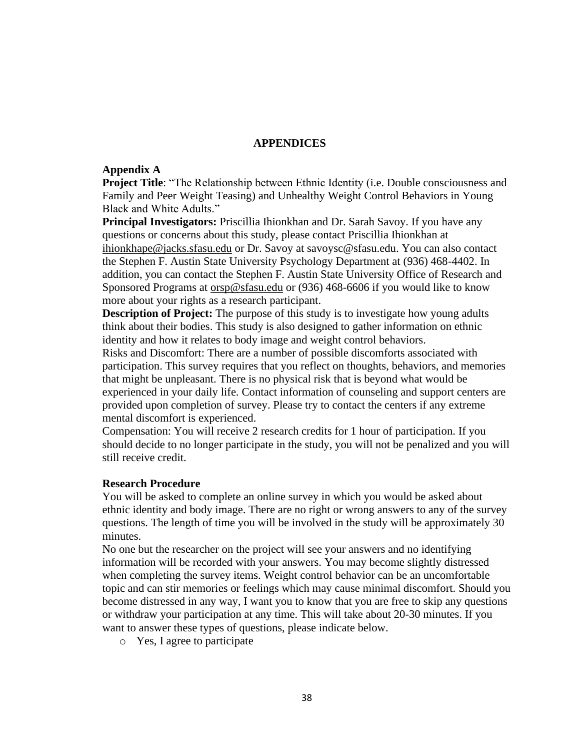# APPENDICES

**Appendix A**

**Project Title**: "The Relationship between Ethnic Identity (i.e. Double consciousness and Family and Peer Weight Teasing) and Unhealthy Weight Control Behaviors in Young Black and White Adults."

**Principal Investigators:** Priscillia Ihionkhan and Dr. Sarah Savoy. If you have any questions or concerns about this study, please contact Priscillia Ihionkhan at ihionkhape@jacks.sfasu.edu or Dr. Savoy at savoysc@sfasu.edu. You can also contact the Stephen F. Austin State University Psychology Department at (936) 468-4402. In addition, you can contact the Stephen F. Austin State University Office of Research and Sponsored Programs at orsp@sfasu.edu or (936) 468-6606 if you would like to know more about your rights as a research participant.

**Description of Project:** The purpose of this study is to investigate how young adults think about their bodies. This study is also designed to gather information on ethnic identity and how it relates to body image and weight control behaviors.

Risks and Discomfort: There are a number of possible discomforts associated with participation. This survey requires that you reflect on thoughts, behaviors, and memories that might be unpleasant. There is no physical risk that is beyond what would be experienced in your daily life. Contact information of counseling and support centers are provided upon completion of survey. Please try to contact the centers if any extreme mental discomfort is experienced.

Compensation: You will receive 2 research credits for 1 hour of participation. If you should decide to no longer participate in the study, you will not be penalized and you will still receive credit.

**Research Procedure**

You will be asked to complete an online survey in which you would be asked about ethnic identity and body image. There are no right or wrong answers to any of the survey questions. The length of time you will be involved in the study will be approximately 30 minutes.

No one but the researcher on the project will see your answers and no identifying information will be recorded with your answers. You may become slightly distressed when completing the survey items. Weight control behavior can be an uncomfortable topic and can stir memories or feelings which may cause minimal discomfort. Should you become distressed in any way, I want you to know that you are free to skip any questions or withdraw your participation at any time. This will take about 20-30 minutes. If you want to answer these types of questions, please indicate below.

- o Yes, I agree to participate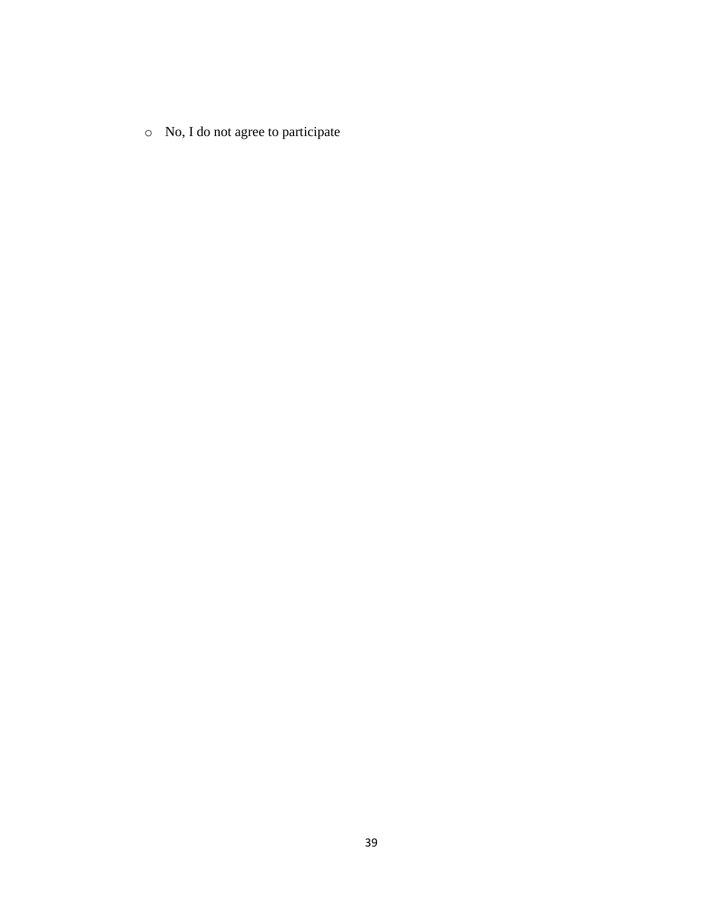- No, I do not agree to participate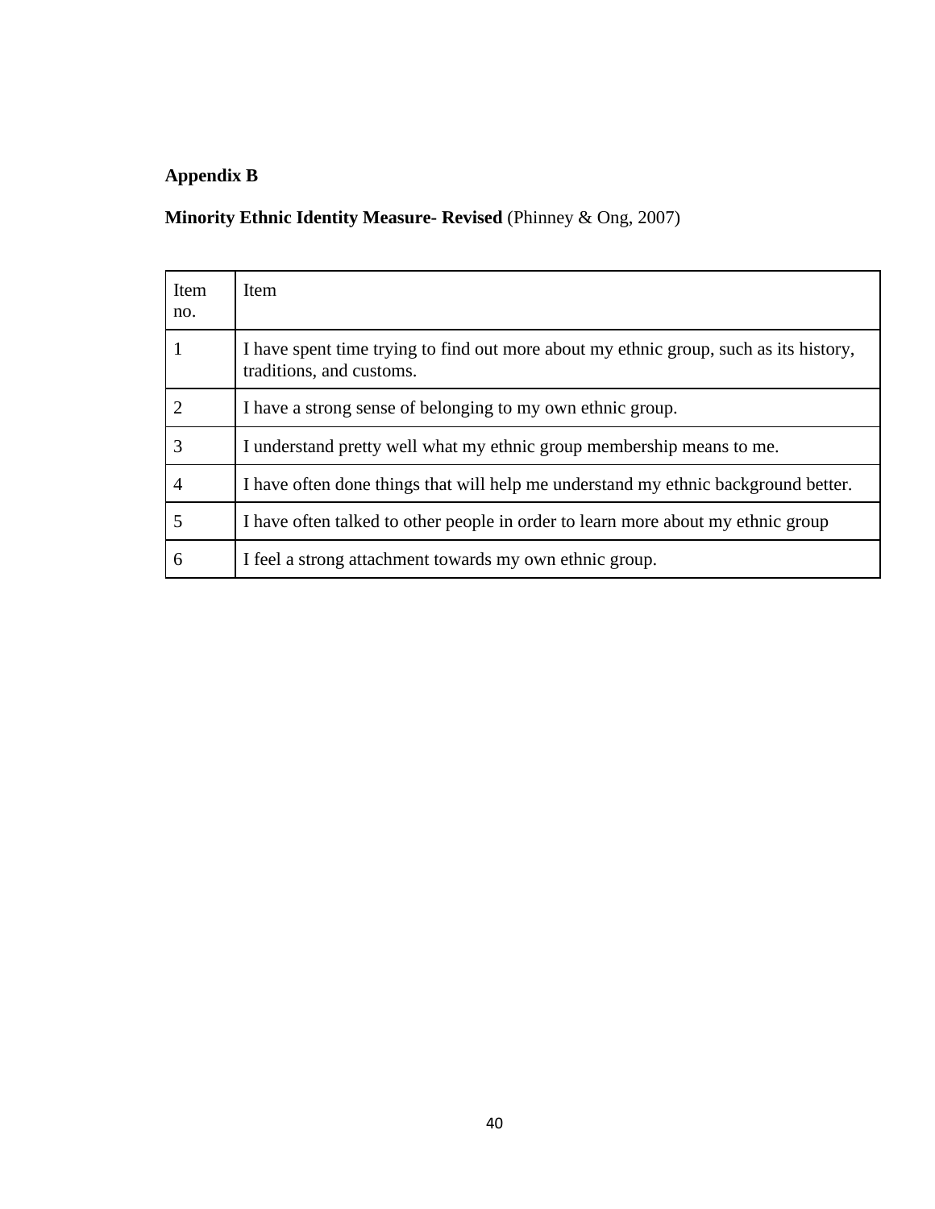**Appendix B**

**Minority Ethnic Identity Measure- Revised** (Phinney & Ong, 2007)

| Item no. | Item |
| --- | --- |
| 1 | I have spent time trying to find out more about my ethnic group, such as its history, traditions, and customs. |
| 2 | I have a strong sense of belonging to my own ethnic group. |
| 3 | I understand pretty well what my ethnic group membership means to me. |
| 4 | I have often done things that will help me understand my ethnic background better. |
| 5 | I have often talked to other people in order to learn more about my ethnic group |
| 6 | I feel a strong attachment towards my own ethnic group. |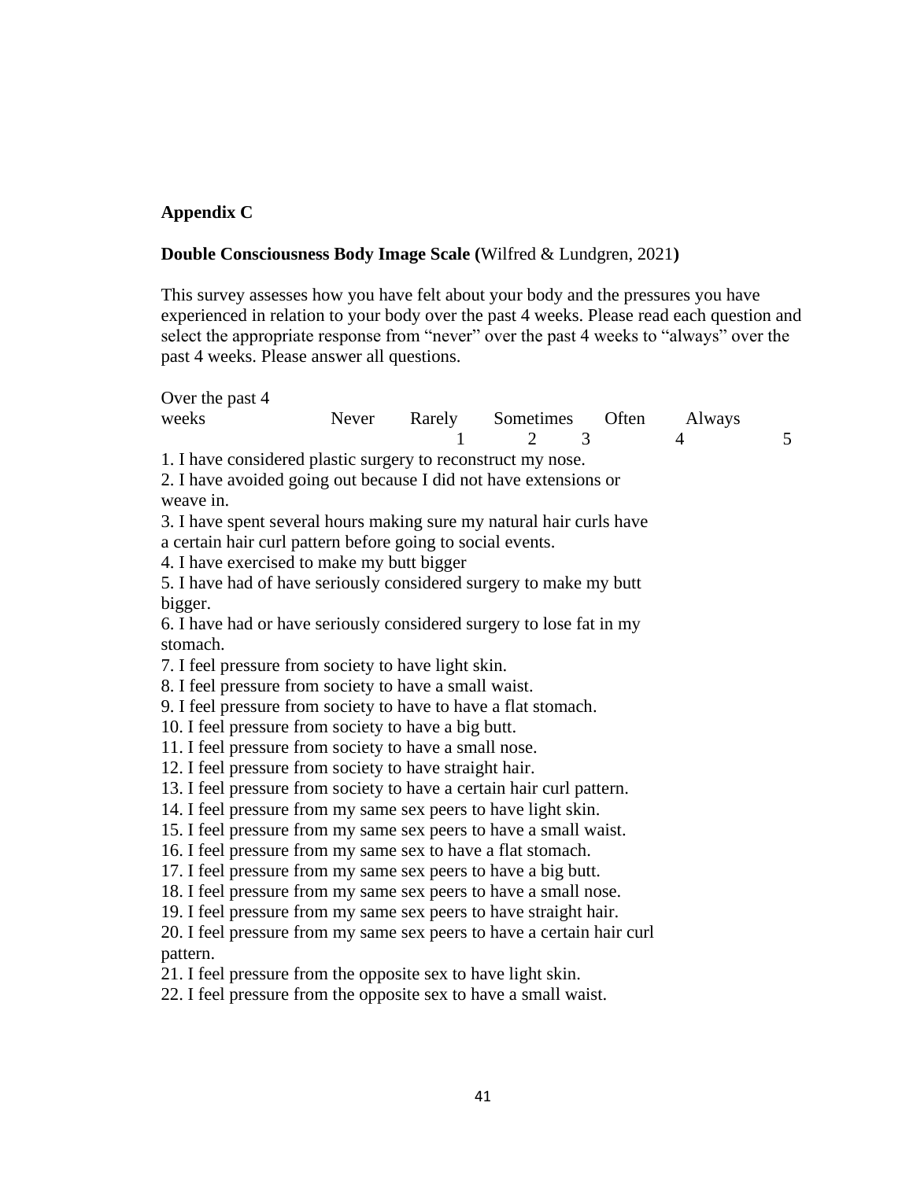**Appendix C**

**Double Consciousness Body Image Scale (**Wilfred & Lundgren, 2021**)**

This survey assesses how you have felt about your body and the pressures you have experienced in relation to your body over the past 4 weeks. Please read each question and select the appropriate response from "never" over the past 4 weeks to "always" over the past 4 weeks. Please answer all questions.

| Over the past 4 weeks | Never | Rarely | Sometimes | Often | Always |
|---|---|---|---|---|---|
| | 1 | 2 | 3 | 4 | 5 |

1. I have considered plastic surgery to reconstruct my nose.
2. I have avoided going out because I did not have extensions or weave in.
3. I have spent several hours making sure my natural hair curls have a certain hair curl pattern before going to social events.
4. I have exercised to make my butt bigger
5. I have had of have seriously considered surgery to make my butt bigger.
6. I have had or have seriously considered surgery to lose fat in my stomach.
7. I feel pressure from society to have light skin.
8. I feel pressure from society to have a small waist.
9. I feel pressure from society to have to have a flat stomach.
10. I feel pressure from society to have a big butt.
11. I feel pressure from society to have a small nose.
12. I feel pressure from society to have straight hair.
13. I feel pressure from society to have a certain hair curl pattern.
14. I feel pressure from my same sex peers to have light skin.
15. I feel pressure from my same sex peers to have a small waist.
16. I feel pressure from my same sex to have a flat stomach.
17. I feel pressure from my same sex peers to have a big butt.
18. I feel pressure from my same sex peers to have a small nose.
19. I feel pressure from my same sex peers to have straight hair.
20. I feel pressure from my same sex peers to have a certain hair curl pattern.
21. I feel pressure from the opposite sex to have light skin.
22. I feel pressure from the opposite sex to have a small waist.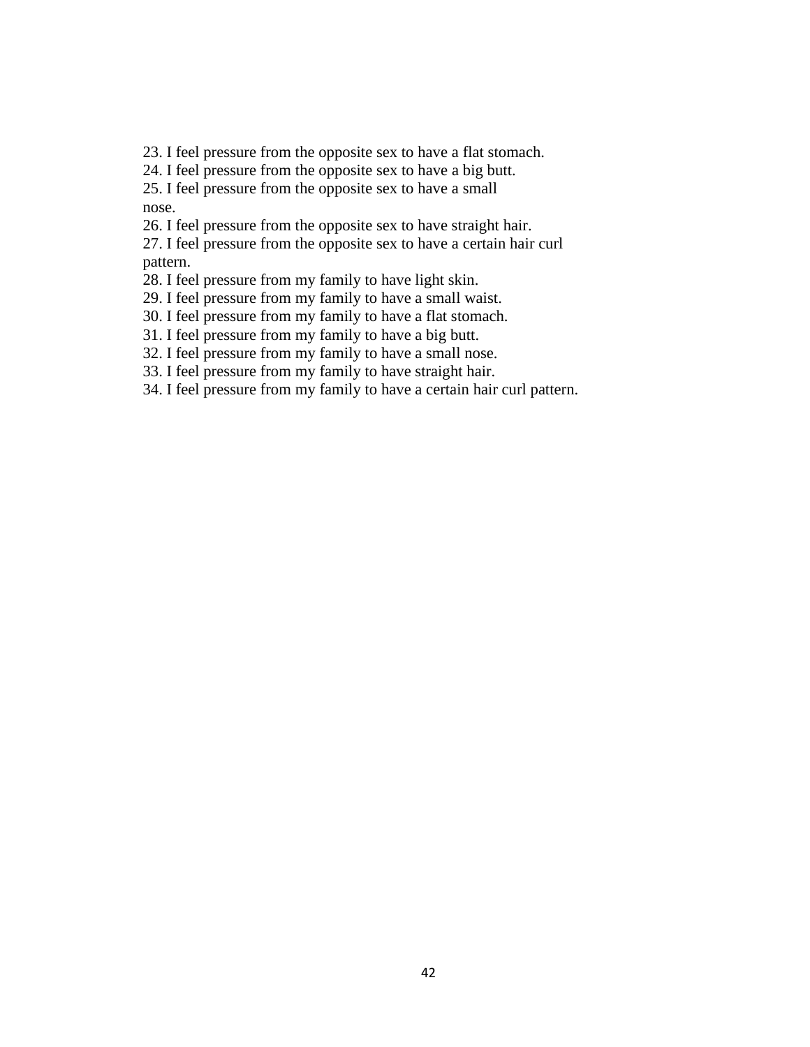23. I feel pressure from the opposite sex to have a flat stomach.
24. I feel pressure from the opposite sex to have a big butt.
25. I feel pressure from the opposite sex to have a small nose.
26. I feel pressure from the opposite sex to have straight hair.
27. I feel pressure from the opposite sex to have a certain hair curl pattern.
28. I feel pressure from my family to have light skin.
29. I feel pressure from my family to have a small waist.
30. I feel pressure from my family to have a flat stomach.
31. I feel pressure from my family to have a big butt.
32. I feel pressure from my family to have a small nose.
33. I feel pressure from my family to have straight hair.
34. I feel pressure from my family to have a certain hair curl pattern.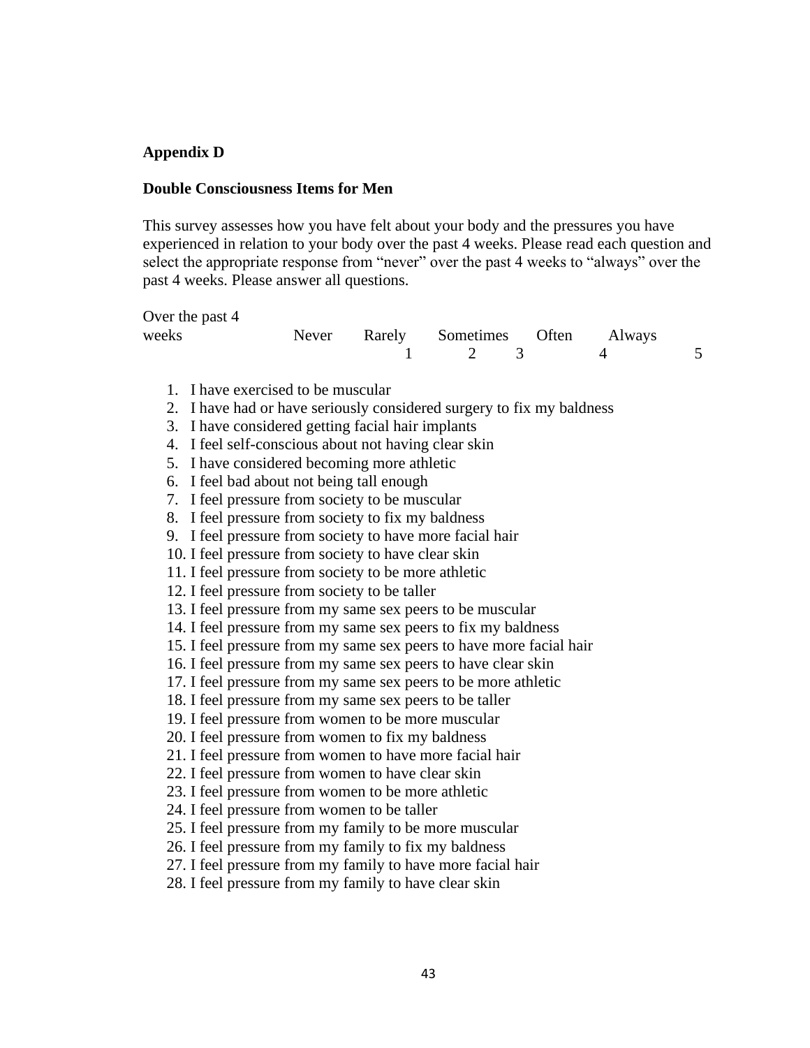**Appendix D**

**Double Consciousness Items for Men**

This survey assesses how you have felt about your body and the pressures you have experienced in relation to your body over the past 4 weeks. Please read each question and select the appropriate response from "never" over the past 4 weeks to "always" over the past 4 weeks. Please answer all questions.

| Over the past 4 weeks | Never | Rarely | Sometimes | Often | Always |
|---|---|---|---|---|---|
| | 1 | 2 | 3 | 4 | 5 |

1. I have exercised to be muscular
2. I have had or have seriously considered surgery to fix my baldness
3. I have considered getting facial hair implants
4. I feel self-conscious about not having clear skin
5. I have considered becoming more athletic
6. I feel bad about not being tall enough
7. I feel pressure from society to be muscular
8. I feel pressure from society to fix my baldness
9. I feel pressure from society to have more facial hair
10. I feel pressure from society to have clear skin
11. I feel pressure from society to be more athletic
12. I feel pressure from society to be taller
13. I feel pressure from my same sex peers to be muscular
14. I feel pressure from my same sex peers to fix my baldness
15. I feel pressure from my same sex peers to have more facial hair
16. I feel pressure from my same sex peers to have clear skin
17. I feel pressure from my same sex peers to be more athletic
18. I feel pressure from my same sex peers to be taller
19. I feel pressure from women to be more muscular
20. I feel pressure from women to fix my baldness
21. I feel pressure from women to have more facial hair
22. I feel pressure from women to have clear skin
23. I feel pressure from women to be more athletic
24. I feel pressure from women to be taller
25. I feel pressure from my family to be more muscular
26. I feel pressure from my family to fix my baldness
27. I feel pressure from my family to have more facial hair
28. I feel pressure from my family to have clear skin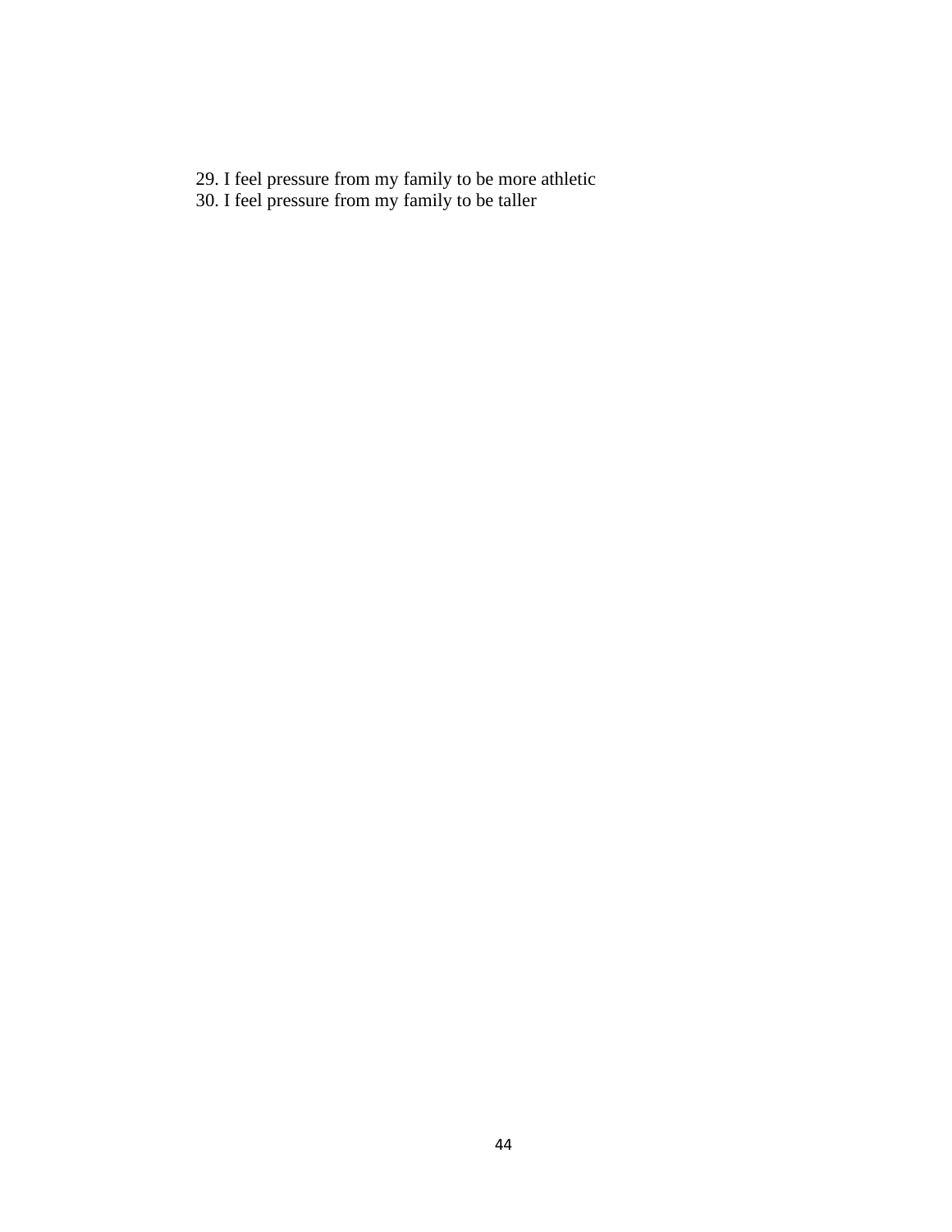29. I feel pressure from my family to be more athletic
30. I feel pressure from my family to be taller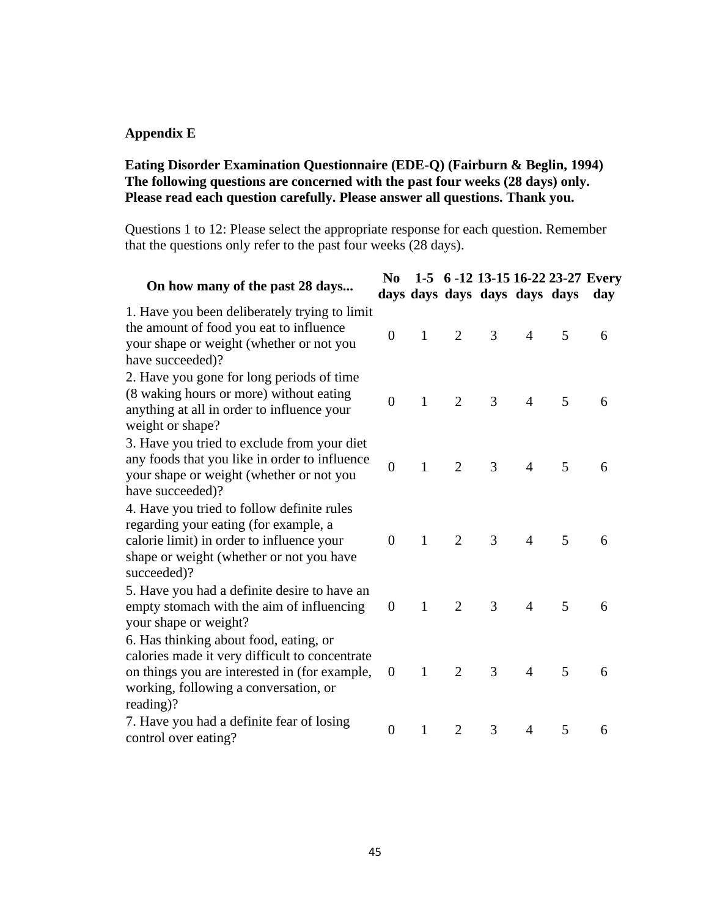**Appendix E**

**Eating Disorder Examination Questionnaire (EDE-Q) (Fairburn & Beglin, 1994)**
**The following questions are concerned with the past four weeks (28 days) only. Please read each question carefully. Please answer all questions. Thank you.**

Questions 1 to 12: Please select the appropriate response for each question. Remember that the questions only refer to the past four weeks (28 days).

| On how many of the past 28 days... | No days | 1-5 days | 6 -12 days | 13-15 days | 16-22 days | 23-27 days | Every day |
|---|---|---|---|---|---|---|---|
| 1. Have you been deliberately trying to limit the amount of food you eat to influence your shape or weight (whether or not you have succeeded)? | 0 | 1 | 2 | 3 | 4 | 5 | 6 |
| 2. Have you gone for long periods of time (8 waking hours or more) without eating anything at all in order to influence your weight or shape? | 0 | 1 | 2 | 3 | 4 | 5 | 6 |
| 3. Have you tried to exclude from your diet any foods that you like in order to influence your shape or weight (whether or not you have succeeded)? | 0 | 1 | 2 | 3 | 4 | 5 | 6 |
| 4. Have you tried to follow definite rules regarding your eating (for example, a calorie limit) in order to influence your shape or weight (whether or not you have succeeded)? | 0 | 1 | 2 | 3 | 4 | 5 | 6 |
| 5. Have you had a definite desire to have an empty stomach with the aim of influencing your shape or weight? | 0 | 1 | 2 | 3 | 4 | 5 | 6 |
| 6. Has thinking about food, eating, or calories made it very difficult to concentrate on things you are interested in (for example, working, following a conversation, or reading)? | 0 | 1 | 2 | 3 | 4 | 5 | 6 |
| 7. Have you had a definite fear of losing control over eating? | 0 | 1 | 2 | 3 | 4 | 5 | 6 |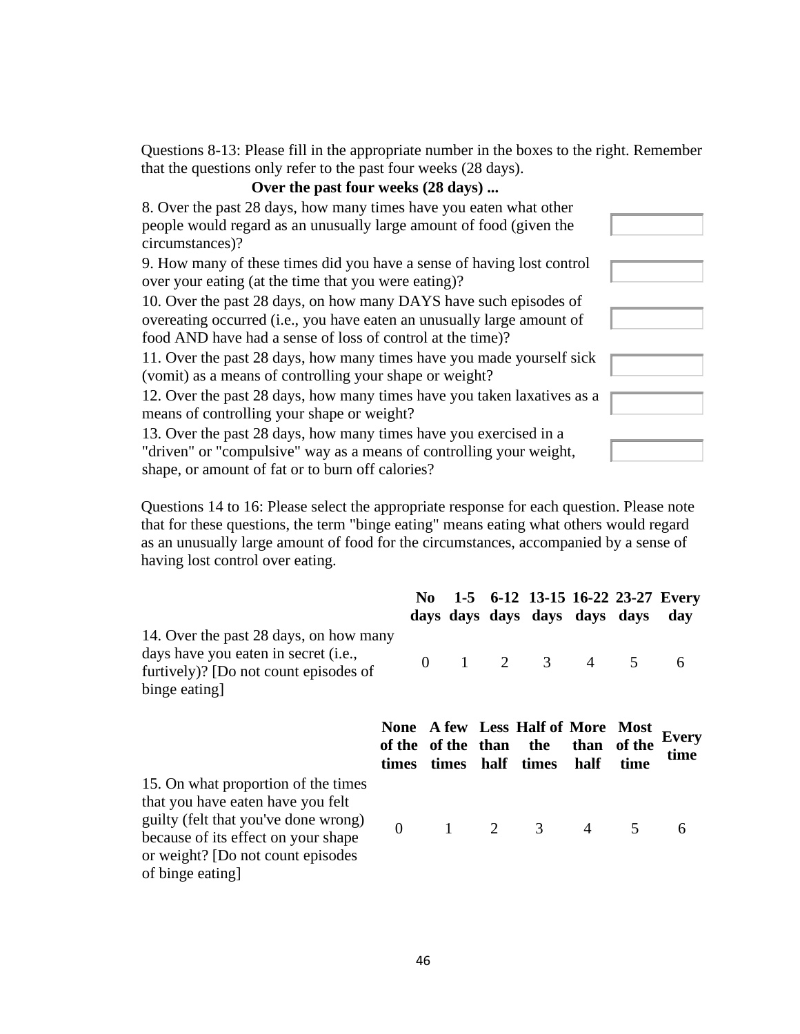Questions 8-13: Please fill in the appropriate number in the boxes to the right. Remember that the questions only refer to the past four weeks (28 days).

**Over the past four weeks (28 days) ...**

| | |
|---|---|
| 8. Over the past 28 days, how many times have you eaten what other people would regard as an unusually large amount of food (given the circumstances)? | |
| 9. How many of these times did you have a sense of having lost control over your eating (at the time that you were eating)? | |
| 10. Over the past 28 days, on how many DAYS have such episodes of overeating occurred (i.e., you have eaten an unusually large amount of food AND have had a sense of loss of control at the time)? | |
| 11. Over the past 28 days, how many times have you made yourself sick (vomit) as a means of controlling your shape or weight? | |
| 12. Over the past 28 days, how many times have you taken laxatives as a means of controlling your shape or weight? | |
| 13. Over the past 28 days, how many times have you exercised in a "driven" or "compulsive" way as a means of controlling your weight, shape, or amount of fat or to burn off calories? | |

Questions 14 to 16: Please select the appropriate response for each question. Please note that for these questions, the term "binge eating" means eating what others would regard as an unusually large amount of food for the circumstances, accompanied by a sense of having lost control over eating.

| | **No days** | **1-5 days** | **6-12 days** | **13-15 days** | **16-22 days** | **23-27 days** | **Every day** |
|---|---|---|---|---|---|---|---|
| 14. Over the past 28 days, on how many days have you eaten in secret (i.e., furtively)? [Do not count episodes of binge eating] | 0 | 1 | 2 | 3 | 4 | 5 | 6 |

| | **None of the times** | **A few of the times** | **Less than half** | **Half of the times** | **More than half** | **Most of the time** | **Every time** |
|---|---|---|---|---|---|---|---|
| 15. On what proportion of the times that you have eaten have you felt guilty (felt that you've done wrong) because of its effect on your shape or weight? [Do not count episodes of binge eating] | 0 | 1 | 2 | 3 | 4 | 5 | 6 |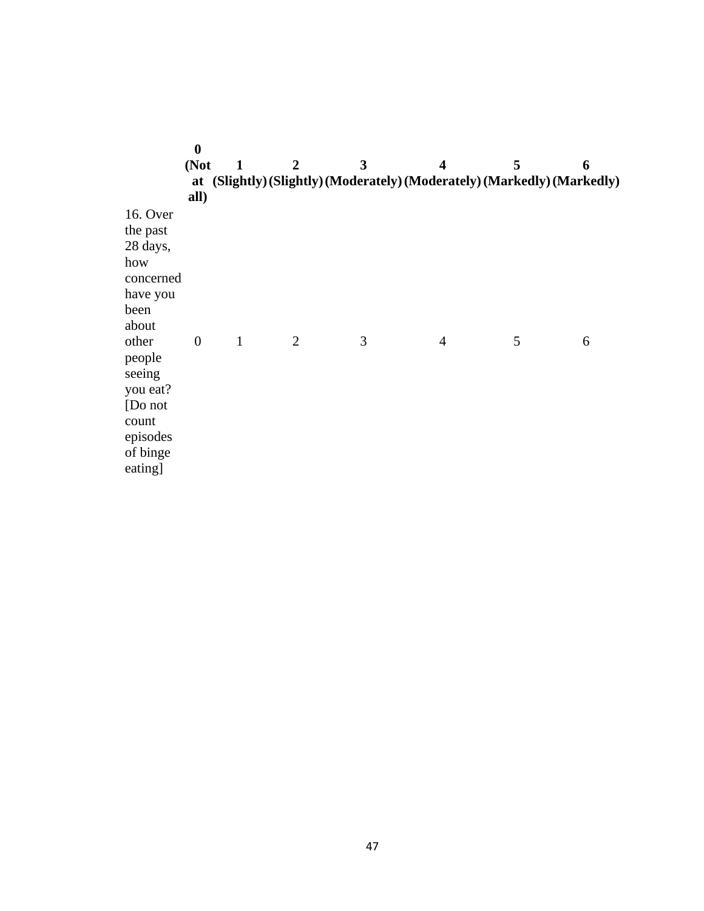| | 0 (Not at all) | 1 (Slightly) | 2 (Slightly) | 3 (Moderately) | 4 (Moderately) | 5 (Markedly) | 6 (Markedly) |
|---|---|---|---|---|---|---|---|
| 16. Over the past 28 days, how concerned have you been about other people seeing you eat? [Do not count episodes of binge eating] | 0 | 1 | 2 | 3 | 4 | 5 | 6 |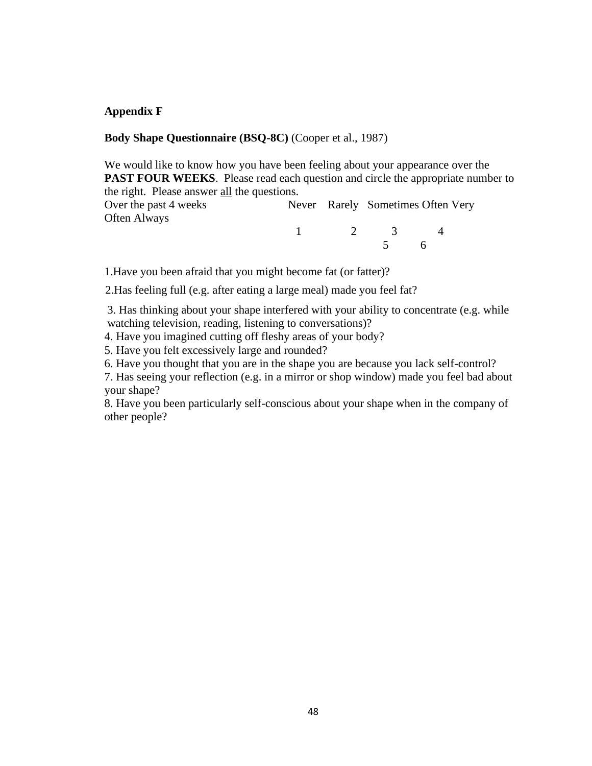**Appendix F**

**Body Shape Questionnaire (BSQ-8C)** (Cooper et al., 1987)

We would like to know how you have been feeling about your appearance over the **PAST FOUR WEEKS**. Please read each question and circle the appropriate number to the right. Please answer all the questions.

| Over the past 4 weeks | Never | Rarely | Sometimes | Often | Very Often | Always |
|---|---|---|---|---|---|---|
| | 1 | 2 | 3 | 4 | 5 | 6 |

1. Have you been afraid that you might become fat (or fatter)?
2. Has feeling full (e.g. after eating a large meal) made you feel fat?
3. Has thinking about your shape interfered with your ability to concentrate (e.g. while watching television, reading, listening to conversations)?
4. Have you imagined cutting off fleshy areas of your body?
5. Have you felt excessively large and rounded?
6. Have you thought that you are in the shape you are because you lack self-control?
7. Has seeing your reflection (e.g. in a mirror or shop window) made you feel bad about your shape?
8. Have you been particularly self-conscious about your shape when in the company of other people?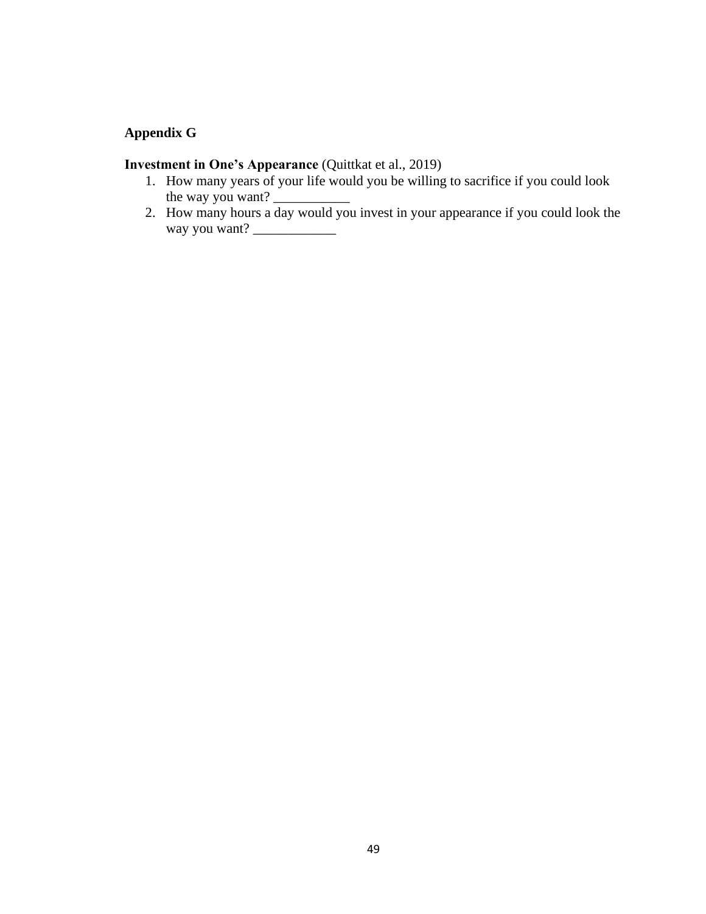**Appendix G**

**Investment in One's Appearance** (Quittkat et al., 2019)

1. How many years of your life would you be willing to sacrifice if you could look the way you want? ___________
2. How many hours a day would you invest in your appearance if you could look the way you want? ____________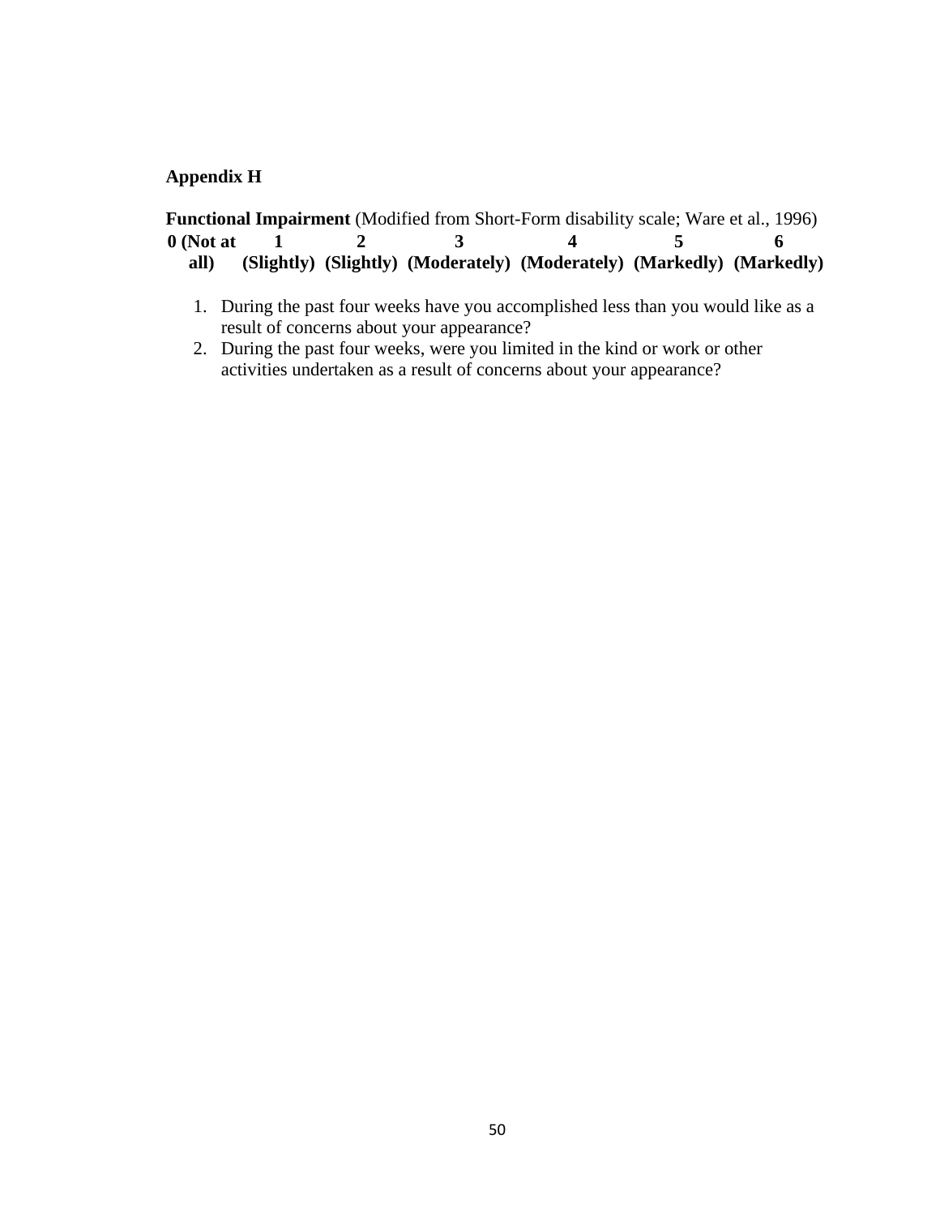**Appendix H**

**Functional Impairment** (Modified from Short-Form disability scale; Ware et al., 1996)

| 0 (Not at all) | 1 (Slightly) | 2 (Slightly) | 3 (Moderately) | 4 (Moderately) | 5 (Markedly) | 6 (Markedly) |
|---|---|---|---|---|---|---|

1. During the past four weeks have you accomplished less than you would like as a result of concerns about your appearance?
2. During the past four weeks, were you limited in the kind or work or other activities undertaken as a result of concerns about your appearance?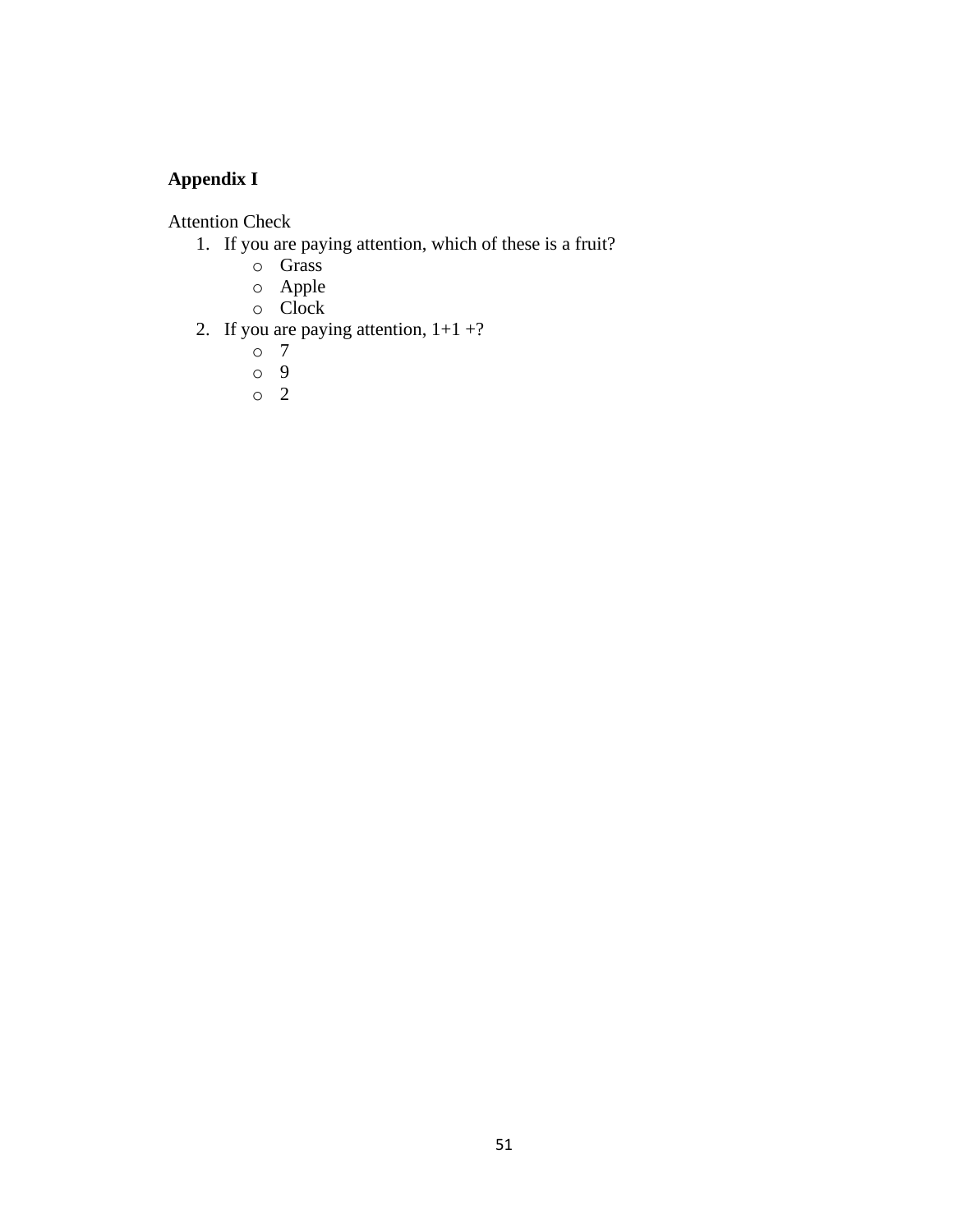**Appendix I**

Attention Check

1. If you are paying attention, which of these is a fruit?
   - Grass
   - Apple
   - Clock
2. If you are paying attention, 1+1 +?
   - 7
   - 9
   - 2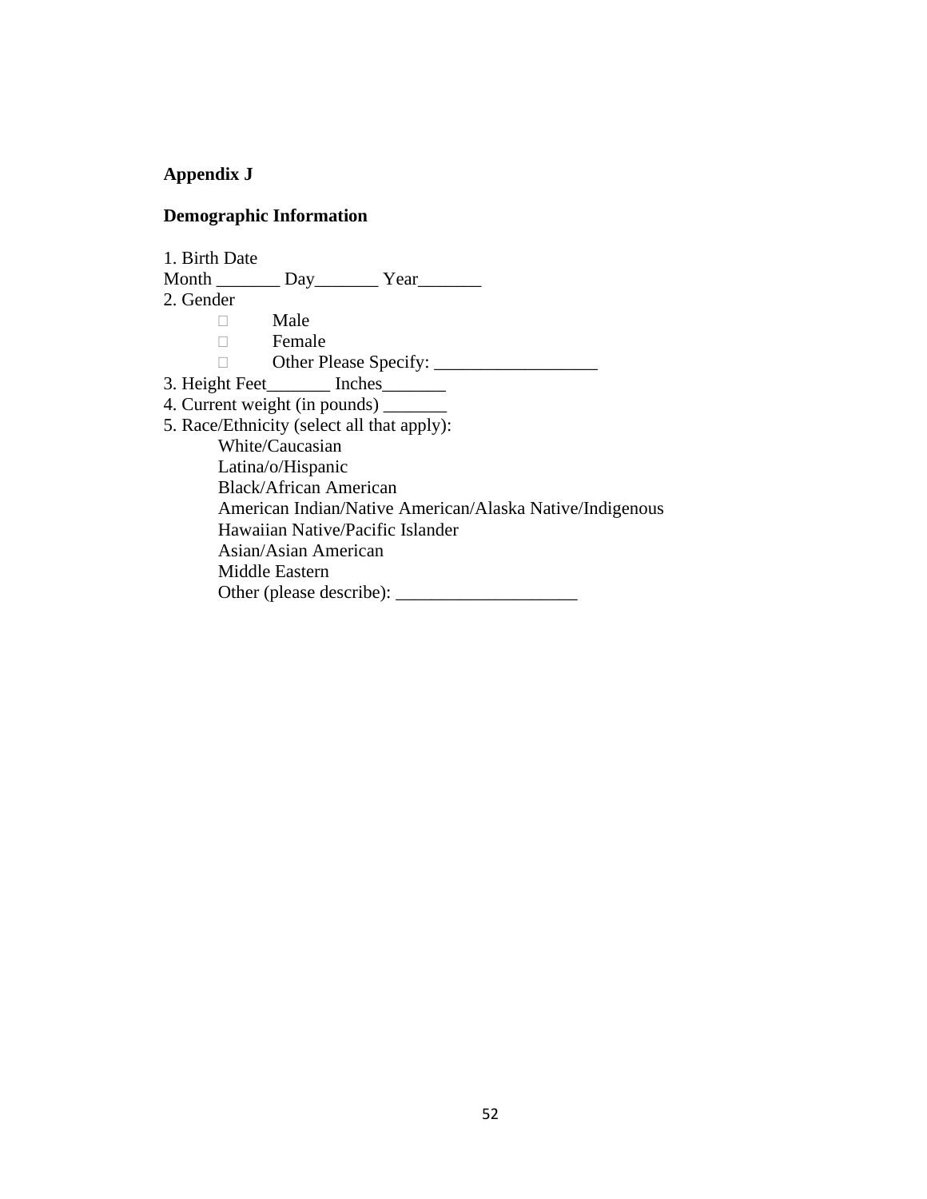**Appendix J**

**Demographic Information**

1. Birth Date

Month _______ Day_______ Year_______

2. Gender
   - ☐ Male
   - ☐ Female
   - ☐ Other Please Specify: __________________

3. Height Feet_______ Inches_______
4. Current weight (in pounds) _______
5. Race/Ethnicity (select all that apply):

   White/Caucasian
   Latina/o/Hispanic
   Black/African American
   American Indian/Native American/Alaska Native/Indigenous
   Hawaiian Native/Pacific Islander
   Asian/Asian American
   Middle Eastern
   Other (please describe): ____________________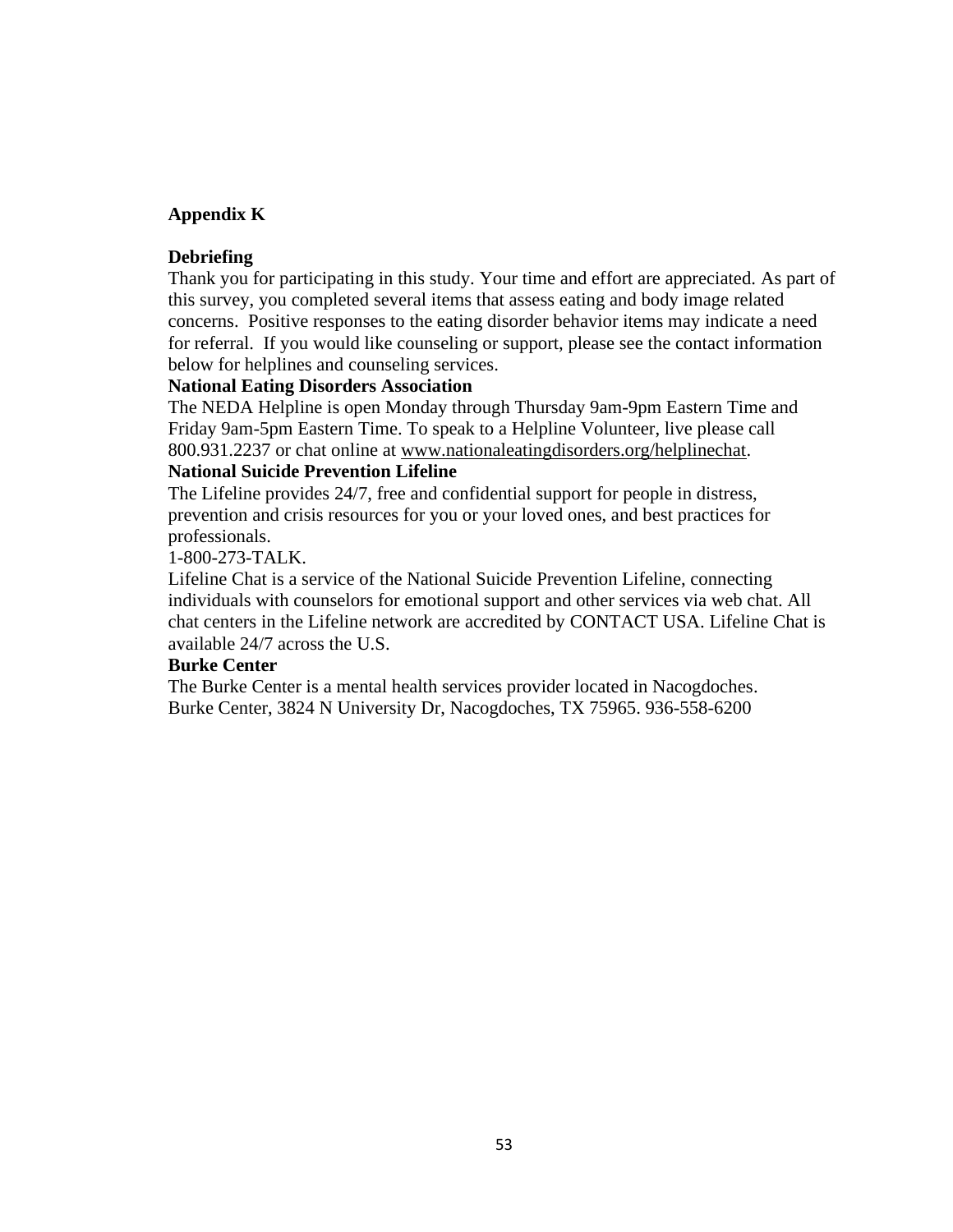## Appendix K

### Debriefing

Thank you for participating in this study. Your time and effort are appreciated. As part of this survey, you completed several items that assess eating and body image related concerns. Positive responses to the eating disorder behavior items may indicate a need for referral. If you would like counseling or support, please see the contact information below for helplines and counseling services.

**National Eating Disorders Association**

The NEDA Helpline is open Monday through Thursday 9am-9pm Eastern Time and Friday 9am-5pm Eastern Time. To speak to a Helpline Volunteer, live please call 800.931.2237 or chat online at www.nationaleatingdisorders.org/helplinechat.

**National Suicide Prevention Lifeline**

The Lifeline provides 24/7, free and confidential support for people in distress, prevention and crisis resources for you or your loved ones, and best practices for professionals.

1-800-273-TALK.

Lifeline Chat is a service of the National Suicide Prevention Lifeline, connecting individuals with counselors for emotional support and other services via web chat. All chat centers in the Lifeline network are accredited by CONTACT USA. Lifeline Chat is available 24/7 across the U.S.

**Burke Center**

The Burke Center is a mental health services provider located in Nacogdoches.
Burke Center, 3824 N University Dr, Nacogdoches, TX 75965. 936-558-6200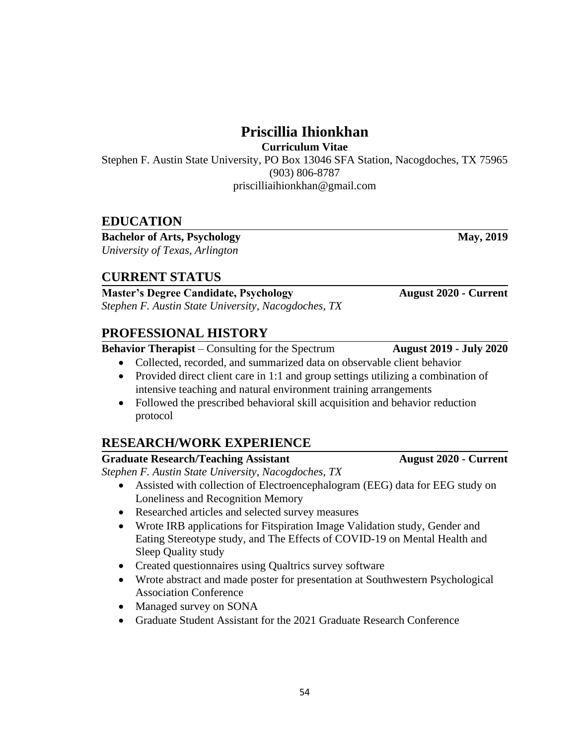# Priscillia Ihionkhan

**Curriculum Vitae**

Stephen F. Austin State University, PO Box 13046 SFA Station, Nacogdoches, TX 75965
(903) 806-8787
priscilliaihionkhan@gmail.com

## EDUCATION

**Bachelor of Arts, Psychology** **May, 2019**
*University of Texas, Arlington*

## CURRENT STATUS

**Master's Degree Candidate, Psychology** **August 2020 - Current**
*Stephen F. Austin State University, Nacogdoches, TX*

## PROFESSIONAL HISTORY

**Behavior Therapist** – Consulting for the Spectrum **August 2019 - July 2020**

- Collected, recorded, and summarized data on observable client behavior
- Provided direct client care in 1:1 and group settings utilizing a combination of intensive teaching and natural environment training arrangements
- Followed the prescribed behavioral skill acquisition and behavior reduction protocol

## RESEARCH/WORK EXPERIENCE

**Graduate Research/Teaching Assistant** **August 2020 - Current**
*Stephen F. Austin State University, Nacogdoches, TX*

- Assisted with collection of Electroencephalogram (EEG) data for EEG study on Loneliness and Recognition Memory
- Researched articles and selected survey measures
- Wrote IRB applications for Fitspiration Image Validation study, Gender and Eating Stereotype study, and The Effects of COVID-19 on Mental Health and Sleep Quality study
- Created questionnaires using Qualtrics survey software
- Wrote abstract and made poster for presentation at Southwestern Psychological Association Conference
- Managed survey on SONA
- Graduate Student Assistant for the 2021 Graduate Research Conference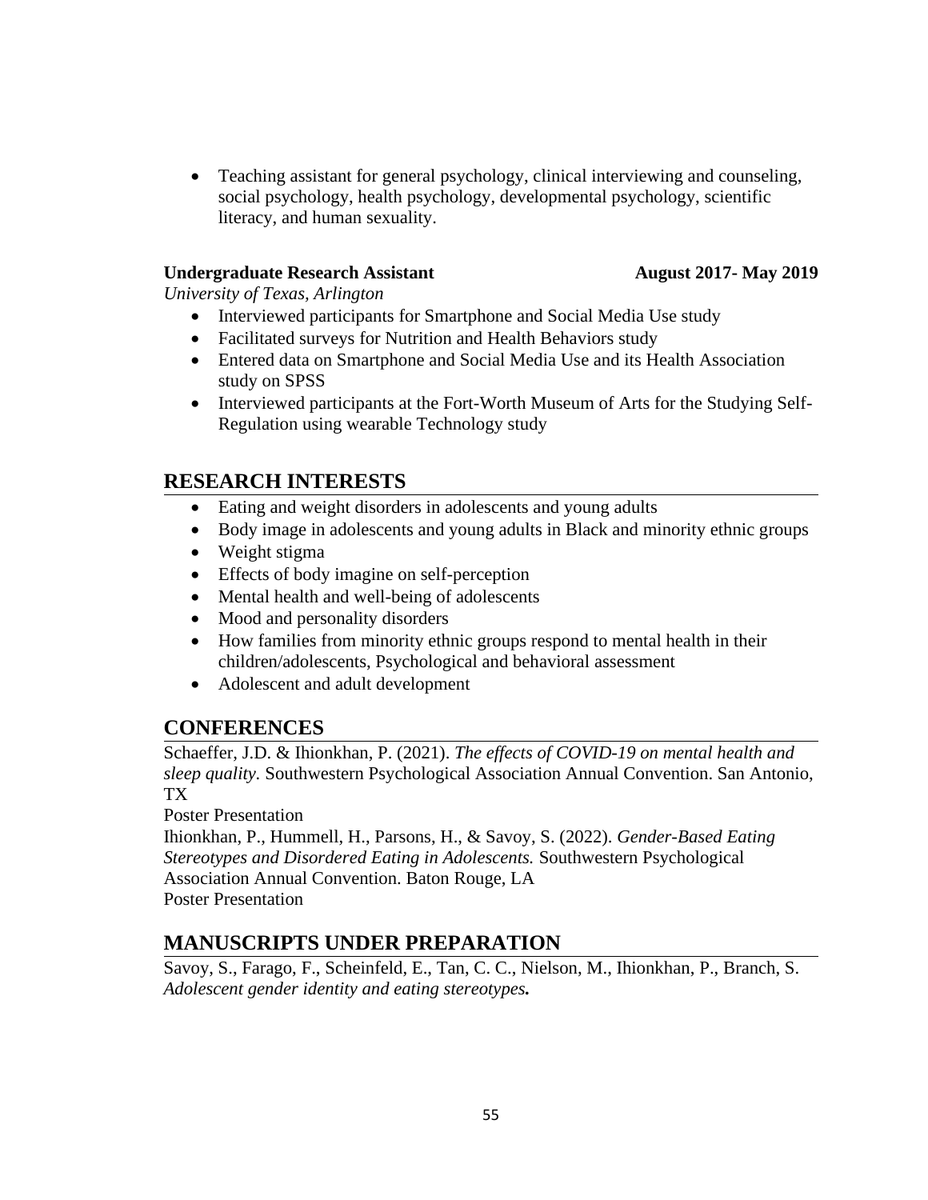- Teaching assistant for general psychology, clinical interviewing and counseling, social psychology, health psychology, developmental psychology, scientific literacy, and human sexuality.

**Undergraduate Research Assistant** **August 2017- May 2019**
*University of Texas, Arlington*

- Interviewed participants for Smartphone and Social Media Use study
- Facilitated surveys for Nutrition and Health Behaviors study
- Entered data on Smartphone and Social Media Use and its Health Association study on SPSS
- Interviewed participants at the Fort-Worth Museum of Arts for the Studying Self-Regulation using wearable Technology study

## RESEARCH INTERESTS

- Eating and weight disorders in adolescents and young adults
- Body image in adolescents and young adults in Black and minority ethnic groups
- Weight stigma
- Effects of body imagine on self-perception
- Mental health and well-being of adolescents
- Mood and personality disorders
- How families from minority ethnic groups respond to mental health in their children/adolescents, Psychological and behavioral assessment
- Adolescent and adult development

## CONFERENCES

Schaeffer, J.D. & Ihionkhan, P. (2021). *The effects of COVID-19 on mental health and sleep quality.* Southwestern Psychological Association Annual Convention. San Antonio, TX
Poster Presentation
Ihionkhan, P., Hummell, H., Parsons, H., & Savoy, S. (2022). *Gender-Based Eating Stereotypes and Disordered Eating in Adolescents.* Southwestern Psychological Association Annual Convention. Baton Rouge, LA
Poster Presentation

## MANUSCRIPTS UNDER PREPARATION

Savoy, S., Farago, F., Scheinfeld, E., Tan, C. C., Nielson, M., Ihionkhan, P., Branch, S. *Adolescent gender identity and eating stereotypes.*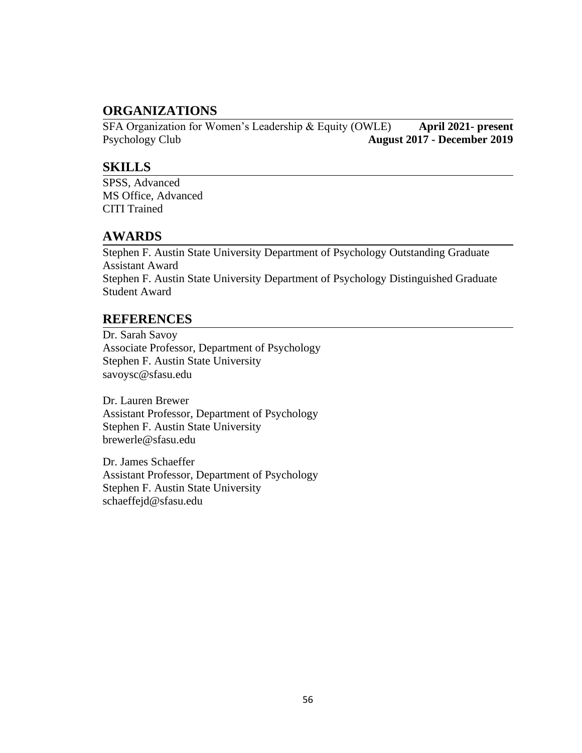## ORGANIZATIONS

SFA Organization for Women's Leadership & Equity (OWLE) **April 2021- present**
Psychology Club **August 2017 - December 2019**

## SKILLS

SPSS, Advanced
MS Office, Advanced
CITI Trained

## AWARDS

Stephen F. Austin State University Department of Psychology Outstanding Graduate Assistant Award
Stephen F. Austin State University Department of Psychology Distinguished Graduate Student Award

## REFERENCES

Dr. Sarah Savoy
Associate Professor, Department of Psychology
Stephen F. Austin State University
savoysc@sfasu.edu

Dr. Lauren Brewer
Assistant Professor, Department of Psychology
Stephen F. Austin State University
brewerle@sfasu.edu

Dr. James Schaeffer
Assistant Professor, Department of Psychology
Stephen F. Austin State University
schaeffejd@sfasu.edu